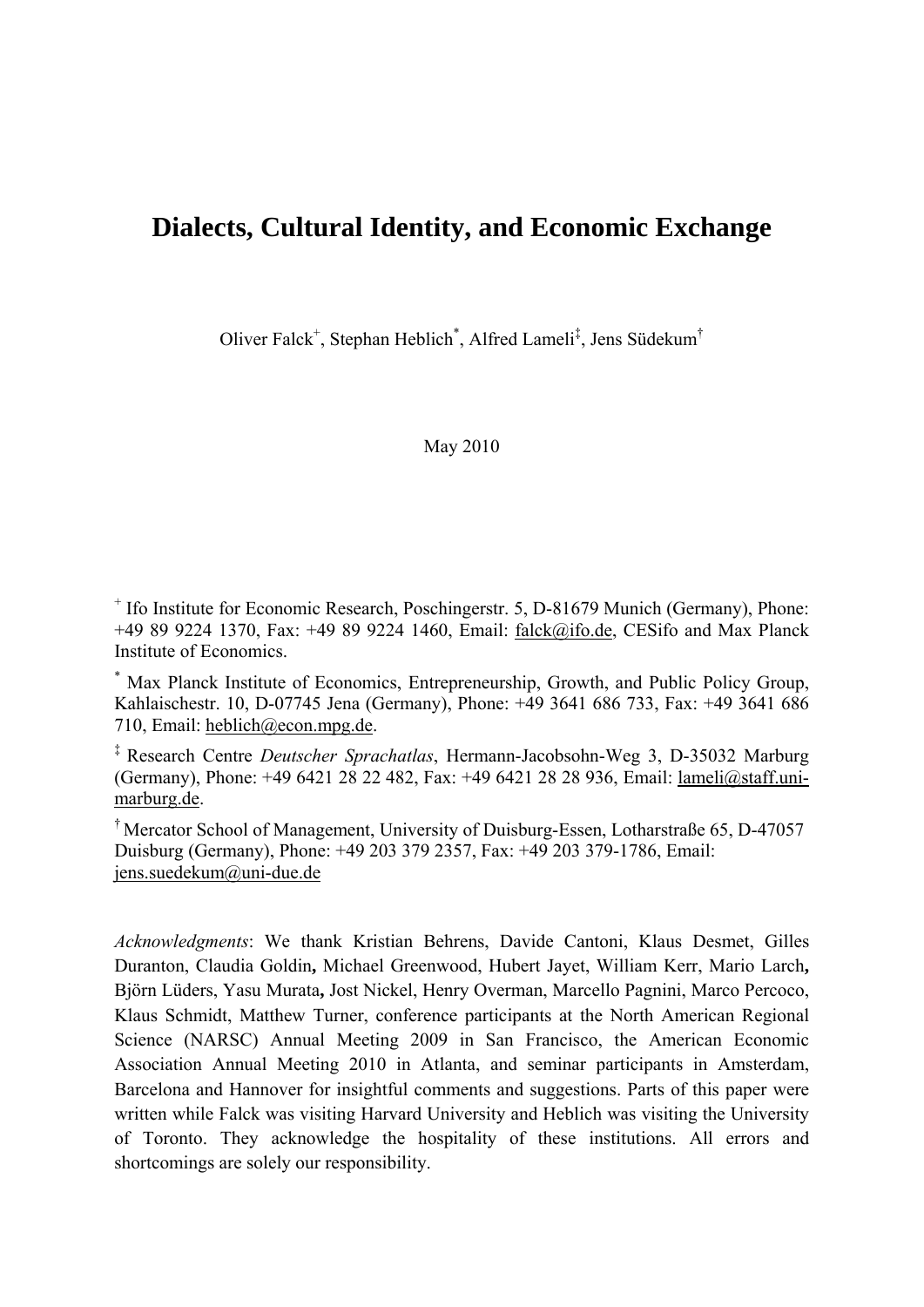# Dialects, Cultural Identity, and Economic Exchange

Oliver Falck[+], Stephan Heblich[*], Alfred Lameli[‡], Jens Südekum[†]

May 2010

[+] Ifo Institute for Economic Research, Poschingerstr. 5, D-81679 Munich (Germany), Phone: +49 89 9224 1370, Fax: +49 89 9224 1460, Email: falck@ifo.de, CESifo and Max Planck Institute of Economics.

[*] Max Planck Institute of Economics, Entrepreneurship, Growth, and Public Policy Group, Kahlaischestr. 10, D-07745 Jena (Germany), Phone: +49 3641 686 733, Fax: +49 3641 686 710, Email: heblich@econ.mpg.de.

[‡] Research Centre *Deutscher Sprachatlas*, Hermann-Jacobsohn-Weg 3, D-35032 Marburg (Germany), Phone: +49 6421 28 22 482, Fax: +49 6421 28 28 936, Email: lameli@staff.uni-marburg.de.

[†] Mercator School of Management, University of Duisburg-Essen, Lotharstraße 65, D-47057 Duisburg (Germany), Phone: +49 203 379 2357, Fax: +49 203 379-1786, Email: jens.suedekum@uni-due.de

*Acknowledgments*: We thank Kristian Behrens, Davide Cantoni, Klaus Desmet, Gilles Duranton, Claudia Goldin**,** Michael Greenwood, Hubert Jayet, William Kerr, Mario Larch**,** Björn Lüders, Yasu Murata**,** Jost Nickel, Henry Overman, Marcello Pagnini, Marco Percoco, Klaus Schmidt, Matthew Turner, conference participants at the North American Regional Science (NARSC) Annual Meeting 2009 in San Francisco, the American Economic Association Annual Meeting 2010 in Atlanta, and seminar participants in Amsterdam, Barcelona and Hannover for insightful comments and suggestions. Parts of this paper were written while Falck was visiting Harvard University and Heblich was visiting the University of Toronto. They acknowledge the hospitality of these institutions. All errors and shortcomings are solely our responsibility.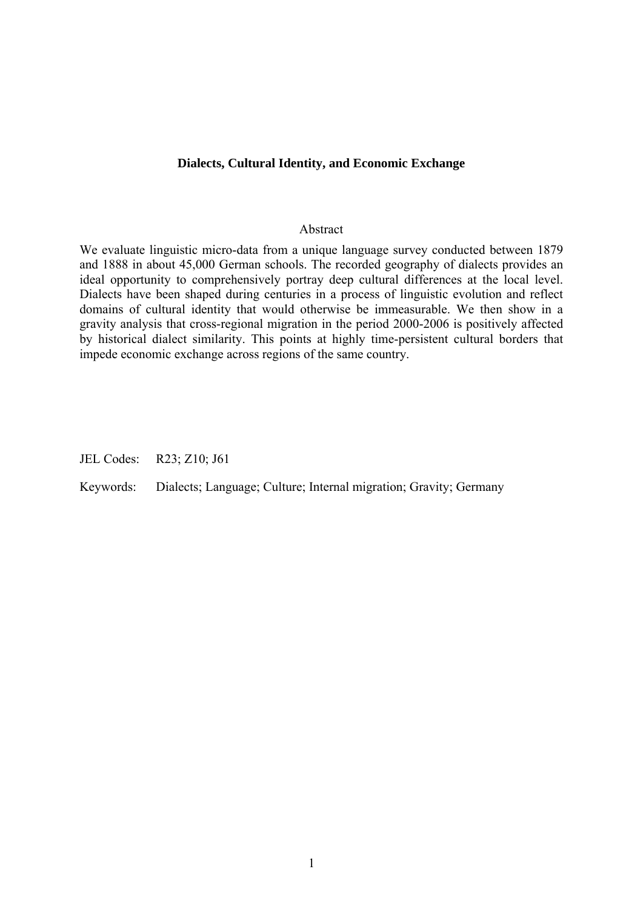**Dialects, Cultural Identity, and Economic Exchange**

Abstract

We evaluate linguistic micro-data from a unique language survey conducted between 1879 and 1888 in about 45,000 German schools. The recorded geography of dialects provides an ideal opportunity to comprehensively portray deep cultural differences at the local level. Dialects have been shaped during centuries in a process of linguistic evolution and reflect domains of cultural identity that would otherwise be immeasurable. We then show in a gravity analysis that cross-regional migration in the period 2000-2006 is positively affected by historical dialect similarity. This points at highly time-persistent cultural borders that impede economic exchange across regions of the same country.

JEL Codes: R23; Z10; J61

Keywords: Dialects; Language; Culture; Internal migration; Gravity; Germany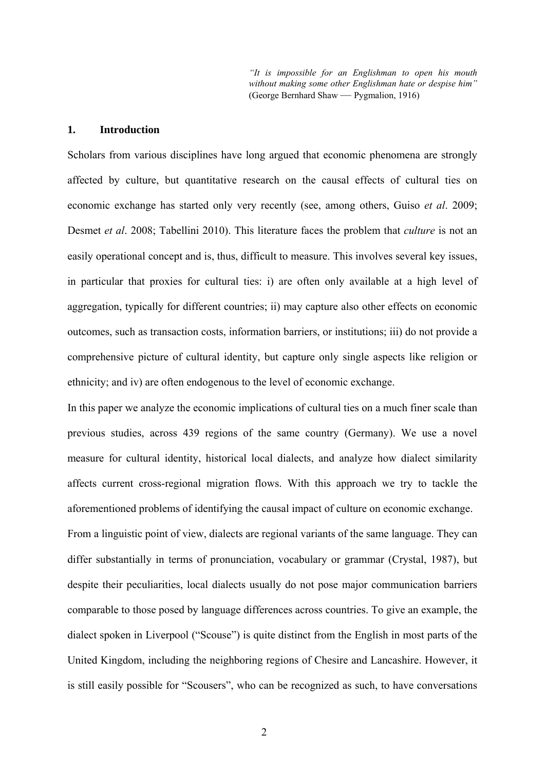*"It is impossible for an Englishman to open his mouth without making some other Englishman hate or despise him"* (George Bernhard Shaw — Pygmalion, 1916)

## 1. Introduction

Scholars from various disciplines have long argued that economic phenomena are strongly affected by culture, but quantitative research on the causal effects of cultural ties on economic exchange has started only very recently (see, among others, Guiso *et al*. 2009; Desmet *et al*. 2008; Tabellini 2010). This literature faces the problem that *culture* is not an easily operational concept and is, thus, difficult to measure. This involves several key issues, in particular that proxies for cultural ties: i) are often only available at a high level of aggregation, typically for different countries; ii) may capture also other effects on economic outcomes, such as transaction costs, information barriers, or institutions; iii) do not provide a comprehensive picture of cultural identity, but capture only single aspects like religion or ethnicity; and iv) are often endogenous to the level of economic exchange.

In this paper we analyze the economic implications of cultural ties on a much finer scale than previous studies, across 439 regions of the same country (Germany). We use a novel measure for cultural identity, historical local dialects, and analyze how dialect similarity affects current cross-regional migration flows. With this approach we try to tackle the aforementioned problems of identifying the causal impact of culture on economic exchange.

From a linguistic point of view, dialects are regional variants of the same language. They can differ substantially in terms of pronunciation, vocabulary or grammar (Crystal, 1987), but despite their peculiarities, local dialects usually do not pose major communication barriers comparable to those posed by language differences across countries. To give an example, the dialect spoken in Liverpool ("Scouse") is quite distinct from the English in most parts of the United Kingdom, including the neighboring regions of Chesire and Lancashire. However, it is still easily possible for "Scousers", who can be recognized as such, to have conversations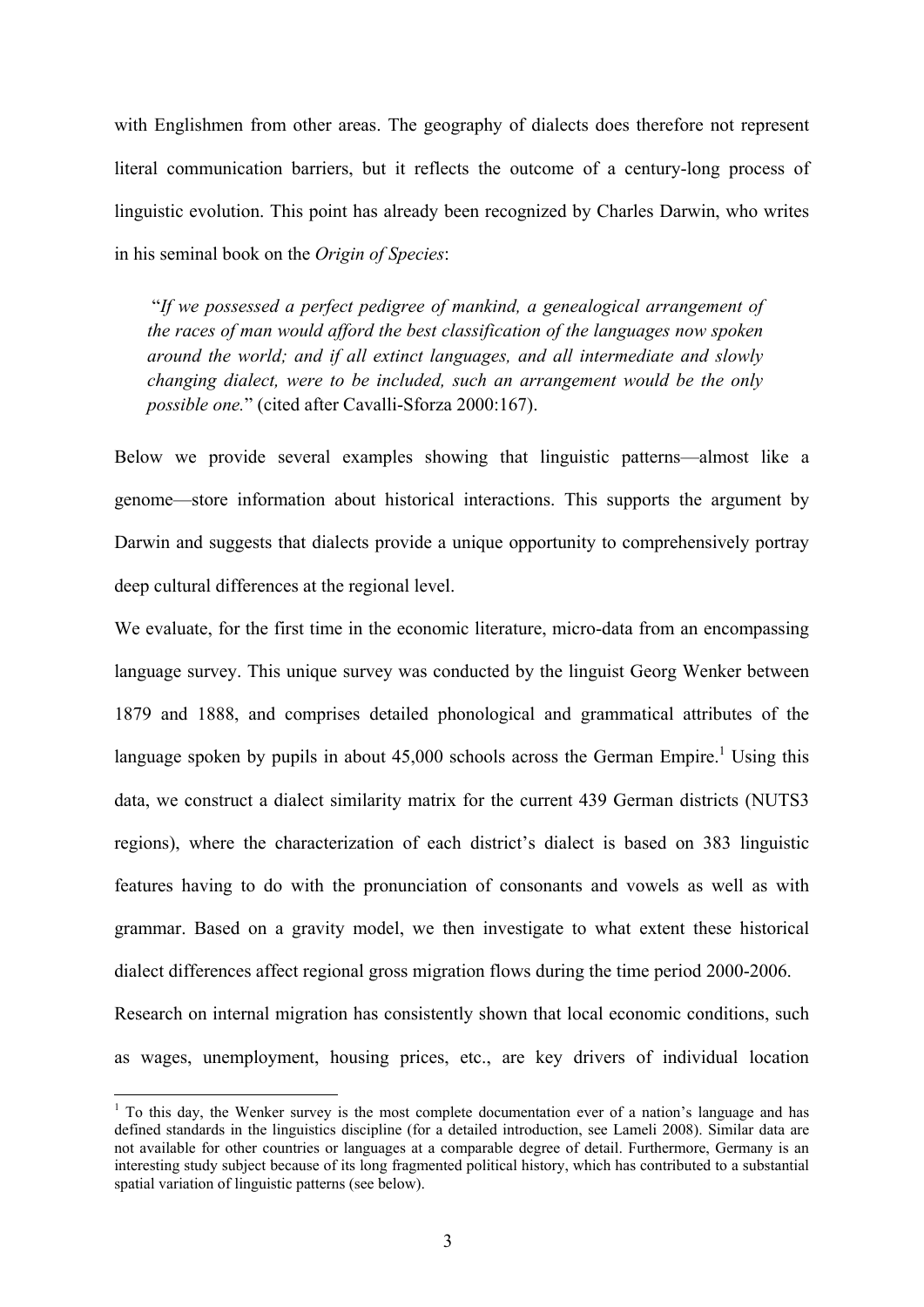with Englishmen from other areas. The geography of dialects does therefore not represent literal communication barriers, but it reflects the outcome of a century-long process of linguistic evolution. This point has already been recognized by Charles Darwin, who writes in his seminal book on the *Origin of Species*:

> "*If we possessed a perfect pedigree of mankind, a genealogical arrangement of the races of man would afford the best classification of the languages now spoken around the world; and if all extinct languages, and all intermediate and slowly changing dialect, were to be included, such an arrangement would be the only possible one.*" (cited after Cavalli-Sforza 2000:167).

Below we provide several examples showing that linguistic patterns—almost like a genome—store information about historical interactions. This supports the argument by Darwin and suggests that dialects provide a unique opportunity to comprehensively portray deep cultural differences at the regional level.

We evaluate, for the first time in the economic literature, micro-data from an encompassing language survey. This unique survey was conducted by the linguist Georg Wenker between 1879 and 1888, and comprises detailed phonological and grammatical attributes of the language spoken by pupils in about 45,000 schools across the German Empire.[1] Using this data, we construct a dialect similarity matrix for the current 439 German districts (NUTS3 regions), where the characterization of each district's dialect is based on 383 linguistic features having to do with the pronunciation of consonants and vowels as well as with grammar. Based on a gravity model, we then investigate to what extent these historical dialect differences affect regional gross migration flows during the time period 2000-2006.

Research on internal migration has consistently shown that local economic conditions, such as wages, unemployment, housing prices, etc., are key drivers of individual location

[1] To this day, the Wenker survey is the most complete documentation ever of a nation's language and has defined standards in the linguistics discipline (for a detailed introduction, see Lameli 2008). Similar data are not available for other countries or languages at a comparable degree of detail. Furthermore, Germany is an interesting study subject because of its long fragmented political history, which has contributed to a substantial spatial variation of linguistic patterns (see below).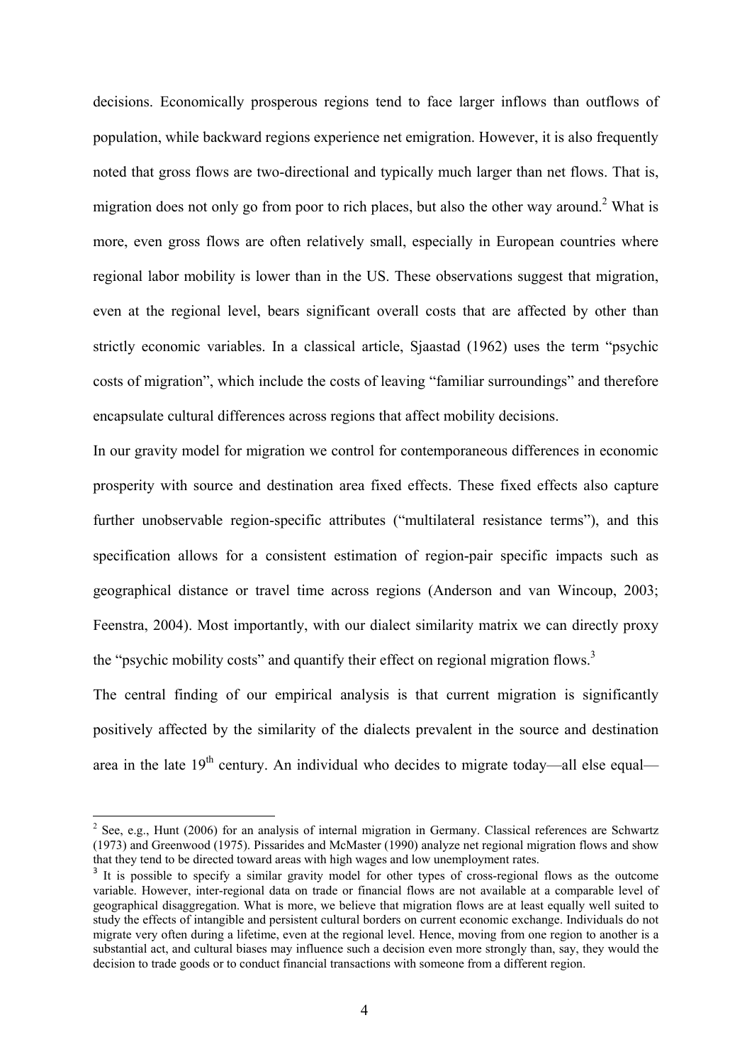decisions. Economically prosperous regions tend to face larger inflows than outflows of population, while backward regions experience net emigration. However, it is also frequently noted that gross flows are two-directional and typically much larger than net flows. That is, migration does not only go from poor to rich places, but also the other way around.[2] What is more, even gross flows are often relatively small, especially in European countries where regional labor mobility is lower than in the US. These observations suggest that migration, even at the regional level, bears significant overall costs that are affected by other than strictly economic variables. In a classical article, Sjaastad (1962) uses the term "psychic costs of migration", which include the costs of leaving "familiar surroundings" and therefore encapsulate cultural differences across regions that affect mobility decisions.

In our gravity model for migration we control for contemporaneous differences in economic prosperity with source and destination area fixed effects. These fixed effects also capture further unobservable region-specific attributes ("multilateral resistance terms"), and this specification allows for a consistent estimation of region-pair specific impacts such as geographical distance or travel time across regions (Anderson and van Wincoup, 2003; Feenstra, 2004). Most importantly, with our dialect similarity matrix we can directly proxy the "psychic mobility costs" and quantify their effect on regional migration flows.[3]

The central finding of our empirical analysis is that current migration is significantly positively affected by the similarity of the dialects prevalent in the source and destination area in the late 19th century. An individual who decides to migrate today—all else equal—

---

[2] See, e.g., Hunt (2006) for an analysis of internal migration in Germany. Classical references are Schwartz (1973) and Greenwood (1975). Pissarides and McMaster (1990) analyze net regional migration flows and show that they tend to be directed toward areas with high wages and low unemployment rates.

[3] It is possible to specify a similar gravity model for other types of cross-regional flows as the outcome variable. However, inter-regional data on trade or financial flows are not available at a comparable level of geographical disaggregation. What is more, we believe that migration flows are at least equally well suited to study the effects of intangible and persistent cultural borders on current economic exchange. Individuals do not migrate very often during a lifetime, even at the regional level. Hence, moving from one region to another is a substantial act, and cultural biases may influence such a decision even more strongly than, say, they would the decision to trade goods or to conduct financial transactions with someone from a different region.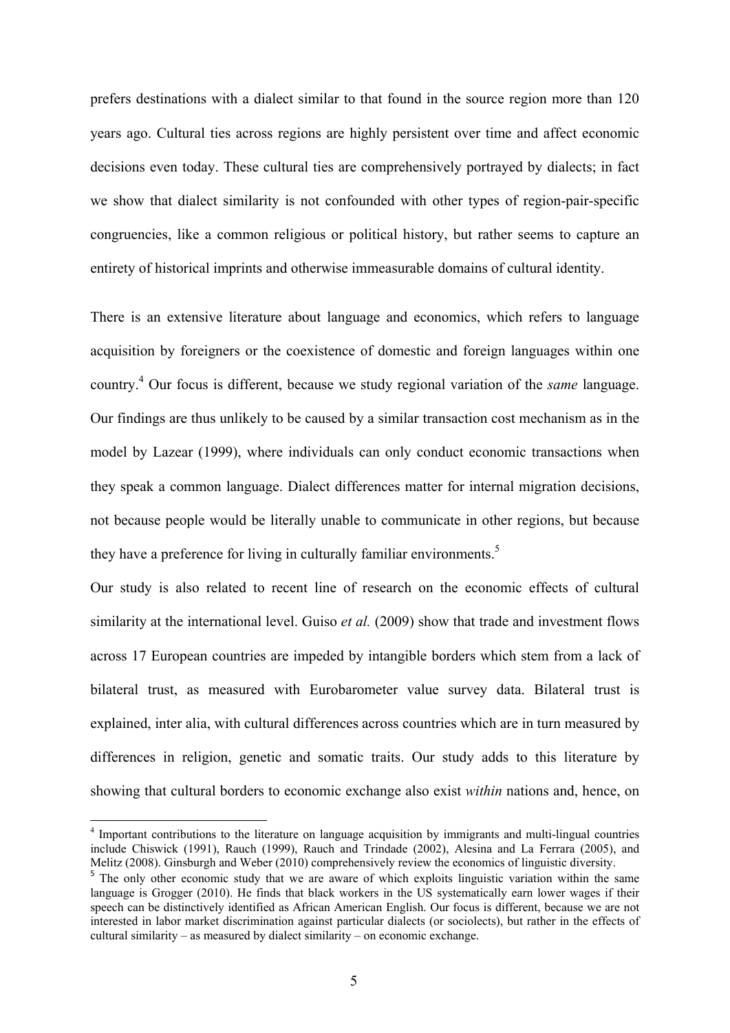prefers destinations with a dialect similar to that found in the source region more than 120 years ago. Cultural ties across regions are highly persistent over time and affect economic decisions even today. These cultural ties are comprehensively portrayed by dialects; in fact we show that dialect similarity is not confounded with other types of region-pair-specific congruencies, like a common religious or political history, but rather seems to capture an entirety of historical imprints and otherwise immeasurable domains of cultural identity.

There is an extensive literature about language and economics, which refers to language acquisition by foreigners or the coexistence of domestic and foreign languages within one country.[4] Our focus is different, because we study regional variation of the *same* language. Our findings are thus unlikely to be caused by a similar transaction cost mechanism as in the model by Lazear (1999), where individuals can only conduct economic transactions when they speak a common language. Dialect differences matter for internal migration decisions, not because people would be literally unable to communicate in other regions, but because they have a preference for living in culturally familiar environments.[5]

Our study is also related to recent line of research on the economic effects of cultural similarity at the international level. Guiso *et al.* (2009) show that trade and investment flows across 17 European countries are impeded by intangible borders which stem from a lack of bilateral trust, as measured with Eurobarometer value survey data. Bilateral trust is explained, inter alia, with cultural differences across countries which are in turn measured by differences in religion, genetic and somatic traits. Our study adds to this literature by showing that cultural borders to economic exchange also exist *within* nations and, hence, on

[4] Important contributions to the literature on language acquisition by immigrants and multi-lingual countries include Chiswick (1991), Rauch (1999), Rauch and Trindade (2002), Alesina and La Ferrara (2005), and Melitz (2008). Ginsburgh and Weber (2010) comprehensively review the economics of linguistic diversity.

[5] The only other economic study that we are aware of which exploits linguistic variation within the same language is Grogger (2010). He finds that black workers in the US systematically earn lower wages if their speech can be distinctively identified as African American English. Our focus is different, because we are not interested in labor market discrimination against particular dialects (or sociolects), but rather in the effects of cultural similarity – as measured by dialect similarity – on economic exchange.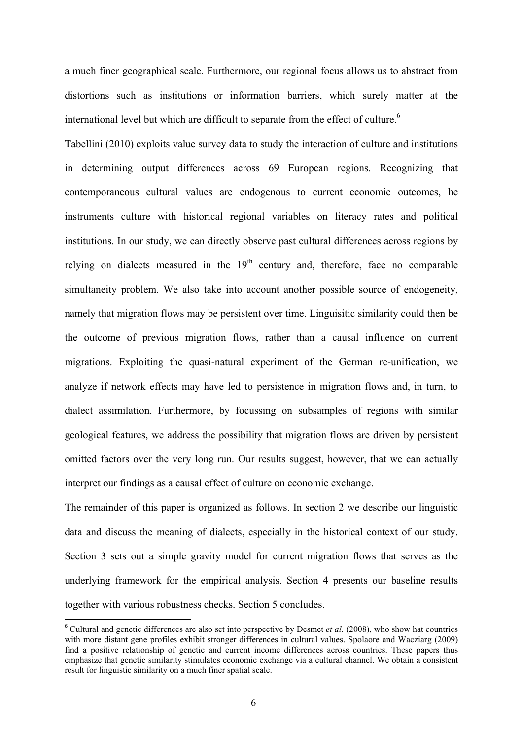a much finer geographical scale. Furthermore, our regional focus allows us to abstract from distortions such as institutions or information barriers, which surely matter at the international level but which are difficult to separate from the effect of culture.[6]

Tabellini (2010) exploits value survey data to study the interaction of culture and institutions in determining output differences across 69 European regions. Recognizing that contemporaneous cultural values are endogenous to current economic outcomes, he instruments culture with historical regional variables on literacy rates and political institutions. In our study, we can directly observe past cultural differences across regions by relying on dialects measured in the 19th century and, therefore, face no comparable simultaneity problem. We also take into account another possible source of endogeneity, namely that migration flows may be persistent over time. Linguisitic similarity could then be the outcome of previous migration flows, rather than a causal influence on current migrations. Exploiting the quasi-natural experiment of the German re-unification, we analyze if network effects may have led to persistence in migration flows and, in turn, to dialect assimilation. Furthermore, by focussing on subsamples of regions with similar geological features, we address the possibility that migration flows are driven by persistent omitted factors over the very long run. Our results suggest, however, that we can actually interpret our findings as a causal effect of culture on economic exchange.

The remainder of this paper is organized as follows. In section 2 we describe our linguistic data and discuss the meaning of dialects, especially in the historical context of our study. Section 3 sets out a simple gravity model for current migration flows that serves as the underlying framework for the empirical analysis. Section 4 presents our baseline results together with various robustness checks. Section 5 concludes.

[6] Cultural and genetic differences are also set into perspective by Desmet *et al.* (2008), who show hat countries with more distant gene profiles exhibit stronger differences in cultural values. Spolaore and Wacziarg (2009) find a positive relationship of genetic and current income differences across countries. These papers thus emphasize that genetic similarity stimulates economic exchange via a cultural channel. We obtain a consistent result for linguistic similarity on a much finer spatial scale.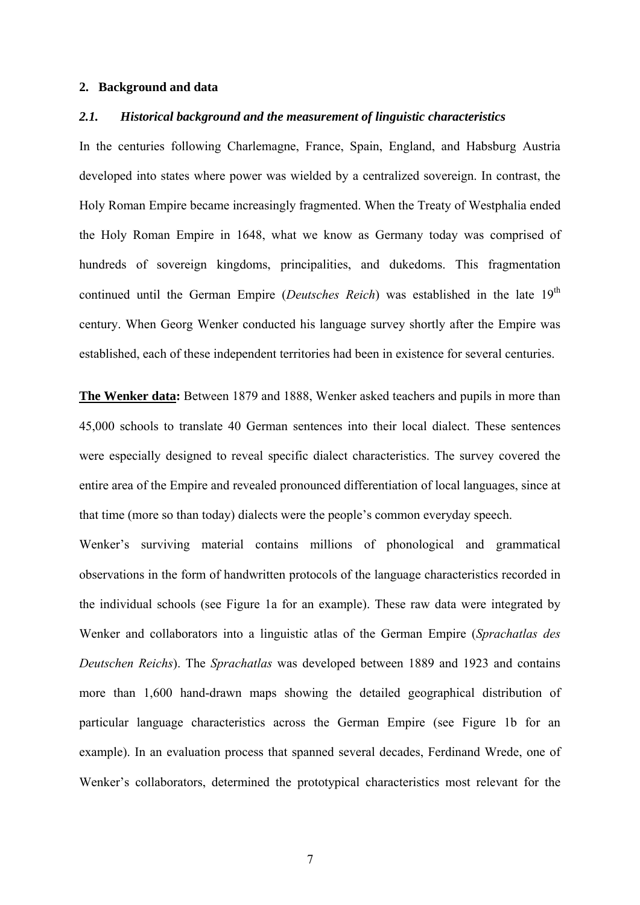## 2. Background and data

### *2.1. Historical background and the measurement of linguistic characteristics*

In the centuries following Charlemagne, France, Spain, England, and Habsburg Austria developed into states where power was wielded by a centralized sovereign. In contrast, the Holy Roman Empire became increasingly fragmented. When the Treaty of Westphalia ended the Holy Roman Empire in 1648, what we know as Germany today was comprised of hundreds of sovereign kingdoms, principalities, and dukedoms. This fragmentation continued until the German Empire (*Deutsches Reich*) was established in the late 19th century. When Georg Wenker conducted his language survey shortly after the Empire was established, each of these independent territories had been in existence for several centuries.

**The Wenker data:** Between 1879 and 1888, Wenker asked teachers and pupils in more than 45,000 schools to translate 40 German sentences into their local dialect. These sentences were especially designed to reveal specific dialect characteristics. The survey covered the entire area of the Empire and revealed pronounced differentiation of local languages, since at that time (more so than today) dialects were the people's common everyday speech.

Wenker's surviving material contains millions of phonological and grammatical observations in the form of handwritten protocols of the language characteristics recorded in the individual schools (see Figure 1a for an example). These raw data were integrated by Wenker and collaborators into a linguistic atlas of the German Empire (*Sprachatlas des Deutschen Reichs*). The *Sprachatlas* was developed between 1889 and 1923 and contains more than 1,600 hand-drawn maps showing the detailed geographical distribution of particular language characteristics across the German Empire (see Figure 1b for an example). In an evaluation process that spanned several decades, Ferdinand Wrede, one of Wenker's collaborators, determined the prototypical characteristics most relevant for the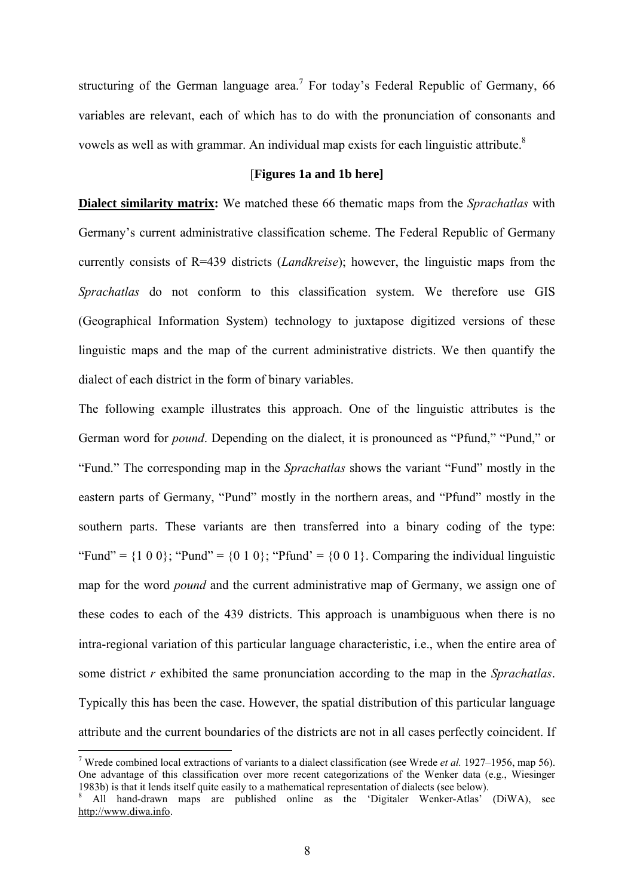structuring of the German language area.[7] For today's Federal Republic of Germany, 66 variables are relevant, each of which has to do with the pronunciation of consonants and vowels as well as with grammar. An individual map exists for each linguistic attribute.[8]

[**Figures 1a and 1b here]**

**Dialect similarity matrix:** We matched these 66 thematic maps from the *Sprachatlas* with Germany's current administrative classification scheme. The Federal Republic of Germany currently consists of R=439 districts (*Landkreise*); however, the linguistic maps from the *Sprachatlas* do not conform to this classification system. We therefore use GIS (Geographical Information System) technology to juxtapose digitized versions of these linguistic maps and the map of the current administrative districts. We then quantify the dialect of each district in the form of binary variables.

The following example illustrates this approach. One of the linguistic attributes is the German word for *pound*. Depending on the dialect, it is pronounced as "Pfund," "Pund," or "Fund." The corresponding map in the *Sprachatlas* shows the variant "Fund" mostly in the eastern parts of Germany, "Pund" mostly in the northern areas, and "Pfund" mostly in the southern parts. These variants are then transferred into a binary coding of the type: "Fund" = {1 0 0}; "Pund" = {0 1 0}; "Pfund' = {0 0 1}. Comparing the individual linguistic map for the word *pound* and the current administrative map of Germany, we assign one of these codes to each of the 439 districts. This approach is unambiguous when there is no intra-regional variation of this particular language characteristic, i.e., when the entire area of some district *r* exhibited the same pronunciation according to the map in the *Sprachatlas*. Typically this has been the case. However, the spatial distribution of this particular language attribute and the current boundaries of the districts are not in all cases perfectly coincident. If

---

[7] Wrede combined local extractions of variants to a dialect classification (see Wrede *et al.* 1927–1956, map 56). One advantage of this classification over more recent categorizations of the Wenker data (e.g., Wiesinger 1983b) is that it lends itself quite easily to a mathematical representation of dialects (see below).

[8] All hand-drawn maps are published online as the 'Digitaler Wenker-Atlas' (DiWA), see http://www.diwa.info.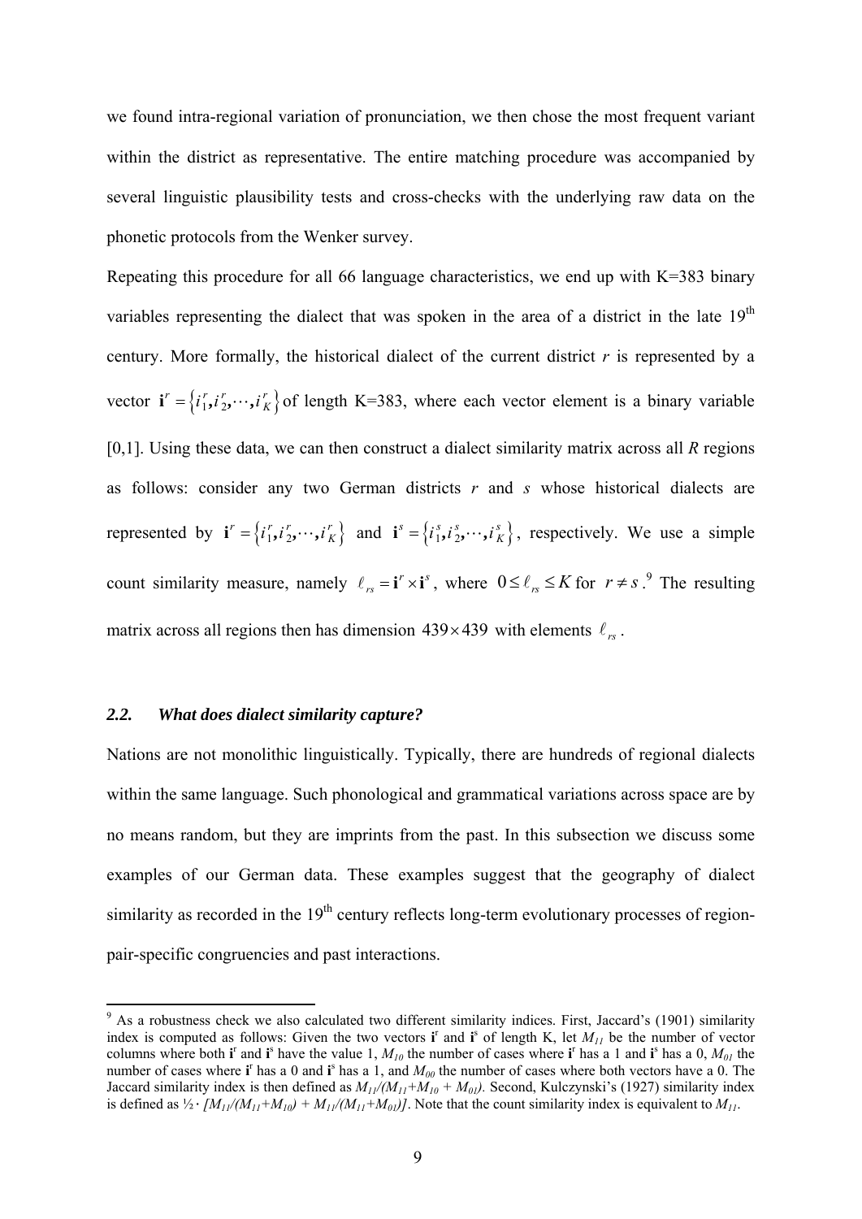we found intra-regional variation of pronunciation, we then chose the most frequent variant within the district as representative. The entire matching procedure was accompanied by several linguistic plausibility tests and cross-checks with the underlying raw data on the phonetic protocols from the Wenker survey.

Repeating this procedure for all 66 language characteristics, we end up with K=383 binary variables representing the dialect that was spoken in the area of a district in the late 19th century. More formally, the historical dialect of the current district $r$ is represented by a vector $\mathbf{i}^r = \{i_1^r, i_2^r, \cdots, i_K^r\}$ of length K=383, where each vector element is a binary variable [0,1]. Using these data, we can then construct a dialect similarity matrix across all $R$ regions as follows: consider any two German districts $r$ and $s$ whose historical dialects are represented by $\mathbf{i}^r = \{i_1^r, i_2^r, \cdots, i_K^r\}$ and $\mathbf{i}^s = \{i_1^s, i_2^s, \cdots, i_K^s\}$, respectively. We use a simple count similarity measure, namely $\ell_{rs} = \mathbf{i}^r \times \mathbf{i}^s$, where $0 \leq \ell_{rs} \leq K$ for $r \neq s$.[9] The resulting matrix across all regions then has dimension $439 \times 439$ with elements $\ell_{rs}$.

### *2.2. What does dialect similarity capture?*

Nations are not monolithic linguistically. Typically, there are hundreds of regional dialects within the same language. Such phonological and grammatical variations across space are by no means random, but they are imprints from the past. In this subsection we discuss some examples of our German data. These examples suggest that the geography of dialect similarity as recorded in the 19th century reflects long-term evolutionary processes of region-pair-specific congruencies and past interactions.

---

[9] As a robustness check we also calculated two different similarity indices. First, Jaccard's (1901) similarity index is computed as follows: Given the two vectors $\mathbf{i}^r$ and $\mathbf{i}^s$ of length K, let $M_{11}$ be the number of vector columns where both $\mathbf{i}^r$ and $\mathbf{i}^s$ have the value 1, $M_{10}$ the number of cases where $\mathbf{i}^r$ has a 1 and $\mathbf{i}^s$ has a 0, $M_{01}$ the number of cases where $\mathbf{i}^r$ has a 0 and $\mathbf{i}^s$ has a 1, and $M_{00}$ the number of cases where both vectors have a 0. The Jaccard similarity index is then defined as $M_{11}/(M_{11}+M_{10} + M_{01})$. Second, Kulczynski's (1927) similarity index is defined as $\frac{1}{2} \cdot [M_{11}/(M_{11}+M_{10}) + M_{11}/(M_{11}+M_{01})]$. Note that the count similarity index is equivalent to $M_{11}$.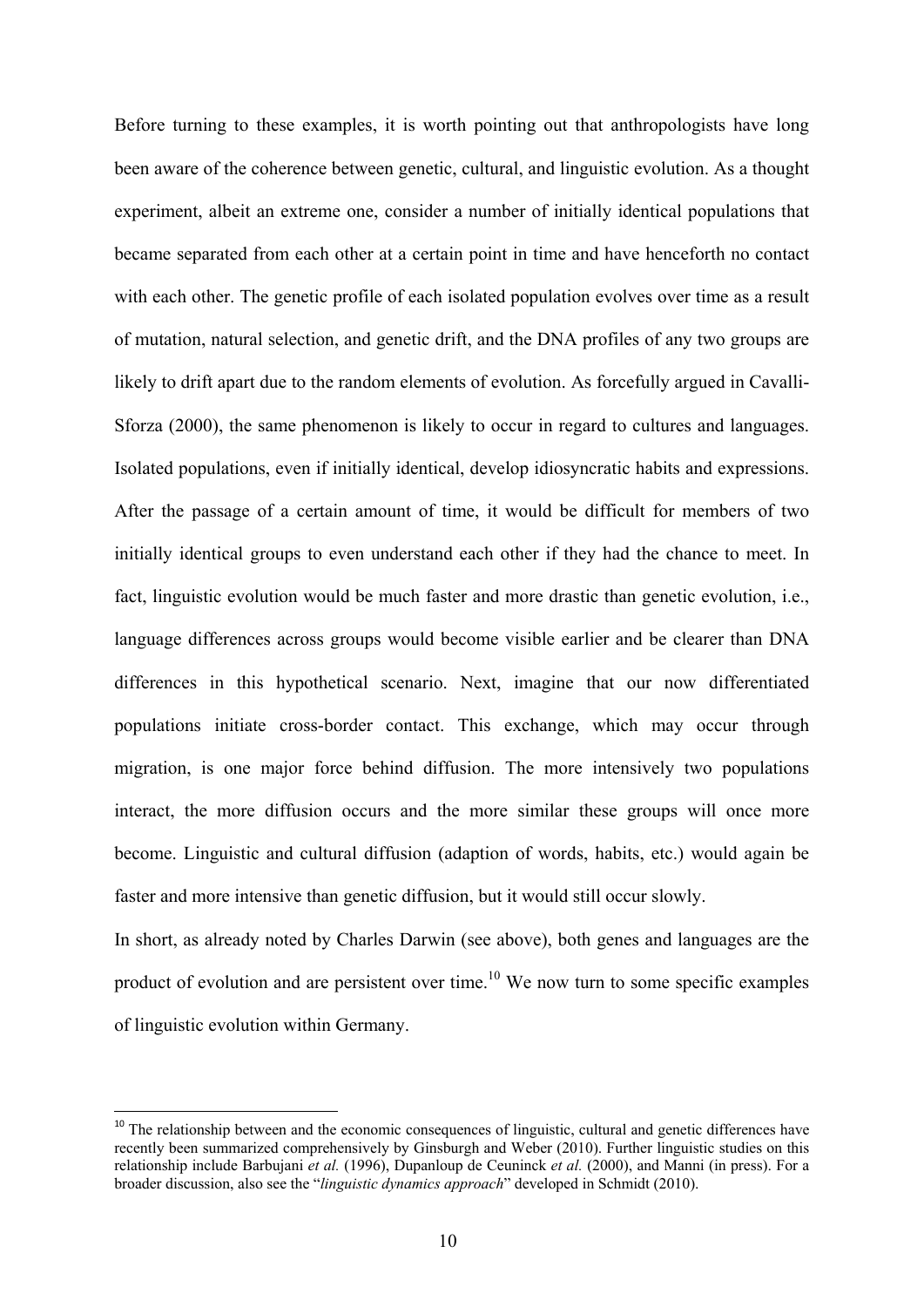Before turning to these examples, it is worth pointing out that anthropologists have long been aware of the coherence between genetic, cultural, and linguistic evolution. As a thought experiment, albeit an extreme one, consider a number of initially identical populations that became separated from each other at a certain point in time and have henceforth no contact with each other. The genetic profile of each isolated population evolves over time as a result of mutation, natural selection, and genetic drift, and the DNA profiles of any two groups are likely to drift apart due to the random elements of evolution. As forcefully argued in Cavalli-Sforza (2000), the same phenomenon is likely to occur in regard to cultures and languages. Isolated populations, even if initially identical, develop idiosyncratic habits and expressions. After the passage of a certain amount of time, it would be difficult for members of two initially identical groups to even understand each other if they had the chance to meet. In fact, linguistic evolution would be much faster and more drastic than genetic evolution, i.e., language differences across groups would become visible earlier and be clearer than DNA differences in this hypothetical scenario. Next, imagine that our now differentiated populations initiate cross-border contact. This exchange, which may occur through migration, is one major force behind diffusion. The more intensively two populations interact, the more diffusion occurs and the more similar these groups will once more become. Linguistic and cultural diffusion (adaption of words, habits, etc.) would again be faster and more intensive than genetic diffusion, but it would still occur slowly.

In short, as already noted by Charles Darwin (see above), both genes and languages are the product of evolution and are persistent over time.[10] We now turn to some specific examples of linguistic evolution within Germany.

[10] The relationship between and the economic consequences of linguistic, cultural and genetic differences have recently been summarized comprehensively by Ginsburgh and Weber (2010). Further linguistic studies on this relationship include Barbujani *et al.* (1996), Dupanloup de Ceuninck *et al.* (2000), and Manni (in press). For a broader discussion, also see the "*linguistic dynamics approach*" developed in Schmidt (2010).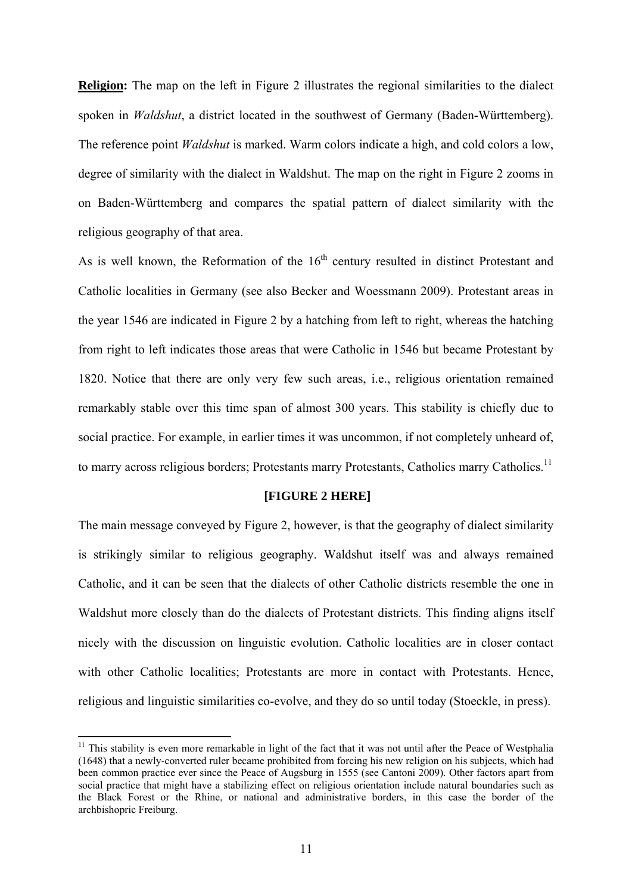**Religion:** The map on the left in Figure 2 illustrates the regional similarities to the dialect spoken in *Waldshut*, a district located in the southwest of Germany (Baden-Württemberg). The reference point *Waldshut* is marked. Warm colors indicate a high, and cold colors a low, degree of similarity with the dialect in Waldshut. The map on the right in Figure 2 zooms in on Baden-Württemberg and compares the spatial pattern of dialect similarity with the religious geography of that area.

As is well known, the Reformation of the 16th century resulted in distinct Protestant and Catholic localities in Germany (see also Becker and Woessmann 2009). Protestant areas in the year 1546 are indicated in Figure 2 by a hatching from left to right, whereas the hatching from right to left indicates those areas that were Catholic in 1546 but became Protestant by 1820. Notice that there are only very few such areas, i.e., religious orientation remained remarkably stable over this time span of almost 300 years. This stability is chiefly due to social practice. For example, in earlier times it was uncommon, if not completely unheard of, to marry across religious borders; Protestants marry Protestants, Catholics marry Catholics.[11]

**[FIGURE 2 HERE]**

The main message conveyed by Figure 2, however, is that the geography of dialect similarity is strikingly similar to religious geography. Waldshut itself was and always remained Catholic, and it can be seen that the dialects of other Catholic districts resemble the one in Waldshut more closely than do the dialects of Protestant districts. This finding aligns itself nicely with the discussion on linguistic evolution. Catholic localities are in closer contact with other Catholic localities; Protestants are more in contact with Protestants. Hence, religious and linguistic similarities co-evolve, and they do so until today (Stoeckle, in press).

[11] This stability is even more remarkable in light of the fact that it was not until after the Peace of Westphalia (1648) that a newly-converted ruler became prohibited from forcing his new religion on his subjects, which had been common practice ever since the Peace of Augsburg in 1555 (see Cantoni 2009). Other factors apart from social practice that might have a stabilizing effect on religious orientation include natural boundaries such as the Black Forest or the Rhine, or national and administrative borders, in this case the border of the archbishopric Freiburg.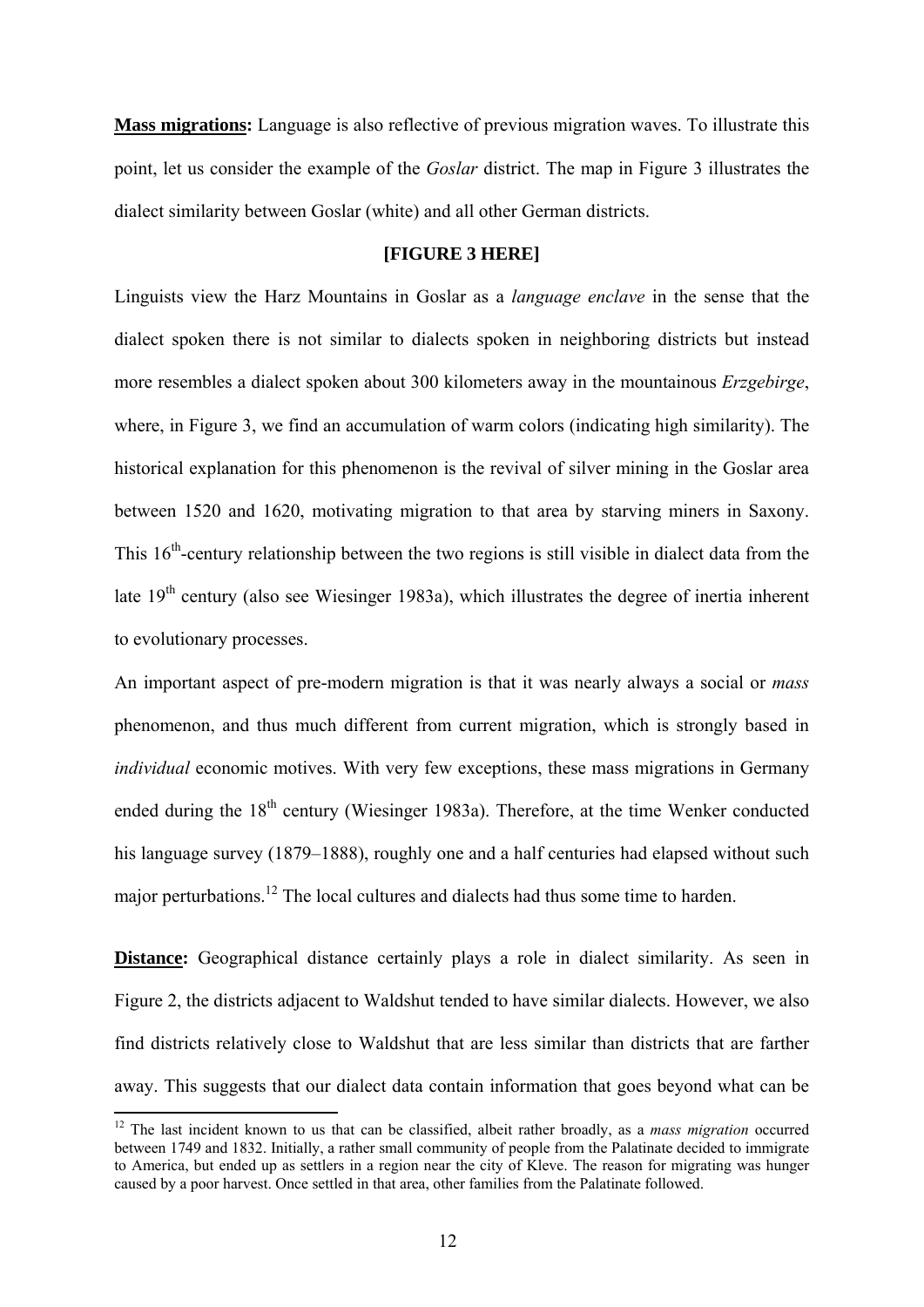**Mass migrations:** Language is also reflective of previous migration waves. To illustrate this point, let us consider the example of the *Goslar* district. The map in Figure 3 illustrates the dialect similarity between Goslar (white) and all other German districts.

**[FIGURE 3 HERE]**

Linguists view the Harz Mountains in Goslar as a *language enclave* in the sense that the dialect spoken there is not similar to dialects spoken in neighboring districts but instead more resembles a dialect spoken about 300 kilometers away in the mountainous *Erzgebirge*, where, in Figure 3, we find an accumulation of warm colors (indicating high similarity). The historical explanation for this phenomenon is the revival of silver mining in the Goslar area between 1520 and 1620, motivating migration to that area by starving miners in Saxony. This 16th-century relationship between the two regions is still visible in dialect data from the late 19th century (also see Wiesinger 1983a), which illustrates the degree of inertia inherent to evolutionary processes.

An important aspect of pre-modern migration is that it was nearly always a social or *mass* phenomenon, and thus much different from current migration, which is strongly based in *individual* economic motives. With very few exceptions, these mass migrations in Germany ended during the 18th century (Wiesinger 1983a). Therefore, at the time Wenker conducted his language survey (1879–1888), roughly one and a half centuries had elapsed without such major perturbations.[12] The local cultures and dialects had thus some time to harden.

**Distance:** Geographical distance certainly plays a role in dialect similarity. As seen in Figure 2, the districts adjacent to Waldshut tended to have similar dialects. However, we also find districts relatively close to Waldshut that are less similar than districts that are farther away. This suggests that our dialect data contain information that goes beyond what can be

[12] The last incident known to us that can be classified, albeit rather broadly, as a *mass migration* occurred between 1749 and 1832. Initially, a rather small community of people from the Palatinate decided to immigrate to America, but ended up as settlers in a region near the city of Kleve. The reason for migrating was hunger caused by a poor harvest. Once settled in that area, other families from the Palatinate followed.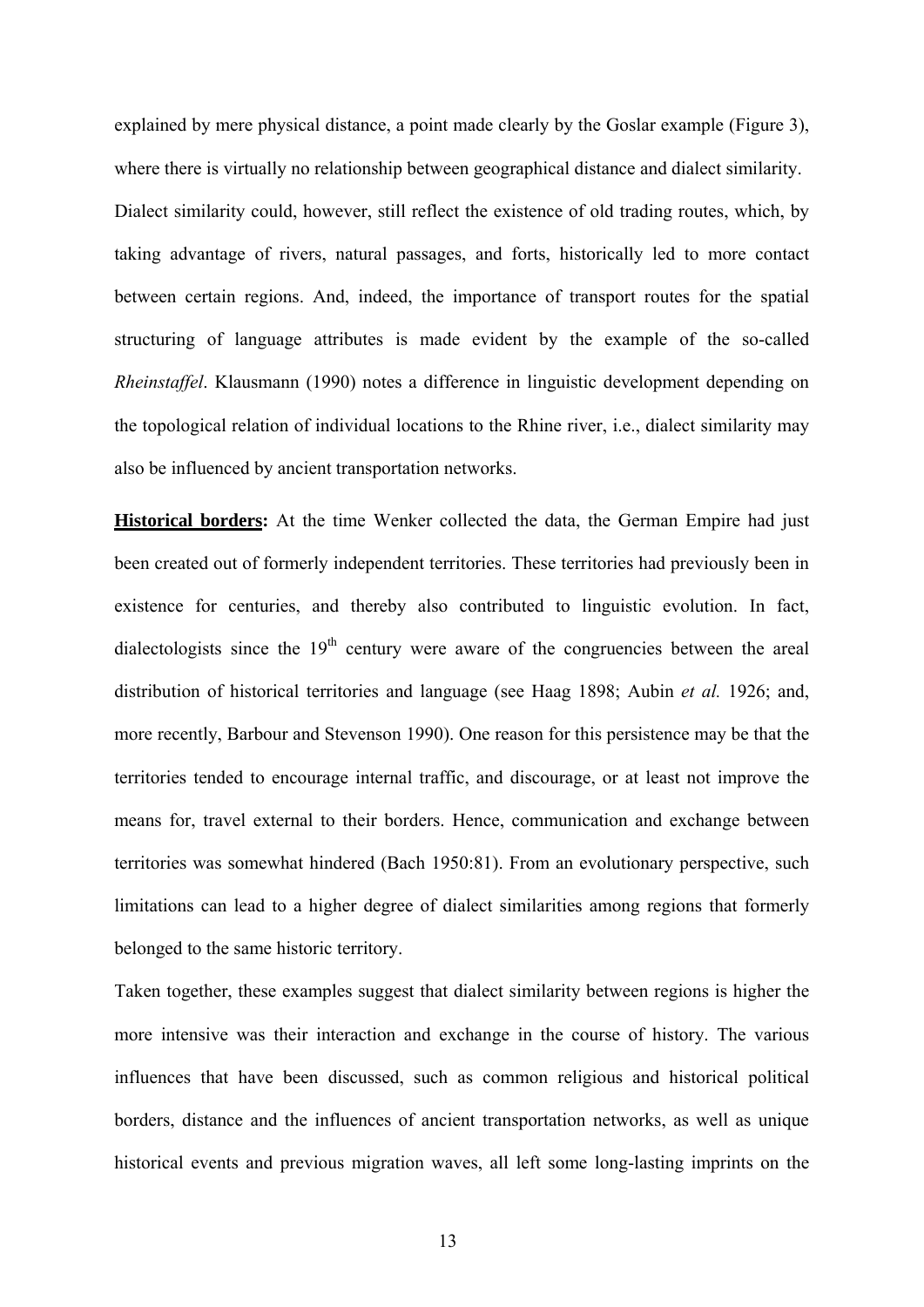explained by mere physical distance, a point made clearly by the Goslar example (Figure 3), where there is virtually no relationship between geographical distance and dialect similarity. Dialect similarity could, however, still reflect the existence of old trading routes, which, by taking advantage of rivers, natural passages, and forts, historically led to more contact between certain regions. And, indeed, the importance of transport routes for the spatial structuring of language attributes is made evident by the example of the so-called *Rheinstaffel*. Klausmann (1990) notes a difference in linguistic development depending on the topological relation of individual locations to the Rhine river, i.e., dialect similarity may also be influenced by ancient transportation networks.

**Historical borders:** At the time Wenker collected the data, the German Empire had just been created out of formerly independent territories. These territories had previously been in existence for centuries, and thereby also contributed to linguistic evolution. In fact, dialectologists since the 19th century were aware of the congruencies between the areal distribution of historical territories and language (see Haag 1898; Aubin *et al.* 1926; and, more recently, Barbour and Stevenson 1990). One reason for this persistence may be that the territories tended to encourage internal traffic, and discourage, or at least not improve the means for, travel external to their borders. Hence, communication and exchange between territories was somewhat hindered (Bach 1950:81). From an evolutionary perspective, such limitations can lead to a higher degree of dialect similarities among regions that formerly belonged to the same historic territory.

Taken together, these examples suggest that dialect similarity between regions is higher the more intensive was their interaction and exchange in the course of history. The various influences that have been discussed, such as common religious and historical political borders, distance and the influences of ancient transportation networks, as well as unique historical events and previous migration waves, all left some long-lasting imprints on the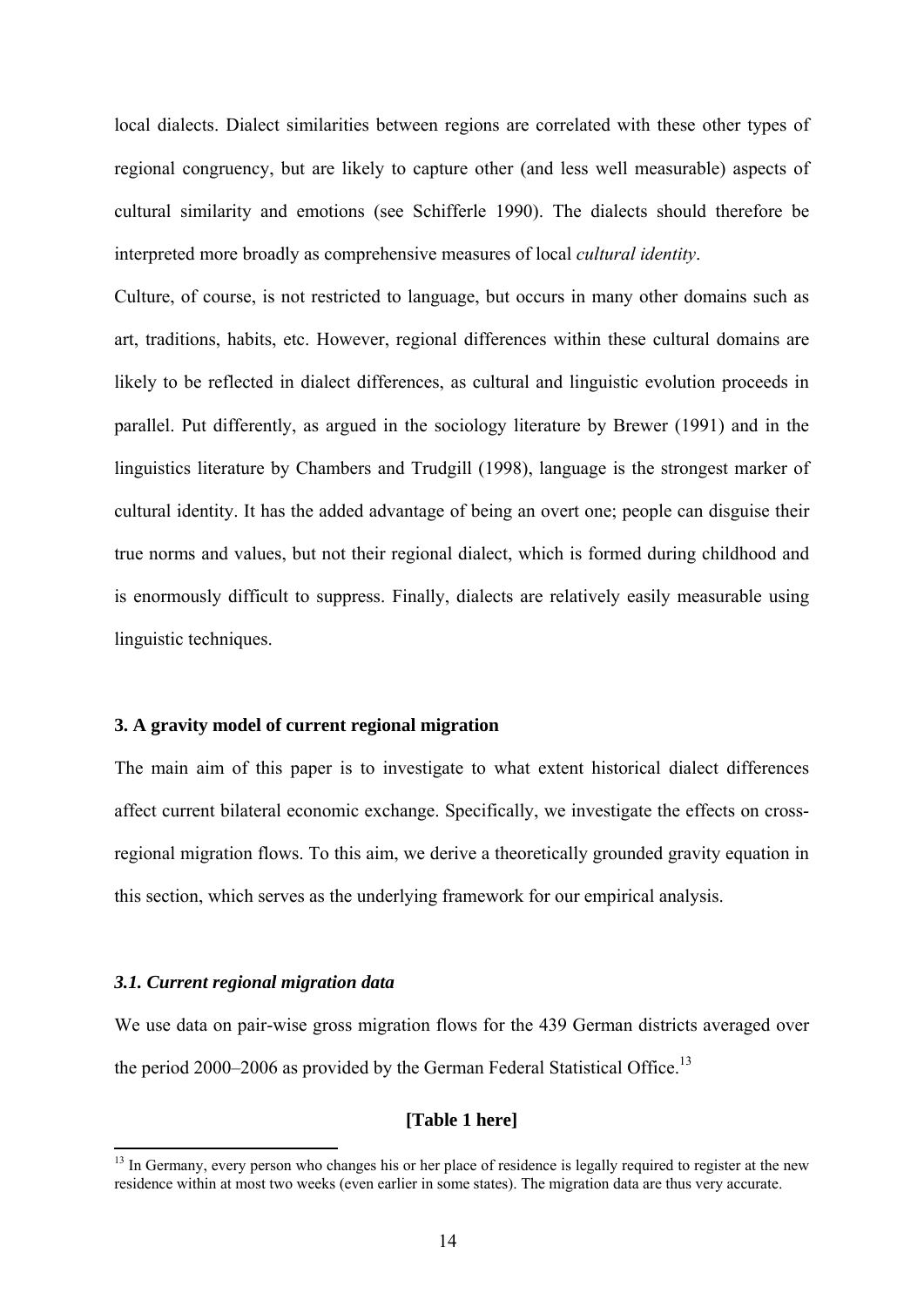local dialects. Dialect similarities between regions are correlated with these other types of regional congruency, but are likely to capture other (and less well measurable) aspects of cultural similarity and emotions (see Schifferle 1990). The dialects should therefore be interpreted more broadly as comprehensive measures of local *cultural identity*.

Culture, of course, is not restricted to language, but occurs in many other domains such as art, traditions, habits, etc. However, regional differences within these cultural domains are likely to be reflected in dialect differences, as cultural and linguistic evolution proceeds in parallel. Put differently, as argued in the sociology literature by Brewer (1991) and in the linguistics literature by Chambers and Trudgill (1998), language is the strongest marker of cultural identity. It has the added advantage of being an overt one; people can disguise their true norms and values, but not their regional dialect, which is formed during childhood and is enormously difficult to suppress. Finally, dialects are relatively easily measurable using linguistic techniques.

## 3. A gravity model of current regional migration

The main aim of this paper is to investigate to what extent historical dialect differences affect current bilateral economic exchange. Specifically, we investigate the effects on cross-regional migration flows. To this aim, we derive a theoretically grounded gravity equation in this section, which serves as the underlying framework for our empirical analysis.

### *3.1. Current regional migration data*

We use data on pair-wise gross migration flows for the 439 German districts averaged over the period 2000–2006 as provided by the German Federal Statistical Office.[13]

**[Table 1 here]**

[13] In Germany, every person who changes his or her place of residence is legally required to register at the new residence within at most two weeks (even earlier in some states). The migration data are thus very accurate.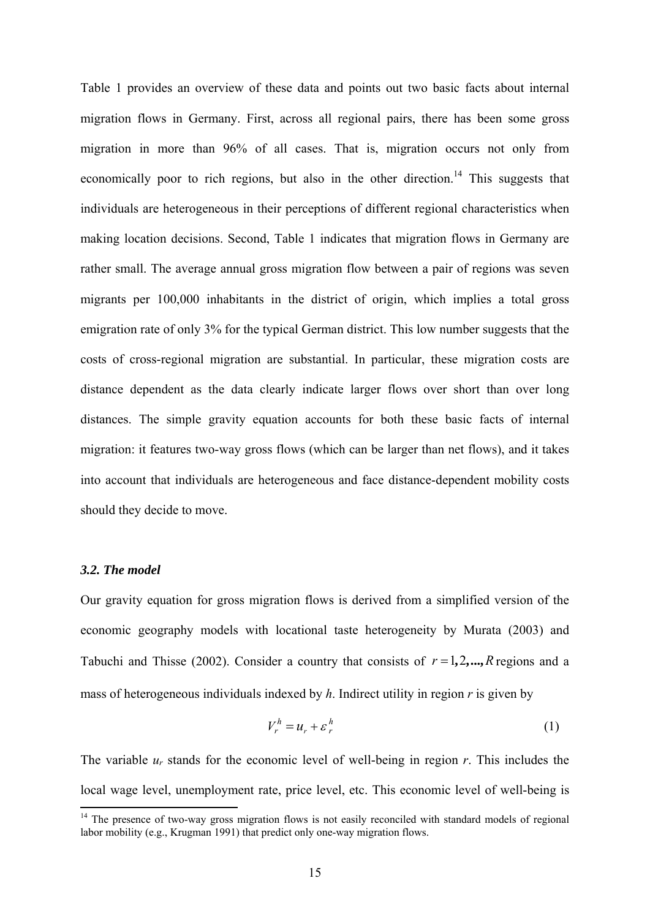Table 1 provides an overview of these data and points out two basic facts about internal migration flows in Germany. First, across all regional pairs, there has been some gross migration in more than 96% of all cases. That is, migration occurs not only from economically poor to rich regions, but also in the other direction.[14] This suggests that individuals are heterogeneous in their perceptions of different regional characteristics when making location decisions. Second, Table 1 indicates that migration flows in Germany are rather small. The average annual gross migration flow between a pair of regions was seven migrants per 100,000 inhabitants in the district of origin, which implies a total gross emigration rate of only 3% for the typical German district. This low number suggests that the costs of cross-regional migration are substantial. In particular, these migration costs are distance dependent as the data clearly indicate larger flows over short than over long distances. The simple gravity equation accounts for both these basic facts of internal migration: it features two-way gross flows (which can be larger than net flows), and it takes into account that individuals are heterogeneous and face distance-dependent mobility costs should they decide to move.

### *3.2. The model*

Our gravity equation for gross migration flows is derived from a simplified version of the economic geography models with locational taste heterogeneity by Murata (2003) and Tabuchi and Thisse (2002). Consider a country that consists of $r = 1, 2, ..., R$ regions and a mass of heterogeneous individuals indexed by *h*. Indirect utility in region *r* is given by

$$V_r^h = u_r + \varepsilon_r^h \tag{1}$$

The variable $u_r$ stands for the economic level of well-being in region *r*. This includes the local wage level, unemployment rate, price level, etc. This economic level of well-being is

[14] The presence of two-way gross migration flows is not easily reconciled with standard models of regional labor mobility (e.g., Krugman 1991) that predict only one-way migration flows.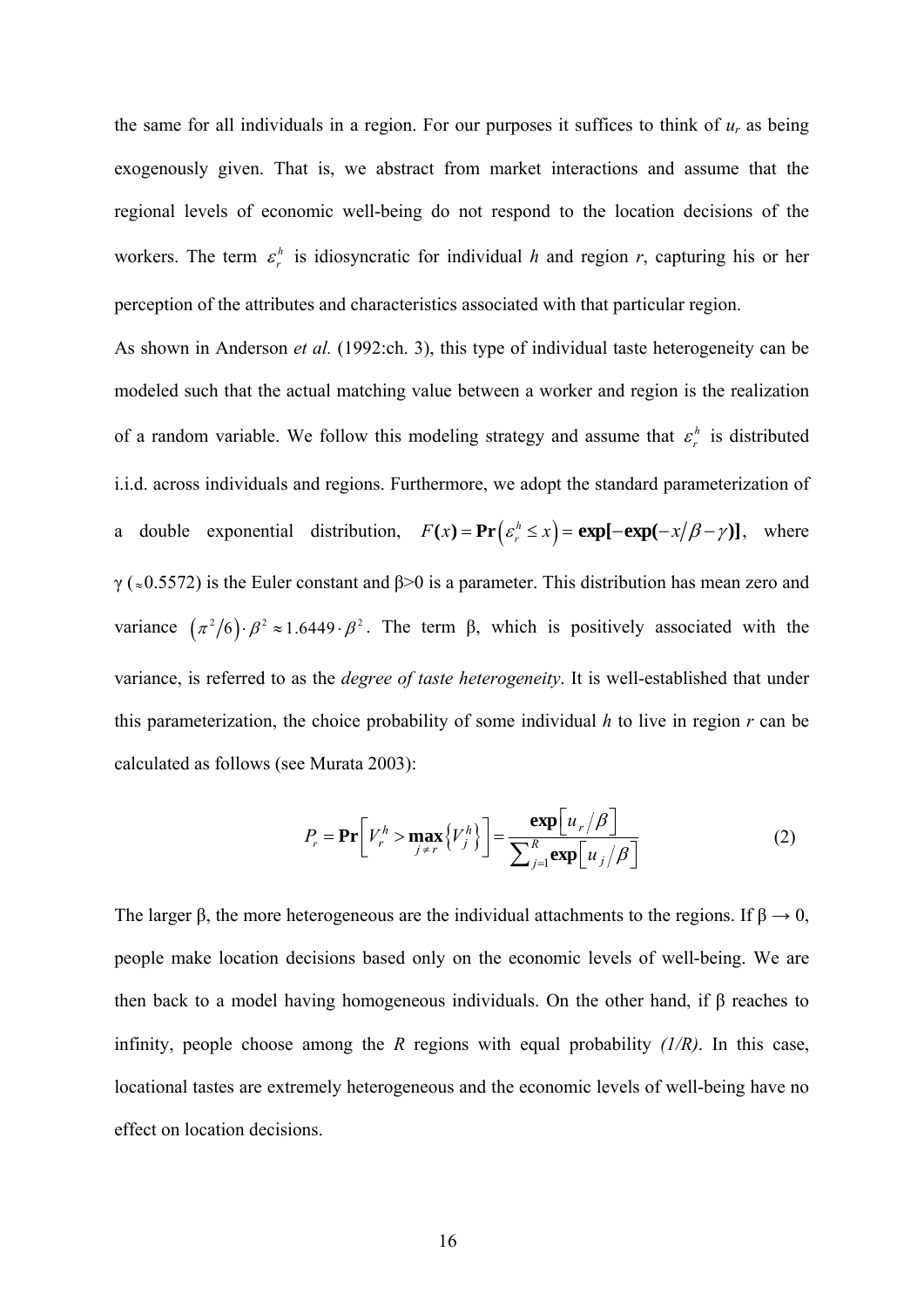the same for all individuals in a region. For our purposes it suffices to think of $u_r$ as being exogenously given. That is, we abstract from market interactions and assume that the regional levels of economic well-being do not respond to the location decisions of the workers. The term $\varepsilon_r^h$ is idiosyncratic for individual *h* and region *r*, capturing his or her perception of the attributes and characteristics associated with that particular region.

As shown in Anderson *et al.* (1992:ch. 3), this type of individual taste heterogeneity can be modeled such that the actual matching value between a worker and region is the realization of a random variable. We follow this modeling strategy and assume that $\varepsilon_r^h$ is distributed i.i.d. across individuals and regions. Furthermore, we adopt the standard parameterization of a double exponential distribution, $F(x) = \mathbf{Pr}\left(\varepsilon_r^h \leq x\right) = \mathbf{exp[-exp(}-x/\beta - \gamma\mathbf{)]}$, where $\gamma$ ($\approx$0.5572) is the Euler constant and $\beta$>0 is a parameter. This distribution has mean zero and variance $\left(\pi^2/6\right) \cdot \beta^2 \approx 1.6449 \cdot \beta^2$. The term $\beta$, which is positively associated with the variance, is referred to as the *degree of taste heterogeneity*. It is well-established that under this parameterization, the choice probability of some individual *h* to live in region *r* can be calculated as follows (see Murata 2003):

$$P_r = \mathbf{Pr}\left[V_r^h > \max_{j \neq r}\left\{V_j^h\right\}\right] = \frac{\mathbf{exp}\left[u_r/\beta\right]}{\sum_{j=1}^{R} \mathbf{exp}\left[u_j/\beta\right]} \tag{2}$$

The larger $\beta$, the more heterogeneous are the individual attachments to the regions. If $\beta \to 0$, people make location decisions based only on the economic levels of well-being. We are then back to a model having homogeneous individuals. On the other hand, if $\beta$ reaches to infinity, people choose among the *R* regions with equal probability *(1/R)*. In this case, locational tastes are extremely heterogeneous and the economic levels of well-being have no effect on location decisions.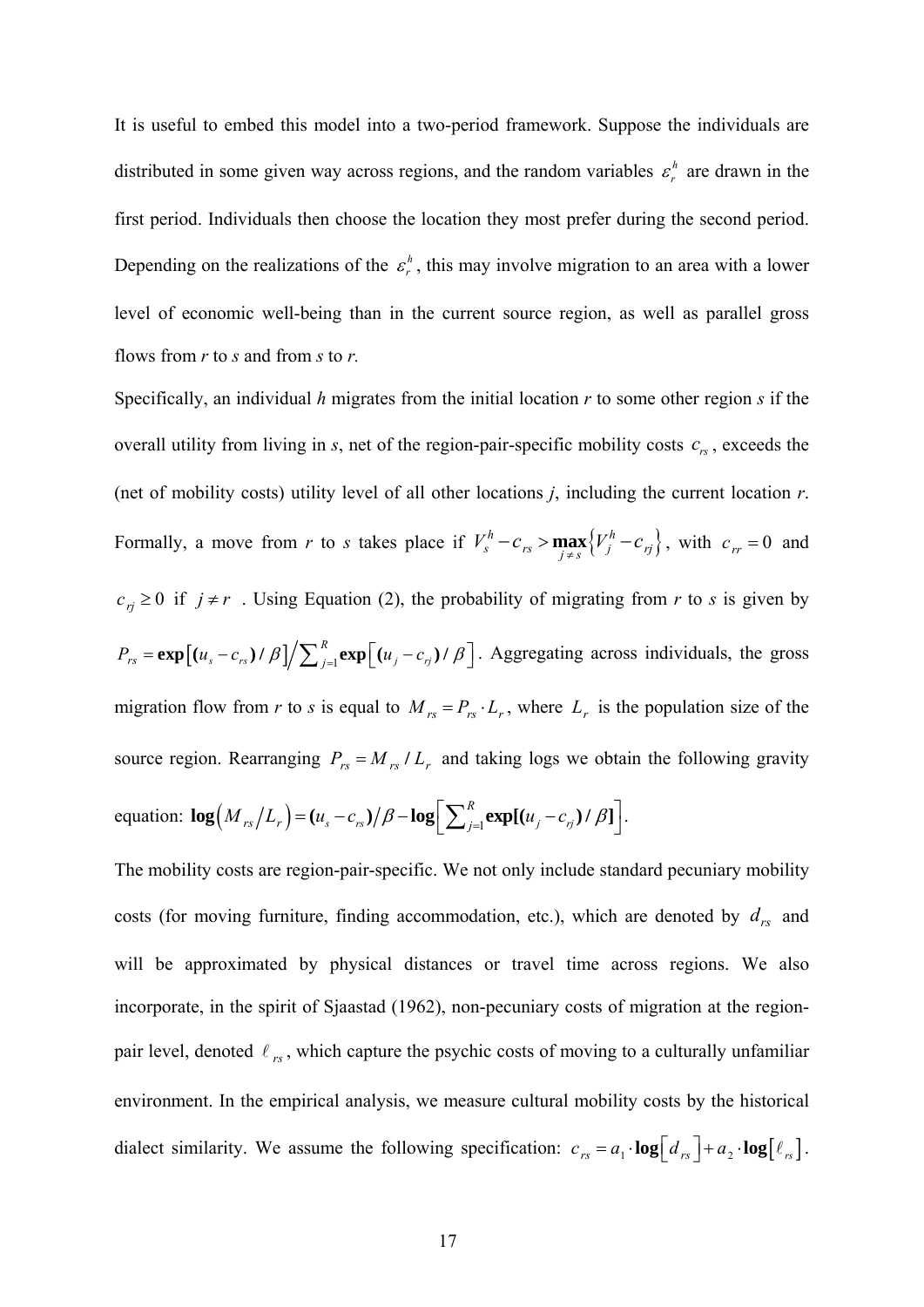It is useful to embed this model into a two-period framework. Suppose the individuals are distributed in some given way across regions, and the random variables $\varepsilon_r^h$ are drawn in the first period. Individuals then choose the location they most prefer during the second period. Depending on the realizations of the $\varepsilon_r^h$, this may involve migration to an area with a lower level of economic well-being than in the current source region, as well as parallel gross flows from *r* to *s* and from *s* to *r.*

Specifically, an individual *h* migrates from the initial location *r* to some other region *s* if the overall utility from living in *s*, net of the region-pair-specific mobility costs $c_{rs}$, exceeds the (net of mobility costs) utility level of all other locations *j*, including the current location *r*. Formally, a move from *r* to *s* takes place if $V_s^h - c_{rs} > \max_{j \neq s} \left\{ V_j^h - c_{rj} \right\}$, with $c_{rr} = 0$ and $c_{rj} \geq 0$ if $j \neq r$ . Using Equation (2), the probability of migrating from *r* to *s* is given by $P_{rs} = \mathbf{exp}\left[ (u_s - c_{rs}) / \beta \right] \Big/ \sum_{j=1}^{R} \mathbf{exp}\left[ (u_j - c_{rj}) / \beta \right]$. Aggregating across individuals, the gross migration flow from *r* to *s* is equal to $M_{rs} = P_{rs} \cdot L_r$, where $L_r$ is the population size of the source region. Rearranging $P_{rs} = M_{rs} / L_r$ and taking logs we obtain the following gravity equation: $\mathbf{log}\left( M_{rs} \big/ L_r \right) = (u_s - c_{rs}) \big/ \beta - \mathbf{log}\left[ \sum_{j=1}^{R} \mathbf{exp}[(u_j - c_{rj}) / \beta] \right]$.

The mobility costs are region-pair-specific. We not only include standard pecuniary mobility costs (for moving furniture, finding accommodation, etc.), which are denoted by $d_{rs}$ and will be approximated by physical distances or travel time across regions. We also incorporate, in the spirit of Sjaastad (1962), non-pecuniary costs of migration at the region-pair level, denoted $\ell_{rs}$, which capture the psychic costs of moving to a culturally unfamiliar environment. In the empirical analysis, we measure cultural mobility costs by the historical dialect similarity. We assume the following specification: $c_{rs} = a_1 \cdot \mathbf{log}\left[ d_{rs} \right] + a_2 \cdot \mathbf{log}\left[ \ell_{rs} \right]$.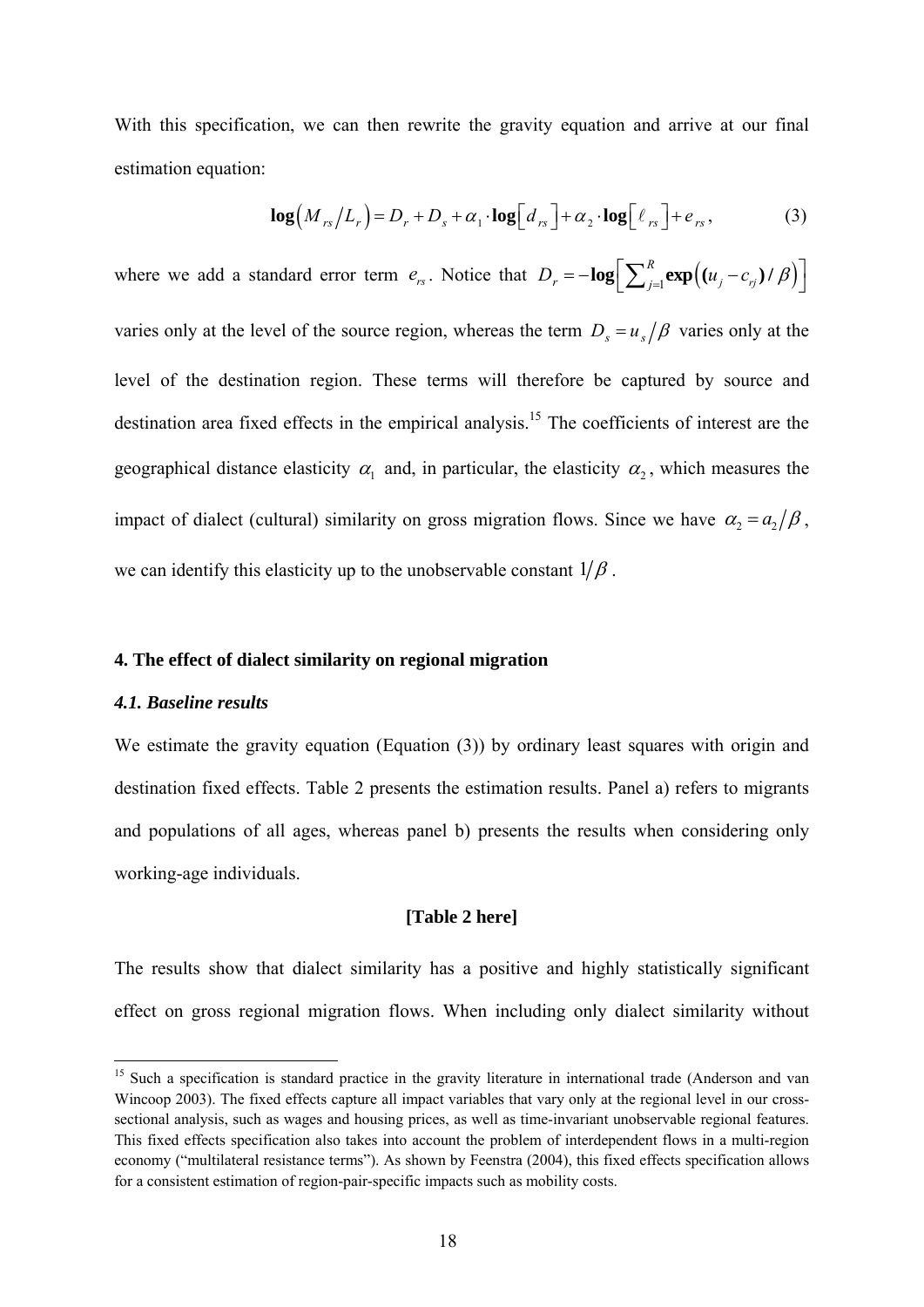With this specification, we can then rewrite the gravity equation and arrive at our final estimation equation:

$$\mathbf{log}\left(M_{rs}/L_r\right) = D_r + D_s + \alpha_1 \cdot \mathbf{log}\left[d_{rs}\right] + \alpha_2 \cdot \mathbf{log}\left[\ell_{rs}\right] + e_{rs}, \tag{3}$$

where we add a standard error term $e_{rs}$. Notice that $D_r = -\mathbf{log}\left[\sum_{j=1}^{R} \mathbf{exp}\left((u_j - c_{rj})/\beta\right)\right]$ varies only at the level of the source region, whereas the term $D_s = u_s/\beta$ varies only at the level of the destination region. These terms will therefore be captured by source and destination area fixed effects in the empirical analysis.[15] The coefficients of interest are the geographical distance elasticity $\alpha_1$ and, in particular, the elasticity $\alpha_2$, which measures the impact of dialect (cultural) similarity on gross migration flows. Since we have $\alpha_2 = a_2/\beta$, we can identify this elasticity up to the unobservable constant $1/\beta$.

## 4. The effect of dialect similarity on regional migration

### *4.1. Baseline results*

We estimate the gravity equation (Equation (3)) by ordinary least squares with origin and destination fixed effects. Table 2 presents the estimation results. Panel a) refers to migrants and populations of all ages, whereas panel b) presents the results when considering only working-age individuals.

**[Table 2 here]**

The results show that dialect similarity has a positive and highly statistically significant effect on gross regional migration flows. When including only dialect similarity without

[15] Such a specification is standard practice in the gravity literature in international trade (Anderson and van Wincoop 2003). The fixed effects capture all impact variables that vary only at the regional level in our cross-sectional analysis, such as wages and housing prices, as well as time-invariant unobservable regional features. This fixed effects specification also takes into account the problem of interdependent flows in a multi-region economy ("multilateral resistance terms"). As shown by Feenstra (2004), this fixed effects specification allows for a consistent estimation of region-pair-specific impacts such as mobility costs.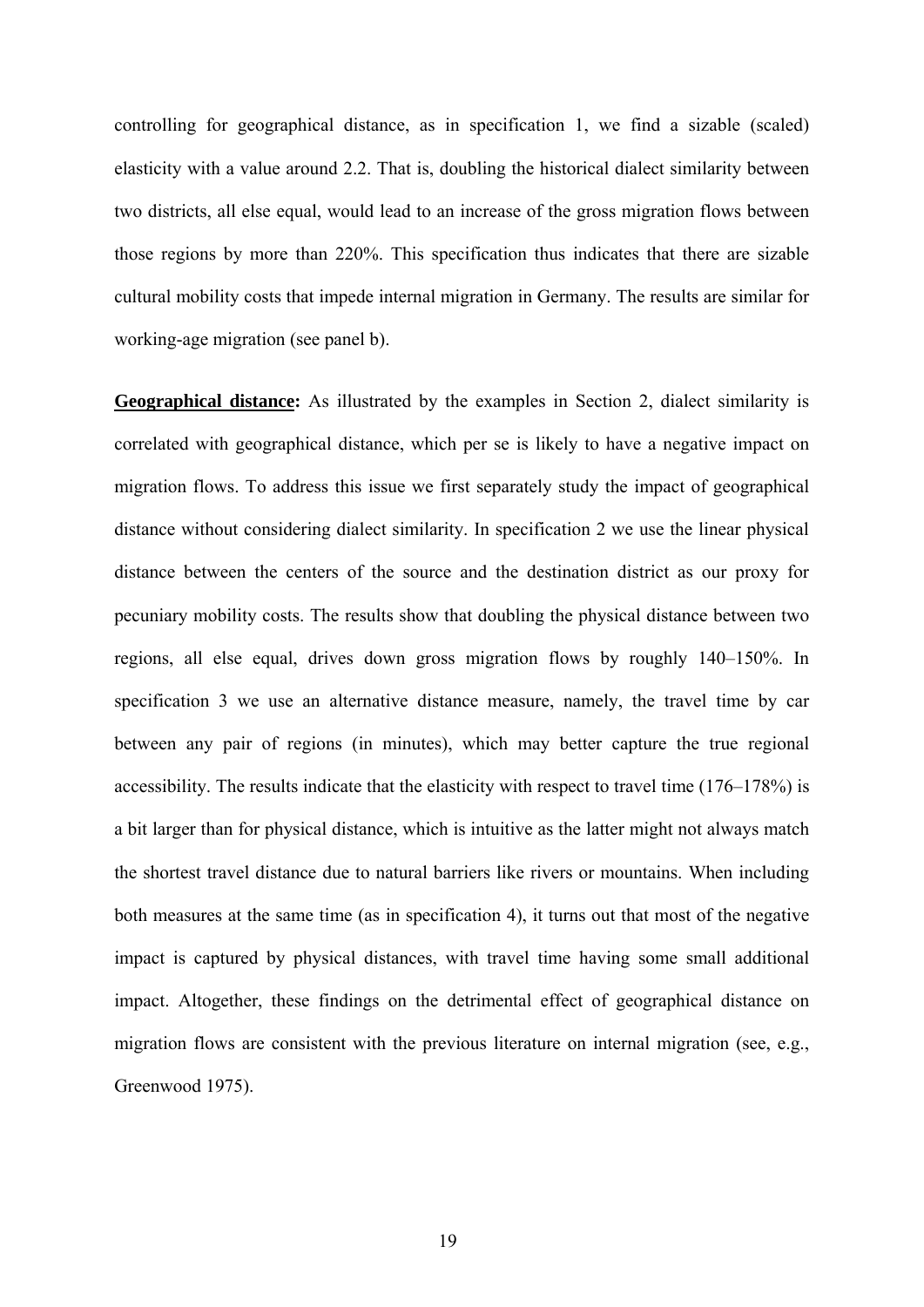controlling for geographical distance, as in specification 1, we find a sizable (scaled) elasticity with a value around 2.2. That is, doubling the historical dialect similarity between two districts, all else equal, would lead to an increase of the gross migration flows between those regions by more than 220%. This specification thus indicates that there are sizable cultural mobility costs that impede internal migration in Germany. The results are similar for working-age migration (see panel b).

**Geographical distance:** As illustrated by the examples in Section 2, dialect similarity is correlated with geographical distance, which per se is likely to have a negative impact on migration flows. To address this issue we first separately study the impact of geographical distance without considering dialect similarity. In specification 2 we use the linear physical distance between the centers of the source and the destination district as our proxy for pecuniary mobility costs. The results show that doubling the physical distance between two regions, all else equal, drives down gross migration flows by roughly 140–150%. In specification 3 we use an alternative distance measure, namely, the travel time by car between any pair of regions (in minutes), which may better capture the true regional accessibility. The results indicate that the elasticity with respect to travel time (176–178%) is a bit larger than for physical distance, which is intuitive as the latter might not always match the shortest travel distance due to natural barriers like rivers or mountains. When including both measures at the same time (as in specification 4), it turns out that most of the negative impact is captured by physical distances, with travel time having some small additional impact. Altogether, these findings on the detrimental effect of geographical distance on migration flows are consistent with the previous literature on internal migration (see, e.g., Greenwood 1975).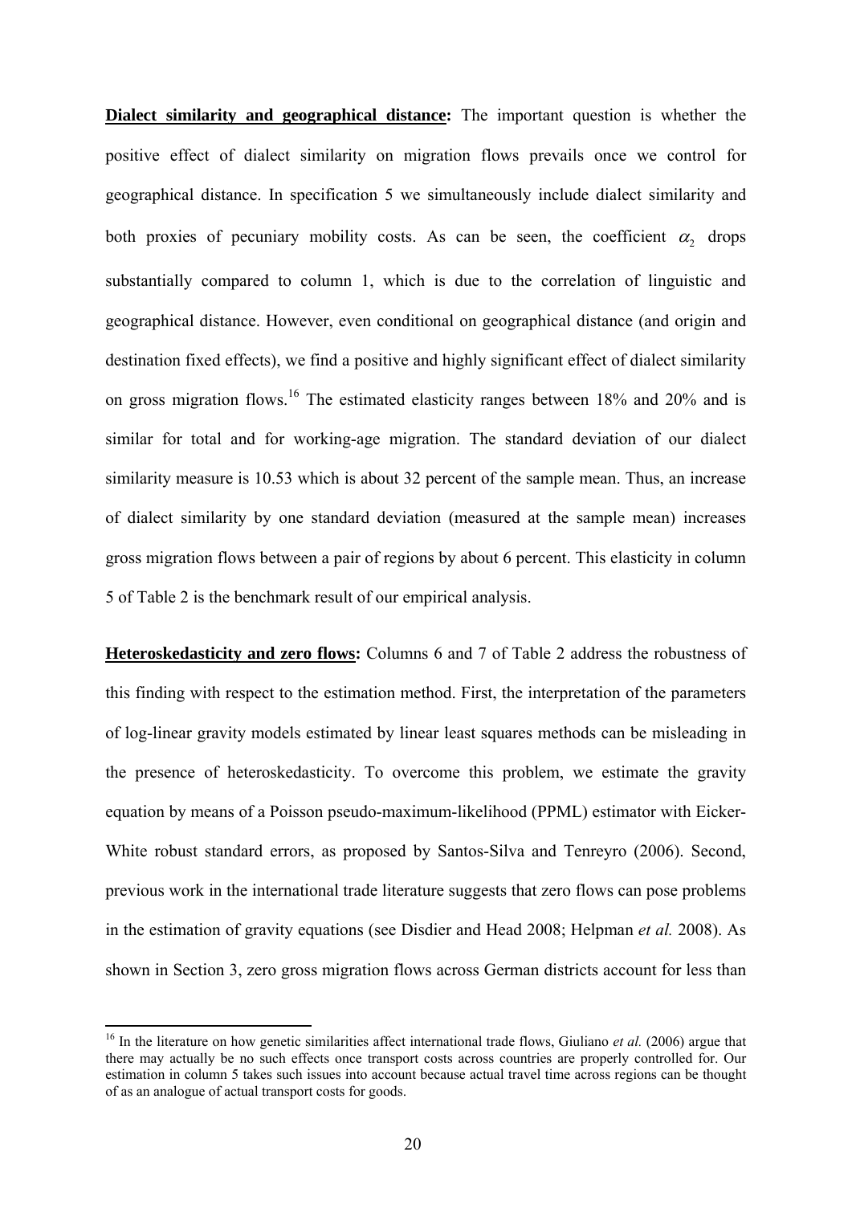**Dialect similarity and geographical distance:** The important question is whether the positive effect of dialect similarity on migration flows prevails once we control for geographical distance. In specification 5 we simultaneously include dialect similarity and both proxies of pecuniary mobility costs. As can be seen, the coefficient $\alpha_2$ drops substantially compared to column 1, which is due to the correlation of linguistic and geographical distance. However, even conditional on geographical distance (and origin and destination fixed effects), we find a positive and highly significant effect of dialect similarity on gross migration flows.[16] The estimated elasticity ranges between 18% and 20% and is similar for total and for working-age migration. The standard deviation of our dialect similarity measure is 10.53 which is about 32 percent of the sample mean. Thus, an increase of dialect similarity by one standard deviation (measured at the sample mean) increases gross migration flows between a pair of regions by about 6 percent. This elasticity in column 5 of Table 2 is the benchmark result of our empirical analysis.

**Heteroskedasticity and zero flows:** Columns 6 and 7 of Table 2 address the robustness of this finding with respect to the estimation method. First, the interpretation of the parameters of log-linear gravity models estimated by linear least squares methods can be misleading in the presence of heteroskedasticity. To overcome this problem, we estimate the gravity equation by means of a Poisson pseudo-maximum-likelihood (PPML) estimator with Eicker-White robust standard errors, as proposed by Santos-Silva and Tenreyro (2006). Second, previous work in the international trade literature suggests that zero flows can pose problems in the estimation of gravity equations (see Disdier and Head 2008; Helpman *et al.* 2008). As shown in Section 3, zero gross migration flows across German districts account for less than

---

[16] In the literature on how genetic similarities affect international trade flows, Giuliano *et al.* (2006) argue that there may actually be no such effects once transport costs across countries are properly controlled for. Our estimation in column 5 takes such issues into account because actual travel time across regions can be thought of as an analogue of actual transport costs for goods.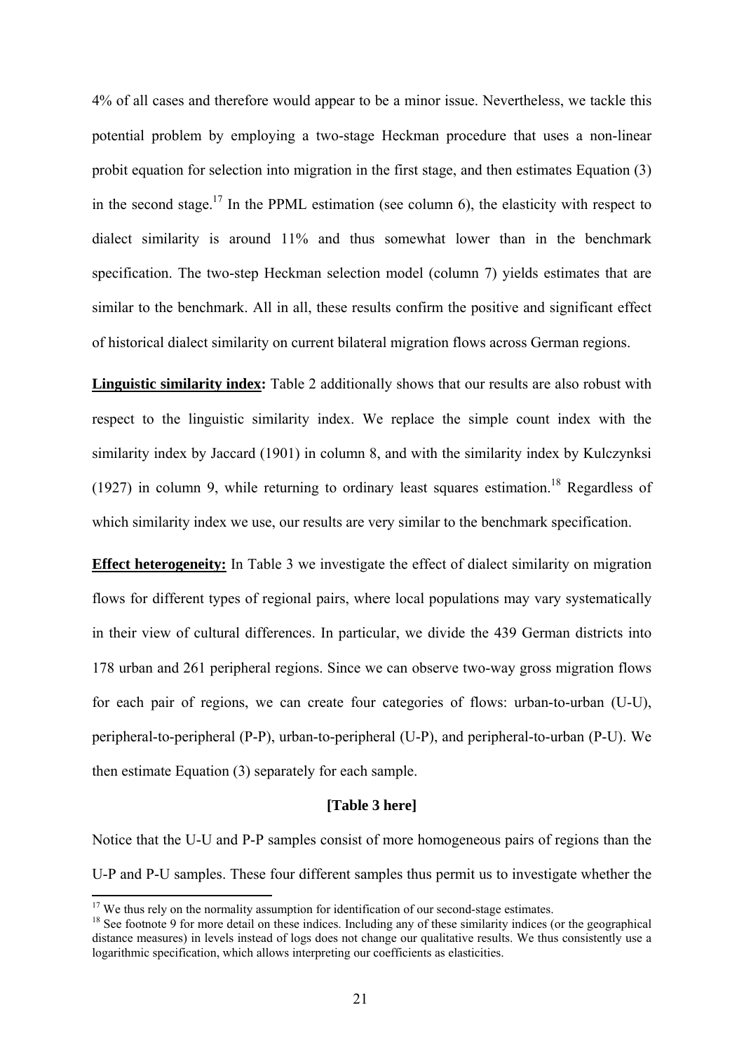4% of all cases and therefore would appear to be a minor issue. Nevertheless, we tackle this potential problem by employing a two-stage Heckman procedure that uses a non-linear probit equation for selection into migration in the first stage, and then estimates Equation (3) in the second stage.[17] In the PPML estimation (see column 6), the elasticity with respect to dialect similarity is around 11% and thus somewhat lower than in the benchmark specification. The two-step Heckman selection model (column 7) yields estimates that are similar to the benchmark. All in all, these results confirm the positive and significant effect of historical dialect similarity on current bilateral migration flows across German regions.

**Linguistic similarity index:** Table 2 additionally shows that our results are also robust with respect to the linguistic similarity index. We replace the simple count index with the similarity index by Jaccard (1901) in column 8, and with the similarity index by Kulczynksi (1927) in column 9, while returning to ordinary least squares estimation.[18] Regardless of which similarity index we use, our results are very similar to the benchmark specification.

**Effect heterogeneity:** In Table 3 we investigate the effect of dialect similarity on migration flows for different types of regional pairs, where local populations may vary systematically in their view of cultural differences. In particular, we divide the 439 German districts into 178 urban and 261 peripheral regions. Since we can observe two-way gross migration flows for each pair of regions, we can create four categories of flows: urban-to-urban (U-U), peripheral-to-peripheral (P-P), urban-to-peripheral (U-P), and peripheral-to-urban (P-U). We then estimate Equation (3) separately for each sample.

**[Table 3 here]**

Notice that the U-U and P-P samples consist of more homogeneous pairs of regions than the U-P and P-U samples. These four different samples thus permit us to investigate whether the

[17] We thus rely on the normality assumption for identification of our second-stage estimates.

[18] See footnote 9 for more detail on these indices. Including any of these similarity indices (or the geographical distance measures) in levels instead of logs does not change our qualitative results. We thus consistently use a logarithmic specification, which allows interpreting our coefficients as elasticities.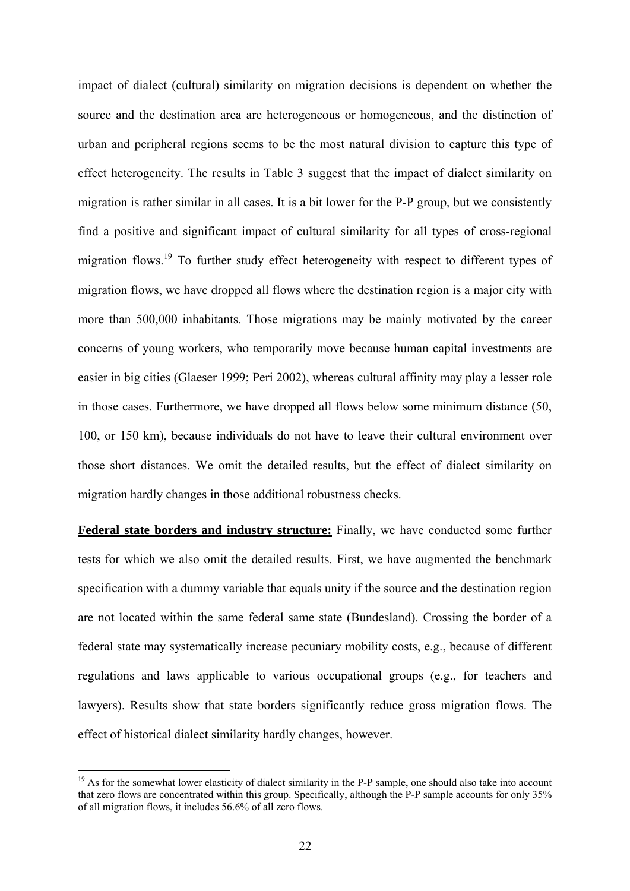impact of dialect (cultural) similarity on migration decisions is dependent on whether the source and the destination area are heterogeneous or homogeneous, and the distinction of urban and peripheral regions seems to be the most natural division to capture this type of effect heterogeneity. The results in Table 3 suggest that the impact of dialect similarity on migration is rather similar in all cases. It is a bit lower for the P-P group, but we consistently find a positive and significant impact of cultural similarity for all types of cross-regional migration flows.[19] To further study effect heterogeneity with respect to different types of migration flows, we have dropped all flows where the destination region is a major city with more than 500,000 inhabitants. Those migrations may be mainly motivated by the career concerns of young workers, who temporarily move because human capital investments are easier in big cities (Glaeser 1999; Peri 2002), whereas cultural affinity may play a lesser role in those cases. Furthermore, we have dropped all flows below some minimum distance (50, 100, or 150 km), because individuals do not have to leave their cultural environment over those short distances. We omit the detailed results, but the effect of dialect similarity on migration hardly changes in those additional robustness checks.

**Federal state borders and industry structure:** Finally, we have conducted some further tests for which we also omit the detailed results. First, we have augmented the benchmark specification with a dummy variable that equals unity if the source and the destination region are not located within the same federal same state (Bundesland). Crossing the border of a federal state may systematically increase pecuniary mobility costs, e.g., because of different regulations and laws applicable to various occupational groups (e.g., for teachers and lawyers). Results show that state borders significantly reduce gross migration flows. The effect of historical dialect similarity hardly changes, however.

[19] As for the somewhat lower elasticity of dialect similarity in the P-P sample, one should also take into account that zero flows are concentrated within this group. Specifically, although the P-P sample accounts for only 35% of all migration flows, it includes 56.6% of all zero flows.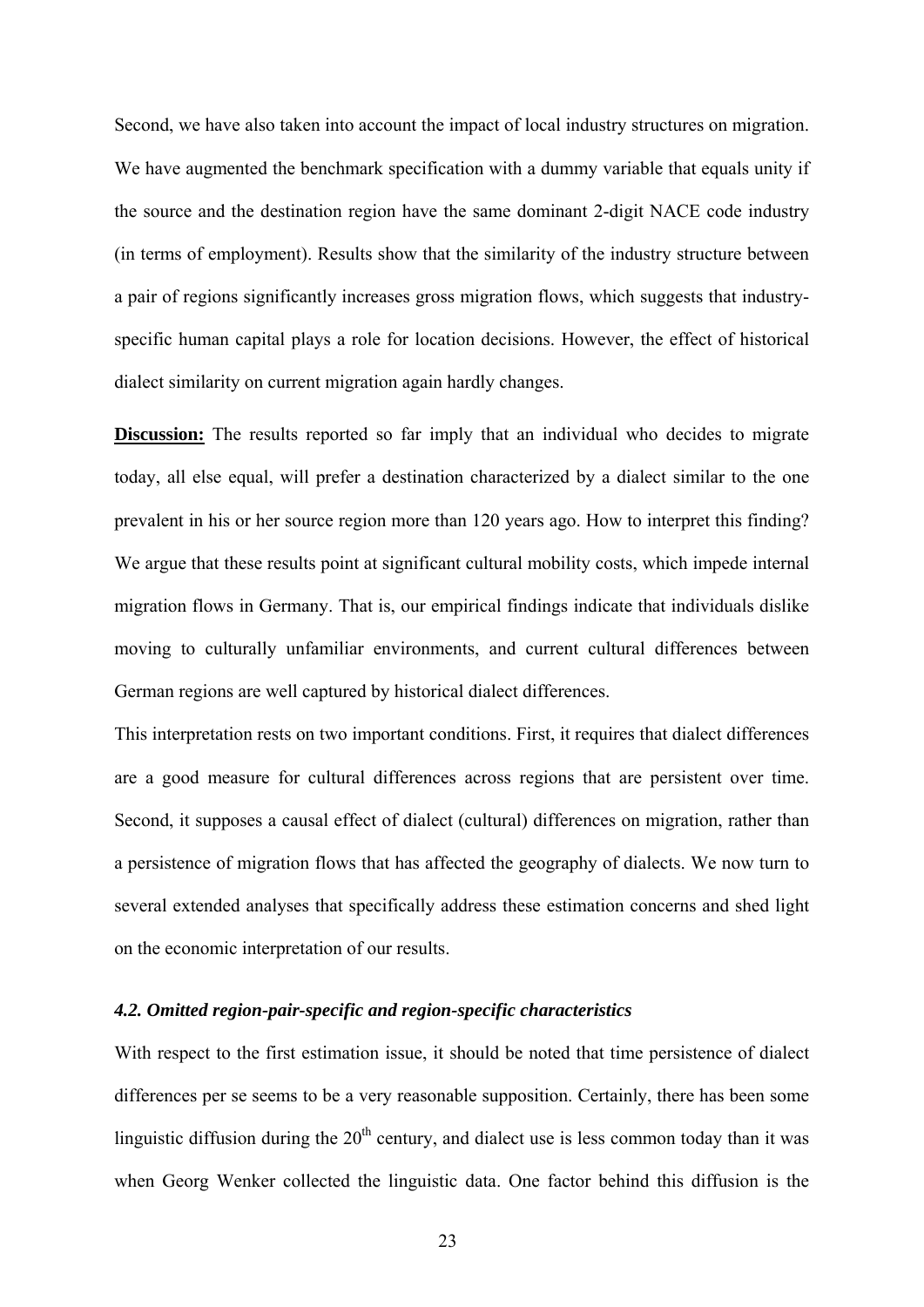Second, we have also taken into account the impact of local industry structures on migration. We have augmented the benchmark specification with a dummy variable that equals unity if the source and the destination region have the same dominant 2-digit NACE code industry (in terms of employment). Results show that the similarity of the industry structure between a pair of regions significantly increases gross migration flows, which suggests that industry-specific human capital plays a role for location decisions. However, the effect of historical dialect similarity on current migration again hardly changes.

**Discussion:** The results reported so far imply that an individual who decides to migrate today, all else equal, will prefer a destination characterized by a dialect similar to the one prevalent in his or her source region more than 120 years ago. How to interpret this finding? We argue that these results point at significant cultural mobility costs, which impede internal migration flows in Germany. That is, our empirical findings indicate that individuals dislike moving to culturally unfamiliar environments, and current cultural differences between German regions are well captured by historical dialect differences.

This interpretation rests on two important conditions. First, it requires that dialect differences are a good measure for cultural differences across regions that are persistent over time. Second, it supposes a causal effect of dialect (cultural) differences on migration, rather than a persistence of migration flows that has affected the geography of dialects. We now turn to several extended analyses that specifically address these estimation concerns and shed light on the economic interpretation of our results.

### *4.2. Omitted region-pair-specific and region-specific characteristics*

With respect to the first estimation issue, it should be noted that time persistence of dialect differences per se seems to be a very reasonable supposition. Certainly, there has been some linguistic diffusion during the 20th century, and dialect use is less common today than it was when Georg Wenker collected the linguistic data. One factor behind this diffusion is the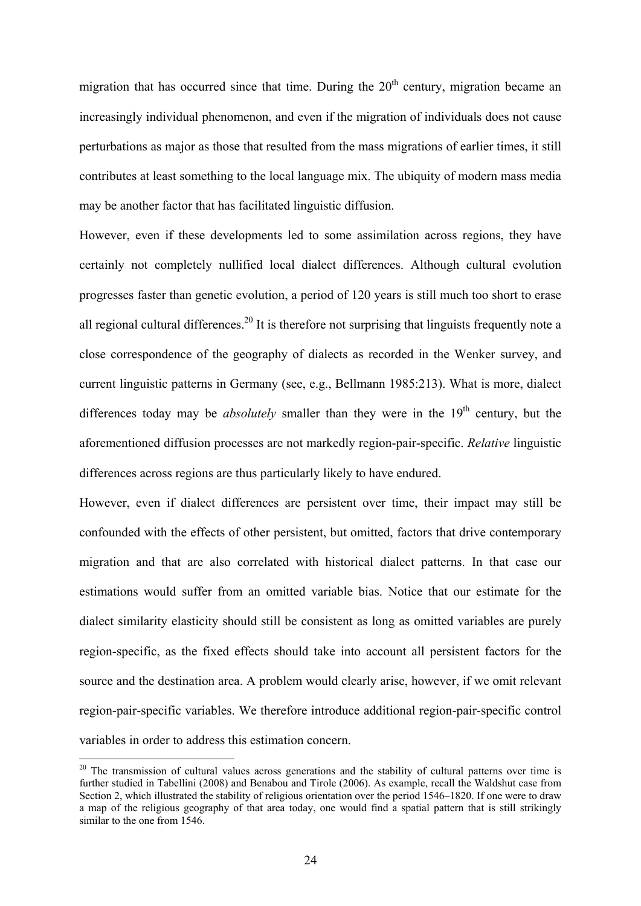migration that has occurred since that time. During the 20th century, migration became an increasingly individual phenomenon, and even if the migration of individuals does not cause perturbations as major as those that resulted from the mass migrations of earlier times, it still contributes at least something to the local language mix. The ubiquity of modern mass media may be another factor that has facilitated linguistic diffusion.

However, even if these developments led to some assimilation across regions, they have certainly not completely nullified local dialect differences. Although cultural evolution progresses faster than genetic evolution, a period of 120 years is still much too short to erase all regional cultural differences.[20] It is therefore not surprising that linguists frequently note a close correspondence of the geography of dialects as recorded in the Wenker survey, and current linguistic patterns in Germany (see, e.g., Bellmann 1985:213). What is more, dialect differences today may be *absolutely* smaller than they were in the 19th century, but the aforementioned diffusion processes are not markedly region-pair-specific. *Relative* linguistic differences across regions are thus particularly likely to have endured.

However, even if dialect differences are persistent over time, their impact may still be confounded with the effects of other persistent, but omitted, factors that drive contemporary migration and that are also correlated with historical dialect patterns. In that case our estimations would suffer from an omitted variable bias. Notice that our estimate for the dialect similarity elasticity should still be consistent as long as omitted variables are purely region-specific, as the fixed effects should take into account all persistent factors for the source and the destination area. A problem would clearly arise, however, if we omit relevant region-pair-specific variables. We therefore introduce additional region-pair-specific control variables in order to address this estimation concern.

[20] The transmission of cultural values across generations and the stability of cultural patterns over time is further studied in Tabellini (2008) and Benabou and Tirole (2006). As example, recall the Waldshut case from Section 2, which illustrated the stability of religious orientation over the period 1546–1820. If one were to draw a map of the religious geography of that area today, one would find a spatial pattern that is still strikingly similar to the one from 1546.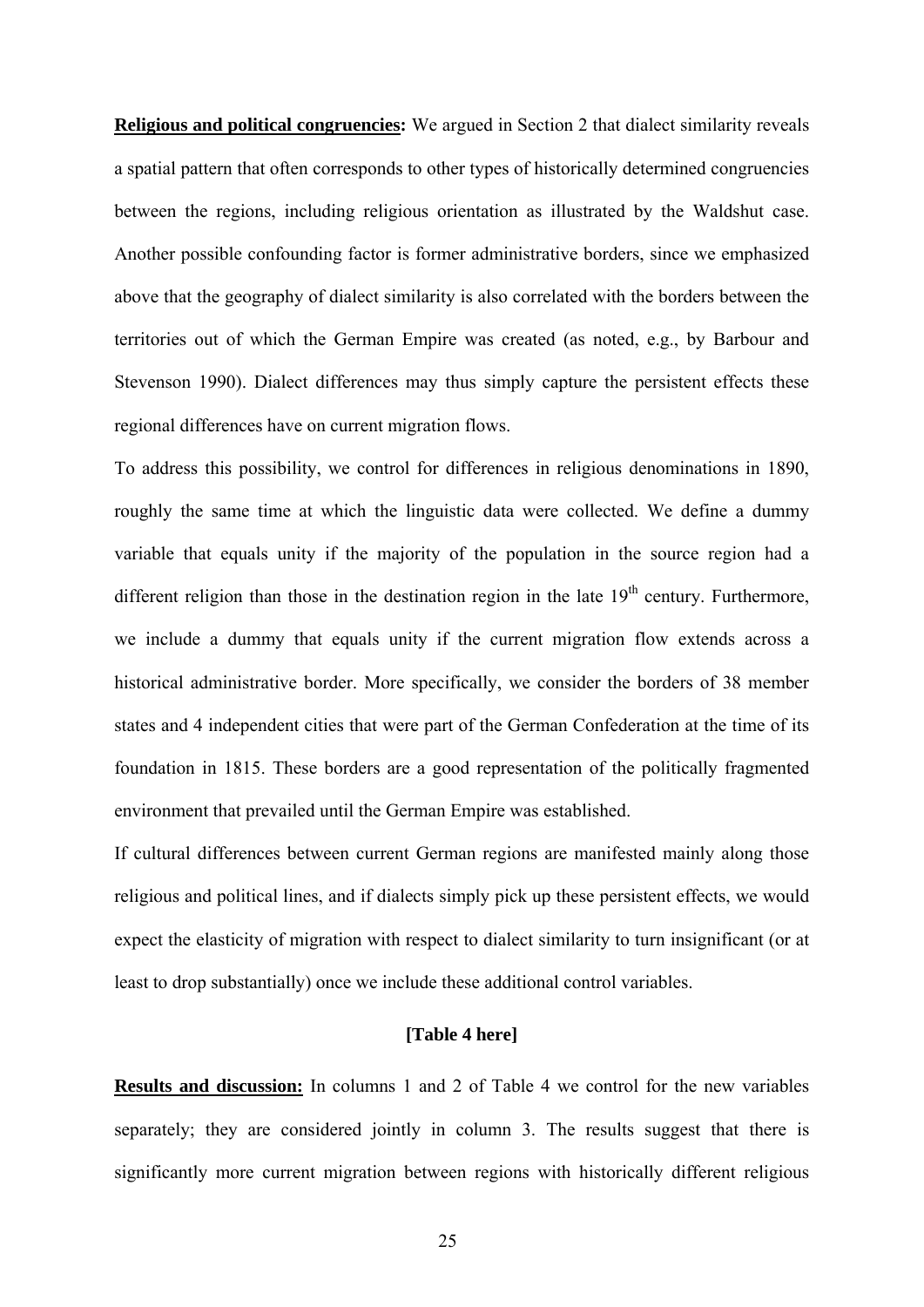**Religious and political congruencies:** We argued in Section 2 that dialect similarity reveals a spatial pattern that often corresponds to other types of historically determined congruencies between the regions, including religious orientation as illustrated by the Waldshut case. Another possible confounding factor is former administrative borders, since we emphasized above that the geography of dialect similarity is also correlated with the borders between the territories out of which the German Empire was created (as noted, e.g., by Barbour and Stevenson 1990). Dialect differences may thus simply capture the persistent effects these regional differences have on current migration flows.

To address this possibility, we control for differences in religious denominations in 1890, roughly the same time at which the linguistic data were collected. We define a dummy variable that equals unity if the majority of the population in the source region had a different religion than those in the destination region in the late 19th century. Furthermore, we include a dummy that equals unity if the current migration flow extends across a historical administrative border. More specifically, we consider the borders of 38 member states and 4 independent cities that were part of the German Confederation at the time of its foundation in 1815. These borders are a good representation of the politically fragmented environment that prevailed until the German Empire was established.

If cultural differences between current German regions are manifested mainly along those religious and political lines, and if dialects simply pick up these persistent effects, we would expect the elasticity of migration with respect to dialect similarity to turn insignificant (or at least to drop substantially) once we include these additional control variables.

**[Table 4 here]**

**Results and discussion:** In columns 1 and 2 of Table 4 we control for the new variables separately; they are considered jointly in column 3. The results suggest that there is significantly more current migration between regions with historically different religious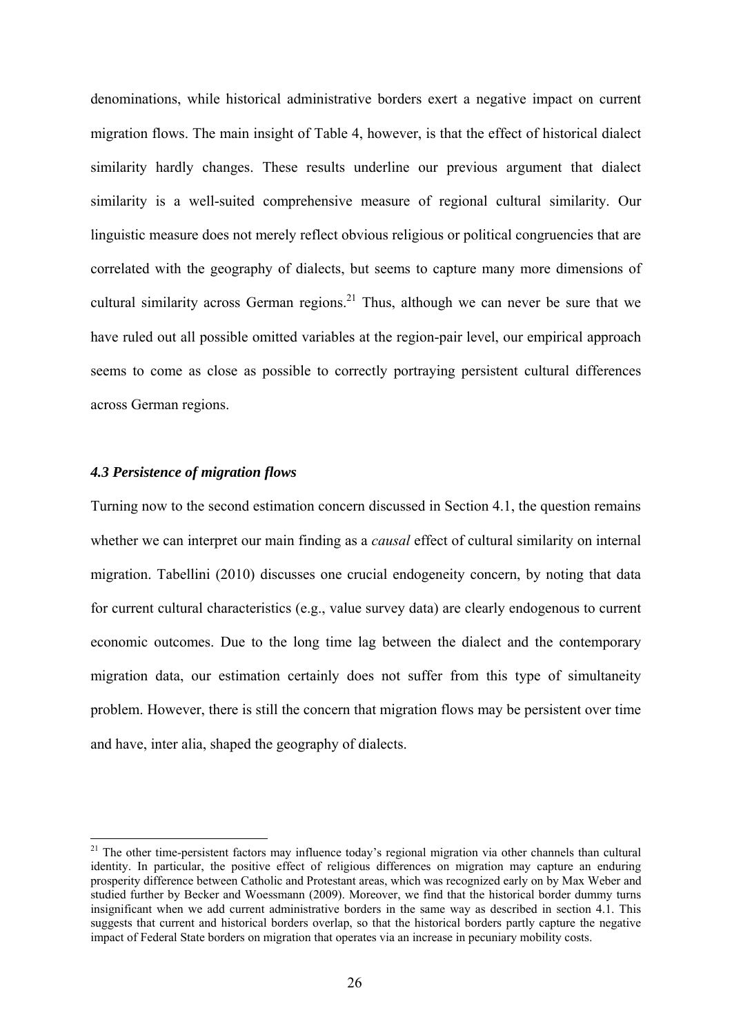denominations, while historical administrative borders exert a negative impact on current migration flows. The main insight of Table 4, however, is that the effect of historical dialect similarity hardly changes. These results underline our previous argument that dialect similarity is a well-suited comprehensive measure of regional cultural similarity. Our linguistic measure does not merely reflect obvious religious or political congruencies that are correlated with the geography of dialects, but seems to capture many more dimensions of cultural similarity across German regions.[21] Thus, although we can never be sure that we have ruled out all possible omitted variables at the region-pair level, our empirical approach seems to come as close as possible to correctly portraying persistent cultural differences across German regions.

### *4.3 Persistence of migration flows*

Turning now to the second estimation concern discussed in Section 4.1, the question remains whether we can interpret our main finding as a *causal* effect of cultural similarity on internal migration. Tabellini (2010) discusses one crucial endogeneity concern, by noting that data for current cultural characteristics (e.g., value survey data) are clearly endogenous to current economic outcomes. Due to the long time lag between the dialect and the contemporary migration data, our estimation certainly does not suffer from this type of simultaneity problem. However, there is still the concern that migration flows may be persistent over time and have, inter alia, shaped the geography of dialects.

---

[21] The other time-persistent factors may influence today's regional migration via other channels than cultural identity. In particular, the positive effect of religious differences on migration may capture an enduring prosperity difference between Catholic and Protestant areas, which was recognized early on by Max Weber and studied further by Becker and Woessmann (2009). Moreover, we find that the historical border dummy turns insignificant when we add current administrative borders in the same way as described in section 4.1. This suggests that current and historical borders overlap, so that the historical borders partly capture the negative impact of Federal State borders on migration that operates via an increase in pecuniary mobility costs.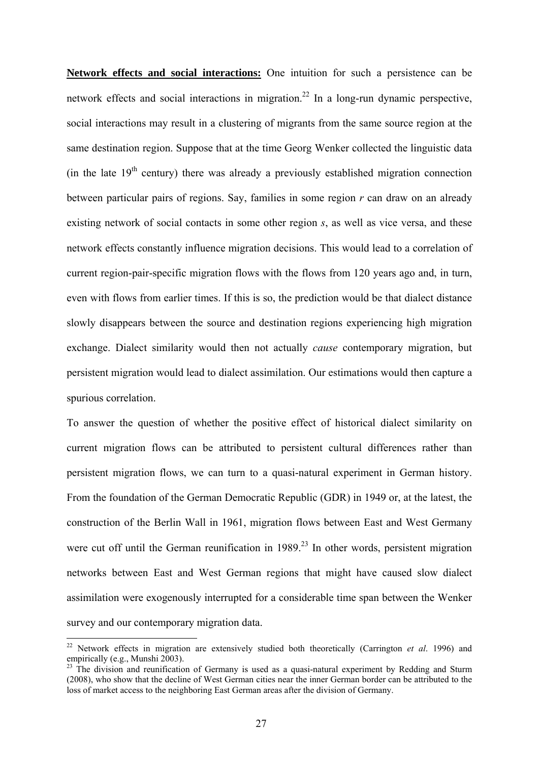**Network effects and social interactions:** One intuition for such a persistence can be network effects and social interactions in migration.[22] In a long-run dynamic perspective, social interactions may result in a clustering of migrants from the same source region at the same destination region. Suppose that at the time Georg Wenker collected the linguistic data (in the late 19th century) there was already a previously established migration connection between particular pairs of regions. Say, families in some region *r* can draw on an already existing network of social contacts in some other region *s*, as well as vice versa, and these network effects constantly influence migration decisions. This would lead to a correlation of current region-pair-specific migration flows with the flows from 120 years ago and, in turn, even with flows from earlier times. If this is so, the prediction would be that dialect distance slowly disappears between the source and destination regions experiencing high migration exchange. Dialect similarity would then not actually *cause* contemporary migration, but persistent migration would lead to dialect assimilation. Our estimations would then capture a spurious correlation.

To answer the question of whether the positive effect of historical dialect similarity on current migration flows can be attributed to persistent cultural differences rather than persistent migration flows, we can turn to a quasi-natural experiment in German history. From the foundation of the German Democratic Republic (GDR) in 1949 or, at the latest, the construction of the Berlin Wall in 1961, migration flows between East and West Germany were cut off until the German reunification in 1989.[23] In other words, persistent migration networks between East and West German regions that might have caused slow dialect assimilation were exogenously interrupted for a considerable time span between the Wenker survey and our contemporary migration data.

---

[22] Network effects in migration are extensively studied both theoretically (Carrington *et al*. 1996) and empirically (e.g., Munshi 2003).

[23] The division and reunification of Germany is used as a quasi-natural experiment by Redding and Sturm (2008), who show that the decline of West German cities near the inner German border can be attributed to the loss of market access to the neighboring East German areas after the division of Germany.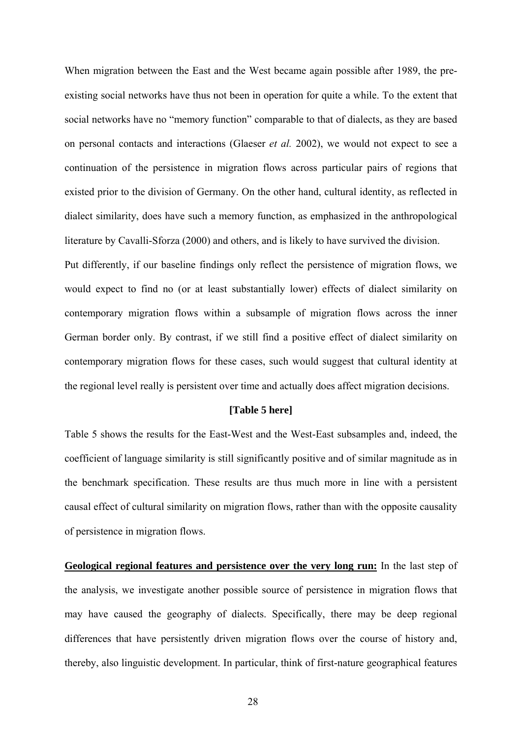When migration between the East and the West became again possible after 1989, the pre-existing social networks have thus not been in operation for quite a while. To the extent that social networks have no "memory function" comparable to that of dialects, as they are based on personal contacts and interactions (Glaeser *et al.* 2002), we would not expect to see a continuation of the persistence in migration flows across particular pairs of regions that existed prior to the division of Germany. On the other hand, cultural identity, as reflected in dialect similarity, does have such a memory function, as emphasized in the anthropological literature by Cavalli-Sforza (2000) and others, and is likely to have survived the division.

Put differently, if our baseline findings only reflect the persistence of migration flows, we would expect to find no (or at least substantially lower) effects of dialect similarity on contemporary migration flows within a subsample of migration flows across the inner German border only. By contrast, if we still find a positive effect of dialect similarity on contemporary migration flows for these cases, such would suggest that cultural identity at the regional level really is persistent over time and actually does affect migration decisions.

**[Table 5 here]**

Table 5 shows the results for the East-West and the West-East subsamples and, indeed, the coefficient of language similarity is still significantly positive and of similar magnitude as in the benchmark specification. These results are thus much more in line with a persistent causal effect of cultural similarity on migration flows, rather than with the opposite causality of persistence in migration flows.

**Geological regional features and persistence over the very long run:** In the last step of the analysis, we investigate another possible source of persistence in migration flows that may have caused the geography of dialects. Specifically, there may be deep regional differences that have persistently driven migration flows over the course of history and, thereby, also linguistic development. In particular, think of first-nature geographical features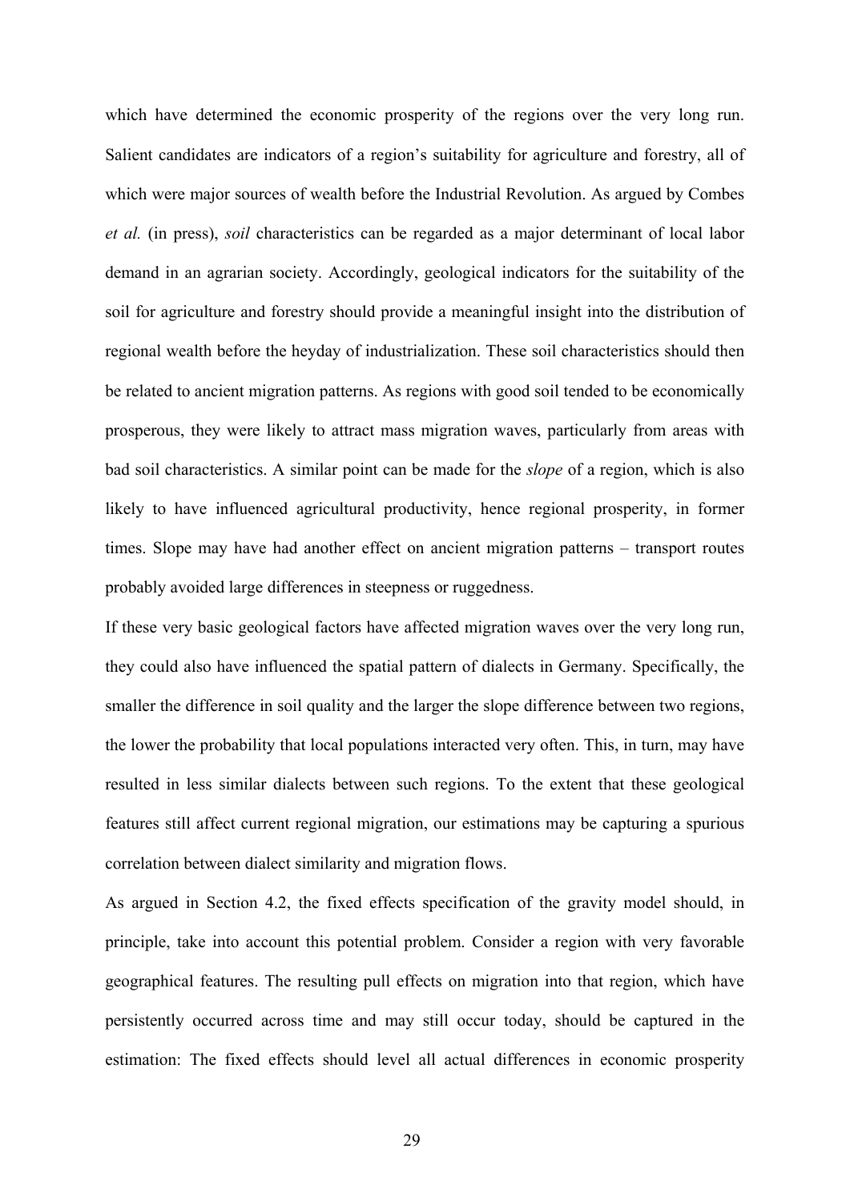which have determined the economic prosperity of the regions over the very long run. Salient candidates are indicators of a region's suitability for agriculture and forestry, all of which were major sources of wealth before the Industrial Revolution. As argued by Combes *et al.* (in press), *soil* characteristics can be regarded as a major determinant of local labor demand in an agrarian society. Accordingly, geological indicators for the suitability of the soil for agriculture and forestry should provide a meaningful insight into the distribution of regional wealth before the heyday of industrialization. These soil characteristics should then be related to ancient migration patterns. As regions with good soil tended to be economically prosperous, they were likely to attract mass migration waves, particularly from areas with bad soil characteristics. A similar point can be made for the *slope* of a region, which is also likely to have influenced agricultural productivity, hence regional prosperity, in former times. Slope may have had another effect on ancient migration patterns – transport routes probably avoided large differences in steepness or ruggedness.

If these very basic geological factors have affected migration waves over the very long run, they could also have influenced the spatial pattern of dialects in Germany. Specifically, the smaller the difference in soil quality and the larger the slope difference between two regions, the lower the probability that local populations interacted very often. This, in turn, may have resulted in less similar dialects between such regions. To the extent that these geological features still affect current regional migration, our estimations may be capturing a spurious correlation between dialect similarity and migration flows.

As argued in Section 4.2, the fixed effects specification of the gravity model should, in principle, take into account this potential problem. Consider a region with very favorable geographical features. The resulting pull effects on migration into that region, which have persistently occurred across time and may still occur today, should be captured in the estimation: The fixed effects should level all actual differences in economic prosperity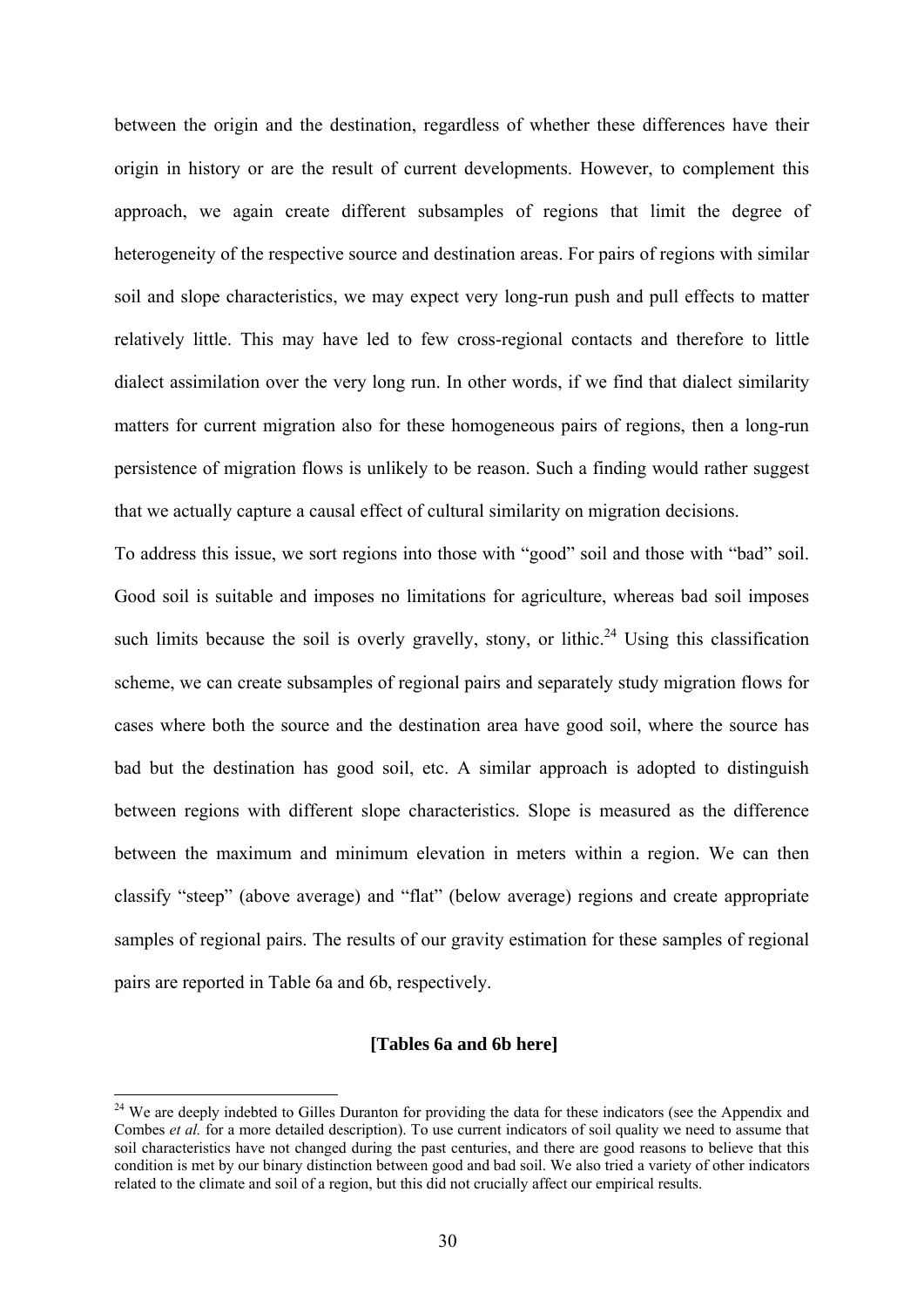between the origin and the destination, regardless of whether these differences have their origin in history or are the result of current developments. However, to complement this approach, we again create different subsamples of regions that limit the degree of heterogeneity of the respective source and destination areas. For pairs of regions with similar soil and slope characteristics, we may expect very long-run push and pull effects to matter relatively little. This may have led to few cross-regional contacts and therefore to little dialect assimilation over the very long run. In other words, if we find that dialect similarity matters for current migration also for these homogeneous pairs of regions, then a long-run persistence of migration flows is unlikely to be reason. Such a finding would rather suggest that we actually capture a causal effect of cultural similarity on migration decisions.

To address this issue, we sort regions into those with "good" soil and those with "bad" soil. Good soil is suitable and imposes no limitations for agriculture, whereas bad soil imposes such limits because the soil is overly gravelly, stony, or lithic.[24] Using this classification scheme, we can create subsamples of regional pairs and separately study migration flows for cases where both the source and the destination area have good soil, where the source has bad but the destination has good soil, etc. A similar approach is adopted to distinguish between regions with different slope characteristics. Slope is measured as the difference between the maximum and minimum elevation in meters within a region. We can then classify "steep" (above average) and "flat" (below average) regions and create appropriate samples of regional pairs. The results of our gravity estimation for these samples of regional pairs are reported in Table 6a and 6b, respectively.

**[Tables 6a and 6b here]**

[24] We are deeply indebted to Gilles Duranton for providing the data for these indicators (see the Appendix and Combes *et al.* for a more detailed description). To use current indicators of soil quality we need to assume that soil characteristics have not changed during the past centuries, and there are good reasons to believe that this condition is met by our binary distinction between good and bad soil. We also tried a variety of other indicators related to the climate and soil of a region, but this did not crucially affect our empirical results.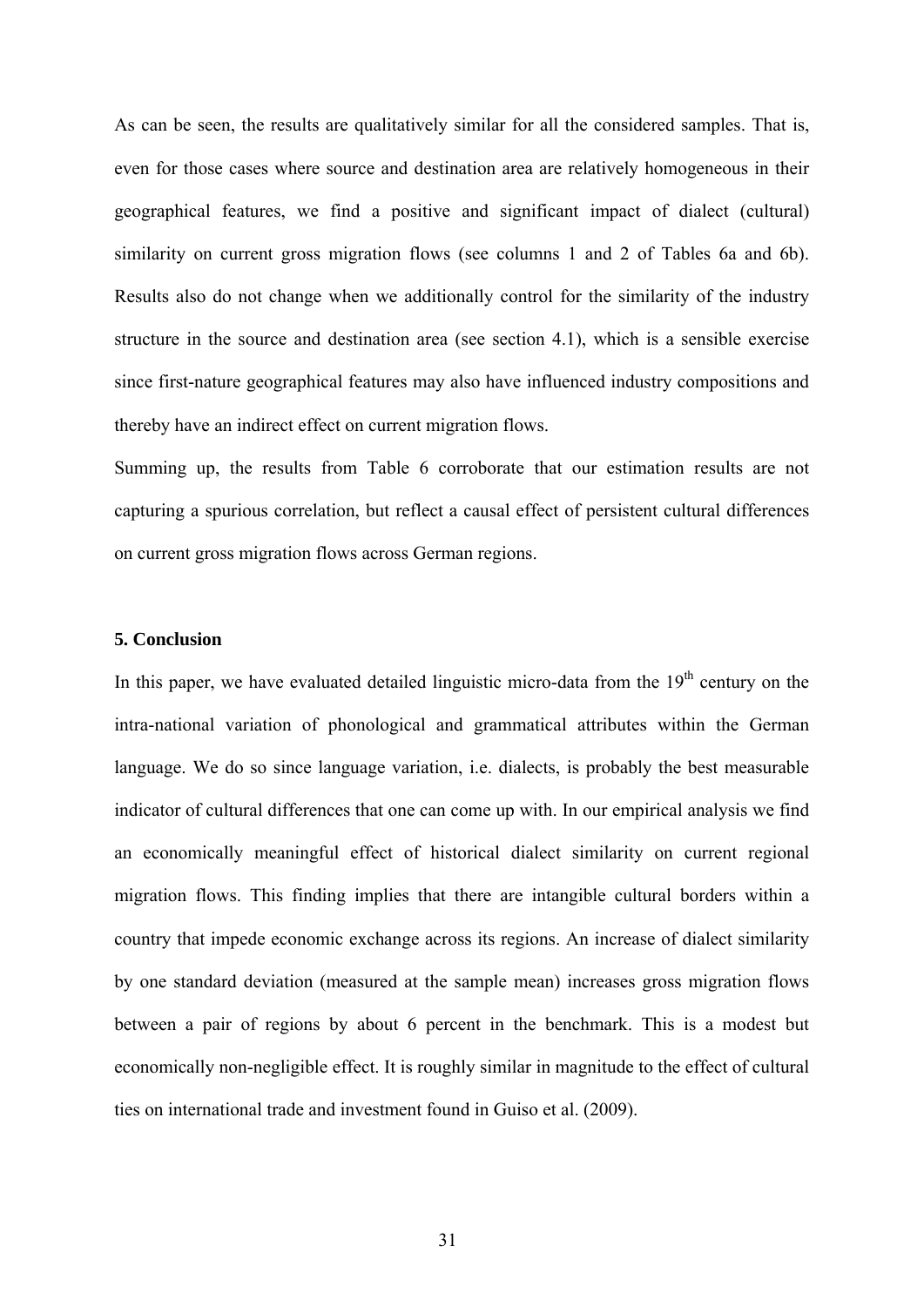As can be seen, the results are qualitatively similar for all the considered samples. That is, even for those cases where source and destination area are relatively homogeneous in their geographical features, we find a positive and significant impact of dialect (cultural) similarity on current gross migration flows (see columns 1 and 2 of Tables 6a and 6b). Results also do not change when we additionally control for the similarity of the industry structure in the source and destination area (see section 4.1), which is a sensible exercise since first-nature geographical features may also have influenced industry compositions and thereby have an indirect effect on current migration flows.

Summing up, the results from Table 6 corroborate that our estimation results are not capturing a spurious correlation, but reflect a causal effect of persistent cultural differences on current gross migration flows across German regions.

## 5. Conclusion

In this paper, we have evaluated detailed linguistic micro-data from the $19^{th}$ century on the intra-national variation of phonological and grammatical attributes within the German language. We do so since language variation, i.e. dialects, is probably the best measurable indicator of cultural differences that one can come up with. In our empirical analysis we find an economically meaningful effect of historical dialect similarity on current regional migration flows. This finding implies that there are intangible cultural borders within a country that impede economic exchange across its regions. An increase of dialect similarity by one standard deviation (measured at the sample mean) increases gross migration flows between a pair of regions by about 6 percent in the benchmark. This is a modest but economically non-negligible effect. It is roughly similar in magnitude to the effect of cultural ties on international trade and investment found in Guiso et al. (2009).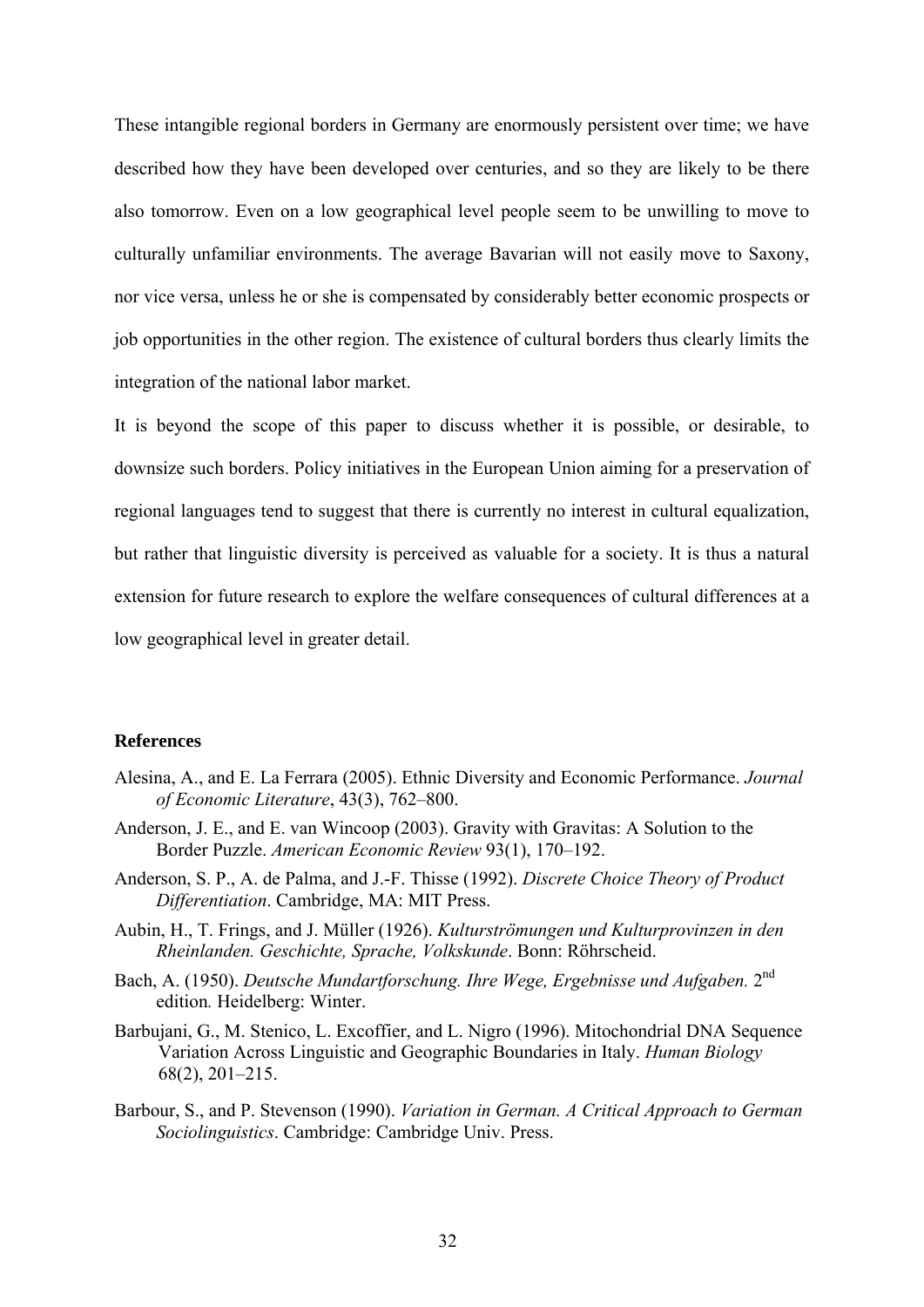These intangible regional borders in Germany are enormously persistent over time; we have described how they have been developed over centuries, and so they are likely to be there also tomorrow. Even on a low geographical level people seem to be unwilling to move to culturally unfamiliar environments. The average Bavarian will not easily move to Saxony, nor vice versa, unless he or she is compensated by considerably better economic prospects or job opportunities in the other region. The existence of cultural borders thus clearly limits the integration of the national labor market.

It is beyond the scope of this paper to discuss whether it is possible, or desirable, to downsize such borders. Policy initiatives in the European Union aiming for a preservation of regional languages tend to suggest that there is currently no interest in cultural equalization, but rather that linguistic diversity is perceived as valuable for a society. It is thus a natural extension for future research to explore the welfare consequences of cultural differences at a low geographical level in greater detail.

### References

Alesina, A., and E. La Ferrara (2005). Ethnic Diversity and Economic Performance. *Journal of Economic Literature*, 43(3), 762–800.

Anderson, J. E., and E. van Wincoop (2003). Gravity with Gravitas: A Solution to the Border Puzzle. *American Economic Review* 93(1), 170–192.

Anderson, S. P., A. de Palma, and J.-F. Thisse (1992). *Discrete Choice Theory of Product Differentiation*. Cambridge, MA: MIT Press.

Aubin, H., T. Frings, and J. Müller (1926). *Kulturströmungen und Kulturprovinzen in den Rheinlanden. Geschichte, Sprache, Volkskunde*. Bonn: Röhrscheid.

Bach, A. (1950). *Deutsche Mundartforschung. Ihre Wege, Ergebnisse und Aufgaben.* 2nd edition*.* Heidelberg: Winter.

Barbujani, G., M. Stenico, L. Excoffier, and L. Nigro (1996). Mitochondrial DNA Sequence Variation Across Linguistic and Geographic Boundaries in Italy. *Human Biology* 68(2), 201–215.

Barbour, S., and P. Stevenson (1990). *Variation in German. A Critical Approach to German Sociolinguistics*. Cambridge: Cambridge Univ. Press.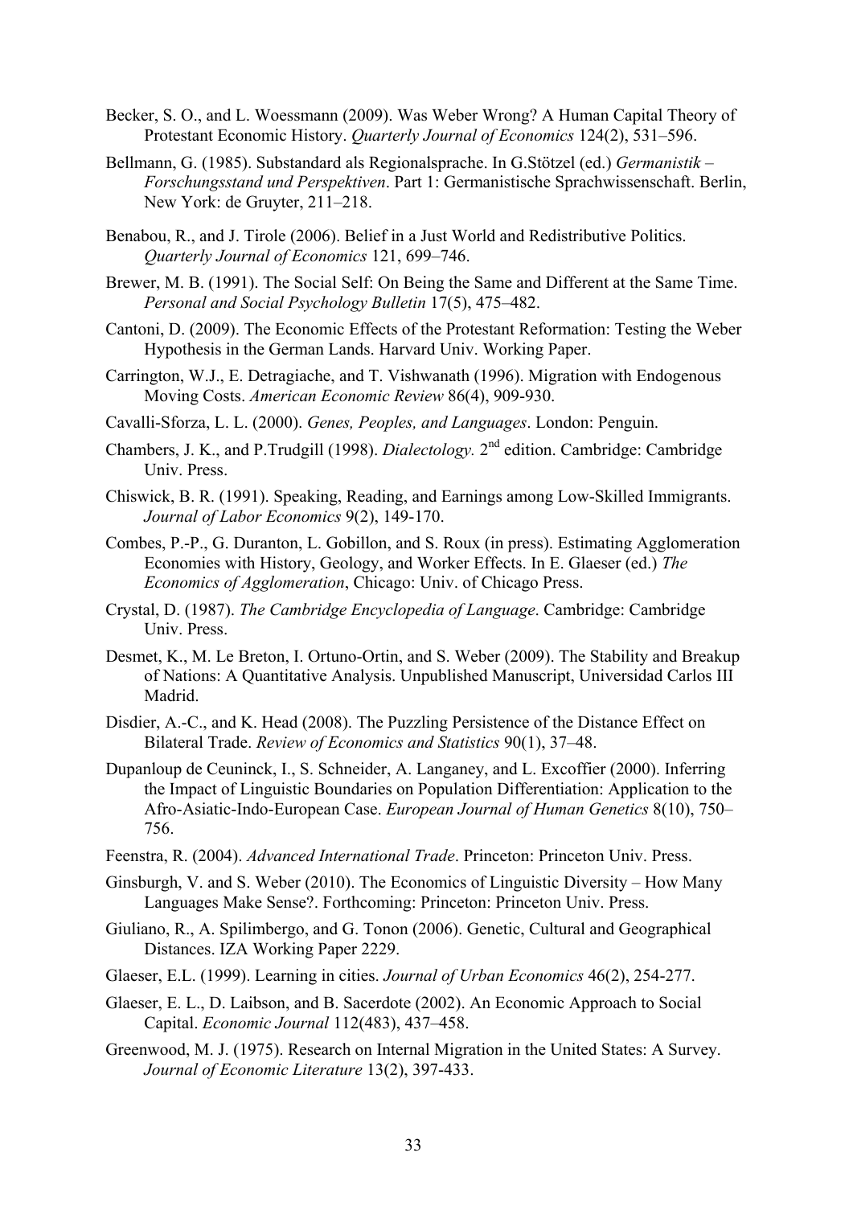Becker, S. O., and L. Woessmann (2009). Was Weber Wrong? A Human Capital Theory of Protestant Economic History. *Quarterly Journal of Economics* 124(2), 531–596.

Bellmann, G. (1985). Substandard als Regionalsprache. In G.Stötzel (ed.) *Germanistik – Forschungsstand und Perspektiven*. Part 1: Germanistische Sprachwissenschaft. Berlin, New York: de Gruyter, 211–218.

Benabou, R., and J. Tirole (2006). Belief in a Just World and Redistributive Politics. *Quarterly Journal of Economics* 121, 699–746.

Brewer, M. B. (1991). The Social Self: On Being the Same and Different at the Same Time. *Personal and Social Psychology Bulletin* 17(5), 475–482.

Cantoni, D. (2009). The Economic Effects of the Protestant Reformation: Testing the Weber Hypothesis in the German Lands. Harvard Univ. Working Paper.

Carrington, W.J., E. Detragiache, and T. Vishwanath (1996). Migration with Endogenous Moving Costs. *American Economic Review* 86(4), 909-930.

Cavalli-Sforza, L. L. (2000). *Genes, Peoples, and Languages*. London: Penguin.

Chambers, J. K., and P.Trudgill (1998). *Dialectology.* 2nd edition. Cambridge: Cambridge Univ. Press.

Chiswick, B. R. (1991). Speaking, Reading, and Earnings among Low-Skilled Immigrants. *Journal of Labor Economics* 9(2), 149-170.

Combes, P.-P., G. Duranton, L. Gobillon, and S. Roux (in press). Estimating Agglomeration Economies with History, Geology, and Worker Effects. In E. Glaeser (ed.) *The Economics of Agglomeration*, Chicago: Univ. of Chicago Press.

Crystal, D. (1987). *The Cambridge Encyclopedia of Language*. Cambridge: Cambridge Univ. Press.

Desmet, K., M. Le Breton, I. Ortuno-Ortin, and S. Weber (2009). The Stability and Breakup of Nations: A Quantitative Analysis. Unpublished Manuscript, Universidad Carlos III Madrid.

Disdier, A.-C., and K. Head (2008). The Puzzling Persistence of the Distance Effect on Bilateral Trade. *Review of Economics and Statistics* 90(1), 37–48.

Dupanloup de Ceuninck, I., S. Schneider, A. Langaney, and L. Excoffier (2000). Inferring the Impact of Linguistic Boundaries on Population Differentiation: Application to the Afro-Asiatic-Indo-European Case. *European Journal of Human Genetics* 8(10), 750–756.

Feenstra, R. (2004). *Advanced International Trade*. Princeton: Princeton Univ. Press.

Ginsburgh, V. and S. Weber (2010). The Economics of Linguistic Diversity – How Many Languages Make Sense?. Forthcoming: Princeton: Princeton Univ. Press.

Giuliano, R., A. Spilimbergo, and G. Tonon (2006). Genetic, Cultural and Geographical Distances. IZA Working Paper 2229.

Glaeser, E.L. (1999). Learning in cities. *Journal of Urban Economics* 46(2), 254-277.

Glaeser, E. L., D. Laibson, and B. Sacerdote (2002). An Economic Approach to Social Capital. *Economic Journal* 112(483), 437–458.

Greenwood, M. J. (1975). Research on Internal Migration in the United States: A Survey. *Journal of Economic Literature* 13(2), 397-433.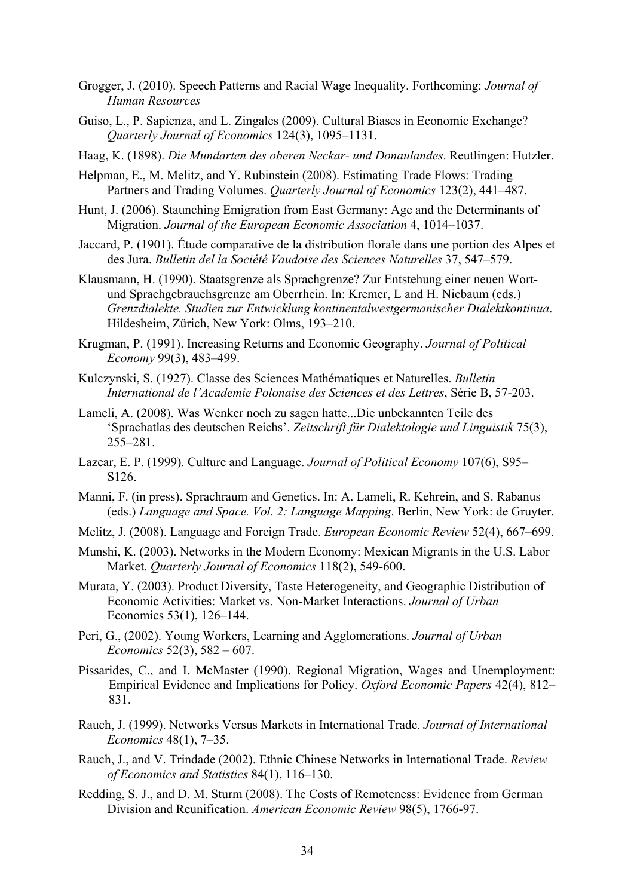Grogger, J. (2010). Speech Patterns and Racial Wage Inequality. Forthcoming: *Journal of Human Resources*

Guiso, L., P. Sapienza, and L. Zingales (2009). Cultural Biases in Economic Exchange? *Quarterly Journal of Economics* 124(3), 1095–1131.

Haag, K. (1898). *Die Mundarten des oberen Neckar- und Donaulandes*. Reutlingen: Hutzler.

Helpman, E., M. Melitz, and Y. Rubinstein (2008). Estimating Trade Flows: Trading Partners and Trading Volumes. *Quarterly Journal of Economics* 123(2), 441–487.

Hunt, J. (2006). Staunching Emigration from East Germany: Age and the Determinants of Migration. *Journal of the European Economic Association* 4, 1014–1037.

Jaccard, P. (1901). Étude comparative de la distribution florale dans une portion des Alpes et des Jura. *Bulletin del la Société Vaudoise des Sciences Naturelles* 37, 547–579.

Klausmann, H. (1990). Staatsgrenze als Sprachgrenze? Zur Entstehung einer neuen Wort- und Sprachgebrauchsgrenze am Oberrhein. In: Kremer, L and H. Niebaum (eds.) *Grenzdialekte. Studien zur Entwicklung kontinentalwestgermanischer Dialektkontinua*. Hildesheim, Zürich, New York: Olms, 193–210.

Krugman, P. (1991). Increasing Returns and Economic Geography. *Journal of Political Economy* 99(3), 483–499.

Kulczynski, S. (1927). Classe des Sciences Mathématiques et Naturelles. *Bulletin International de l'Academie Polonaise des Sciences et des Lettres*, Série B, 57-203.

Lameli, A. (2008). Was Wenker noch zu sagen hatte...Die unbekannten Teile des 'Sprachatlas des deutschen Reichs'. *Zeitschrift für Dialektologie und Linguistik* 75(3), 255–281.

Lazear, E. P. (1999). Culture and Language. *Journal of Political Economy* 107(6), S95–S126.

Manni, F. (in press). Sprachraum and Genetics. In: A. Lameli, R. Kehrein, and S. Rabanus (eds.) *Language and Space. Vol. 2: Language Mapping*. Berlin, New York: de Gruyter.

Melitz, J. (2008). Language and Foreign Trade. *European Economic Review* 52(4), 667–699.

Munshi, K. (2003). Networks in the Modern Economy: Mexican Migrants in the U.S. Labor Market. *Quarterly Journal of Economics* 118(2), 549-600.

Murata, Y. (2003). Product Diversity, Taste Heterogeneity, and Geographic Distribution of Economic Activities: Market vs. Non-Market Interactions. *Journal of Urban* Economics 53(1), 126–144.

Peri, G., (2002). Young Workers, Learning and Agglomerations. *Journal of Urban Economics* 52(3), 582 – 607.

Pissarides, C., and I. McMaster (1990). Regional Migration, Wages and Unemployment: Empirical Evidence and Implications for Policy. *Oxford Economic Papers* 42(4), 812–831.

Rauch, J. (1999). Networks Versus Markets in International Trade. *Journal of International Economics* 48(1), 7–35.

Rauch, J., and V. Trindade (2002). Ethnic Chinese Networks in International Trade. *Review of Economics and Statistics* 84(1), 116–130.

Redding, S. J., and D. M. Sturm (2008). The Costs of Remoteness: Evidence from German Division and Reunification. *American Economic Review* 98(5), 1766-97.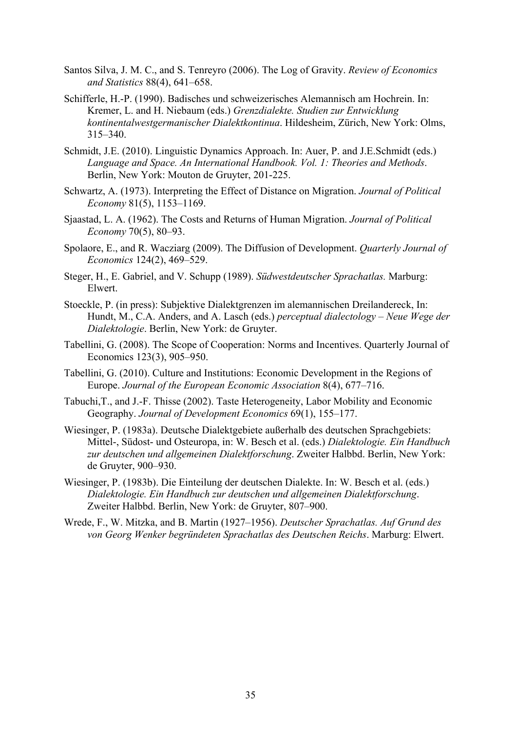Santos Silva, J. M. C., and S. Tenreyro (2006). The Log of Gravity. *Review of Economics and Statistics* 88(4), 641–658.

Schifferle, H.-P. (1990). Badisches und schweizerisches Alemannisch am Hochrein. In: Kremer, L. and H. Niebaum (eds.) *Grenzdialekte. Studien zur Entwicklung kontinentalwestgermanischer Dialektkontinua*. Hildesheim, Zürich, New York: Olms, 315–340.

Schmidt, J.E. (2010). Linguistic Dynamics Approach. In: Auer, P. and J.E.Schmidt (eds.) *Language and Space. An International Handbook. Vol. 1: Theories and Methods*. Berlin, New York: Mouton de Gruyter, 201-225.

Schwartz, A. (1973). Interpreting the Effect of Distance on Migration. *Journal of Political Economy* 81(5), 1153–1169.

Sjaastad, L. A. (1962). The Costs and Returns of Human Migration. *Journal of Political Economy* 70(5), 80–93.

Spolaore, E., and R. Wacziarg (2009). The Diffusion of Development. *Quarterly Journal of Economics* 124(2), 469–529.

Steger, H., E. Gabriel, and V. Schupp (1989). *Südwestdeutscher Sprachatlas.* Marburg: Elwert.

Stoeckle, P. (in press): Subjektive Dialektgrenzen im alemannischen Dreilandereck, In: Hundt, M., C.A. Anders, and A. Lasch (eds.) *perceptual dialectology – Neue Wege der Dialektologie*. Berlin, New York: de Gruyter.

Tabellini, G. (2008). The Scope of Cooperation: Norms and Incentives. Quarterly Journal of Economics 123(3), 905–950.

Tabellini, G. (2010). Culture and Institutions: Economic Development in the Regions of Europe. *Journal of the European Economic Association* 8(4), 677–716.

Tabuchi,T., and J.-F. Thisse (2002). Taste Heterogeneity, Labor Mobility and Economic Geography. *Journal of Development Economics* 69(1), 155–177.

Wiesinger, P. (1983a). Deutsche Dialektgebiete außerhalb des deutschen Sprachgebiets: Mittel-, Südost- und Osteuropa, in: W. Besch et al. (eds.) *Dialektologie. Ein Handbuch zur deutschen und allgemeinen Dialektforschung*. Zweiter Halbbd. Berlin, New York: de Gruyter, 900–930.

Wiesinger, P. (1983b). Die Einteilung der deutschen Dialekte. In: W. Besch et al. (eds.) *Dialektologie. Ein Handbuch zur deutschen und allgemeinen Dialektforschung*. Zweiter Halbbd. Berlin, New York: de Gruyter, 807–900.

Wrede, F., W. Mitzka, and B. Martin (1927–1956). *Deutscher Sprachatlas. Auf Grund des von Georg Wenker begründeten Sprachatlas des Deutschen Reichs*. Marburg: Elwert.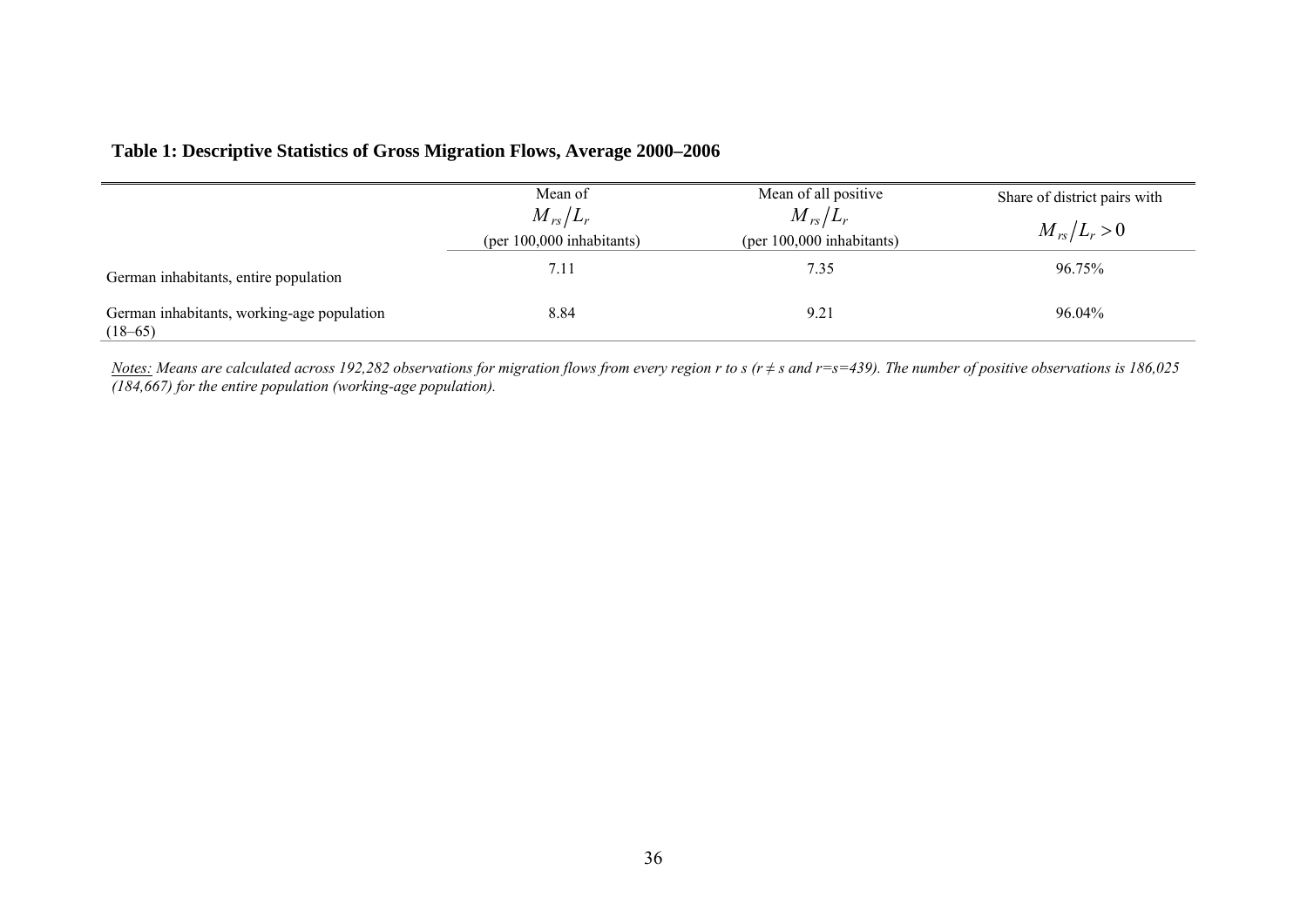**Table 1: Descriptive Statistics of Gross Migration Flows, Average 2000–2006**

| | Mean of $M_{rs}/L_r$ (per 100,000 inhabitants) | Mean of all positive $M_{rs}/L_r$ (per 100,000 inhabitants) | Share of district pairs with $M_{rs}/L_r > 0$ |
|---|---|---|---|
| German inhabitants, entire population | 7.11 | 7.35 | 96.75% |
| German inhabitants, working-age population (18–65) | 8.84 | 9.21 | 96.04% |

*Notes: Means are calculated across 192,282 observations for migration flows from every region r to s ($r \neq s$ and $r=s=439$). The number of positive observations is 186,025 (184,667) for the entire population (working-age population).*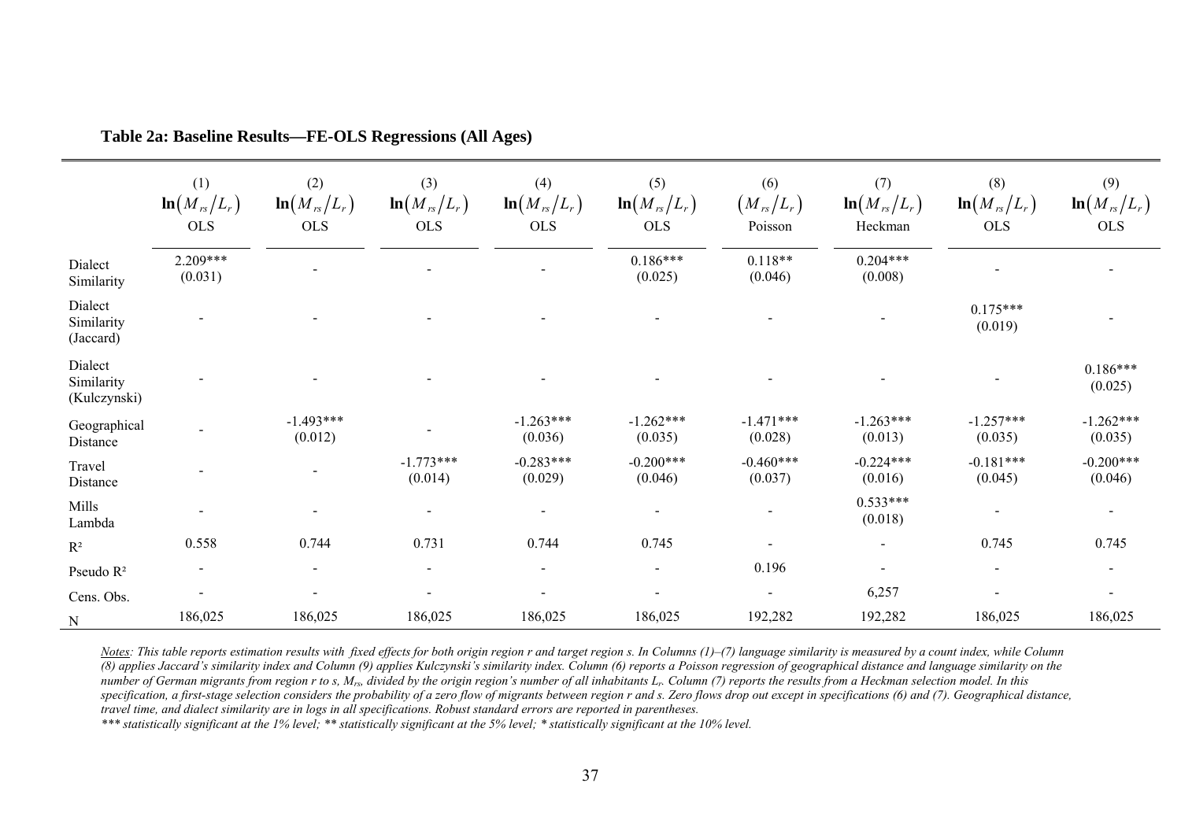**Table 2a: Baseline Results—FE-OLS Regressions (All Ages)**

| | (1) $\ln(M_{rs}/L_r)$ OLS | (2) $\ln(M_{rs}/L_r)$ OLS | (3) $\ln(M_{rs}/L_r)$ OLS | (4) $\ln(M_{rs}/L_r)$ OLS | (5) $\ln(M_{rs}/L_r)$ OLS | (6) $(M_{rs}/L_r)$ Poisson | (7) $\ln(M_{rs}/L_r)$ Heckman | (8) $\ln(M_{rs}/L_r)$ OLS | (9) $\ln(M_{rs}/L_r)$ OLS |
|---|---|---|---|---|---|---|---|---|---|
| Dialect Similarity | 2.209*** (0.031) | - | - | - | 0.186*** (0.025) | 0.118** (0.046) | 0.204*** (0.008) | - | - |
| Dialect Similarity (Jaccard) | - | - | - | - | - | - | - | 0.175*** (0.019) | - |
| Dialect Similarity (Kulczynski) | - | - | - | - | - | - | - | - | 0.186*** (0.025) |
| Geographical Distance | - | -1.493*** (0.012) | - | -1.263*** (0.036) | -1.262*** (0.035) | -1.471*** (0.028) | -1.263*** (0.013) | -1.257*** (0.035) | -1.262*** (0.035) |
| Travel Distance | - | - | -1.773*** (0.014) | -0.283*** (0.029) | -0.200*** (0.046) | -0.460*** (0.037) | -0.224*** (0.016) | -0.181*** (0.045) | -0.200*** (0.046) |
| Mills Lambda | - | - | - | - | - | - | 0.533*** (0.018) | - | - |
| $R^2$ | 0.558 | 0.744 | 0.731 | 0.744 | 0.745 | - | - | 0.745 | 0.745 |
| Pseudo $R^2$ | - | - | - | - | - | 0.196 | - | - | - |
| Cens. Obs. | - | - | - | - | - | - | 6,257 | - | - |
| N | 186,025 | 186,025 | 186,025 | 186,025 | 186,025 | 192,282 | 192,282 | 186,025 | 186,025 |

*Notes: This table reports estimation results with fixed effects for both origin region r and target region s. In Columns (1)–(7) language similarity is measured by a count index, while Column (8) applies Jaccard's similarity index and Column (9) applies Kulczynski's similarity index. Column (6) reports a Poisson regression of geographical distance and language similarity on the number of German migrants from region r to s, $M_{rs}$, divided by the origin region's number of all inhabitants $L_r$. Column (7) reports the results from a Heckman selection model. In this specification, a first-stage selection considers the probability of a zero flow of migrants between region r and s. Zero flows drop out except in specifications (6) and (7). Geographical distance, travel time, and dialect similarity are in logs in all specifications. Robust standard errors are reported in parentheses.*

*\*\*\* statistically significant at the 1% level; \*\* statistically significant at the 5% level; \* statistically significant at the 10% level.*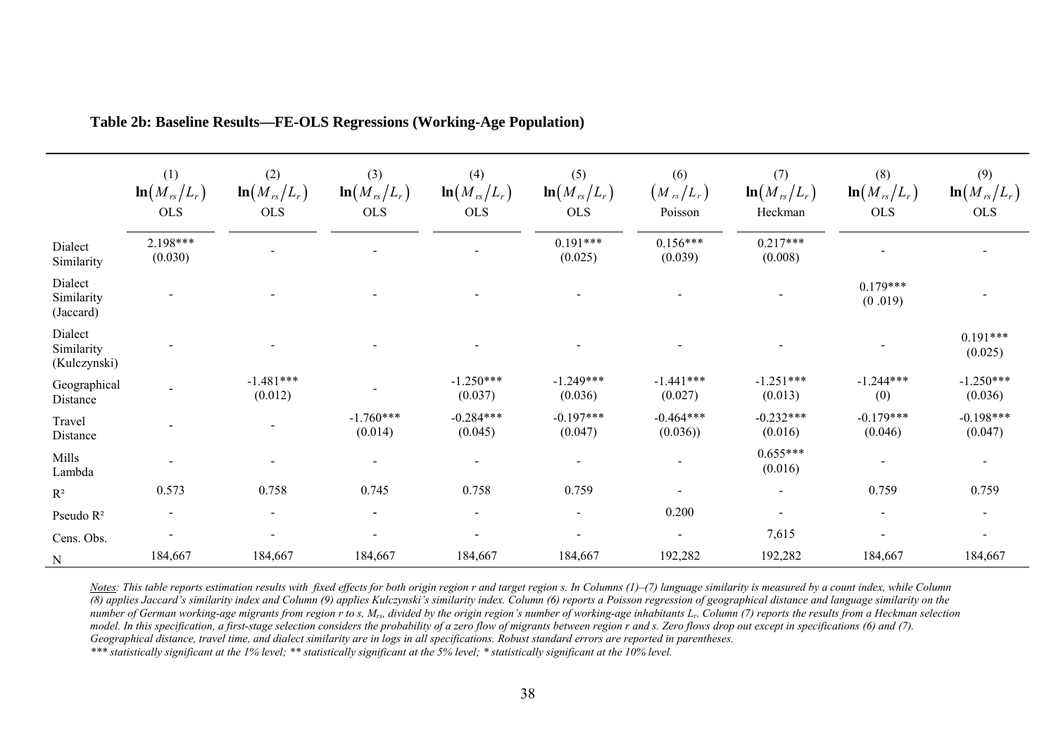**Table 2b: Baseline Results—FE-OLS Regressions (Working-Age Population)**

| | (1) | (2) | (3) | (4) | (5) | (6) | (7) | (8) | (9) |
|---|---|---|---|---|---|---|---|---|---|
| | $\ln(M_{rs}/L_r)$ | $\ln(M_{rs}/L_r)$ | $\ln(M_{rs}/L_r)$ | $\ln(M_{rs}/L_r)$ | $\ln(M_{rs}/L_r)$ | $(M_{rs}/L_r)$ | $\ln(M_{rs}/L_r)$ | $\ln(M_{rs}/L_r)$ | $\ln(M_{rs}/L_r)$ |
| | OLS | OLS | OLS | OLS | OLS | Poisson | Heckman | OLS | OLS |
| Dialect Similarity | 2.198*** (0.030) | - | - | - | 0.191*** (0.025) | 0.156*** (0.039) | 0.217*** (0.008) | - | - |
| Dialect Similarity (Jaccard) | - | - | - | - | - | - | - | 0.179*** (0 .019) | - |
| Dialect Similarity (Kulczynski) | - | - | - | - | - | - | - | - | 0.191*** (0.025) |
| Geographical Distance | - | -1.481*** (0.012) | - | -1.250*** (0.037) | -1.249*** (0.036) | -1.441*** (0.027) | -1.251*** (0.013) | -1.244*** (0) | -1.250*** (0.036) |
| Travel Distance | - | - | -1.760*** (0.014) | -0.284*** (0.045) | -0.197*** (0.047) | -0.464*** (0.036)) | -0.232*** (0.016) | -0.179*** (0.046) | -0.198*** (0.047) |
| Mills Lambda | - | - | - | - | - | - | 0.655*** (0.016) | - | - |
| $R^2$ | 0.573 | 0.758 | 0.745 | 0.758 | 0.759 | - | - | 0.759 | 0.759 |
| Pseudo $R^2$ | - | - | - | - | - | 0.200 | - | - | - |
| Cens. Obs. | - | - | - | - | - | - | 7,615 | - | - |
| N | 184,667 | 184,667 | 184,667 | 184,667 | 184,667 | 192,282 | 192,282 | 184,667 | 184,667 |

*Notes: This table reports estimation results with fixed effects for both origin region r and target region s. In Columns (1)–(7) language similarity is measured by a count index, while Column (8) applies Jaccard's similarity index and Column (9) applies Kulczynski's similarity index. Column (6) reports a Poisson regression of geographical distance and language similarity on the number of German working-age migrants from region r to s, $M_{rs}$, divided by the origin region's number of working-age inhabitants $L_r$. Column (7) reports the results from a Heckman selection model. In this specification, a first-stage selection considers the probability of a zero flow of migrants between region r and s. Zero flows drop out except in specifications (6) and (7). Geographical distance, travel time, and dialect similarity are in logs in all specifications. Robust standard errors are reported in parentheses.*

*\*\*\* statistically significant at the 1% level; \*\* statistically significant at the 5% level; \* statistically significant at the 10% level.*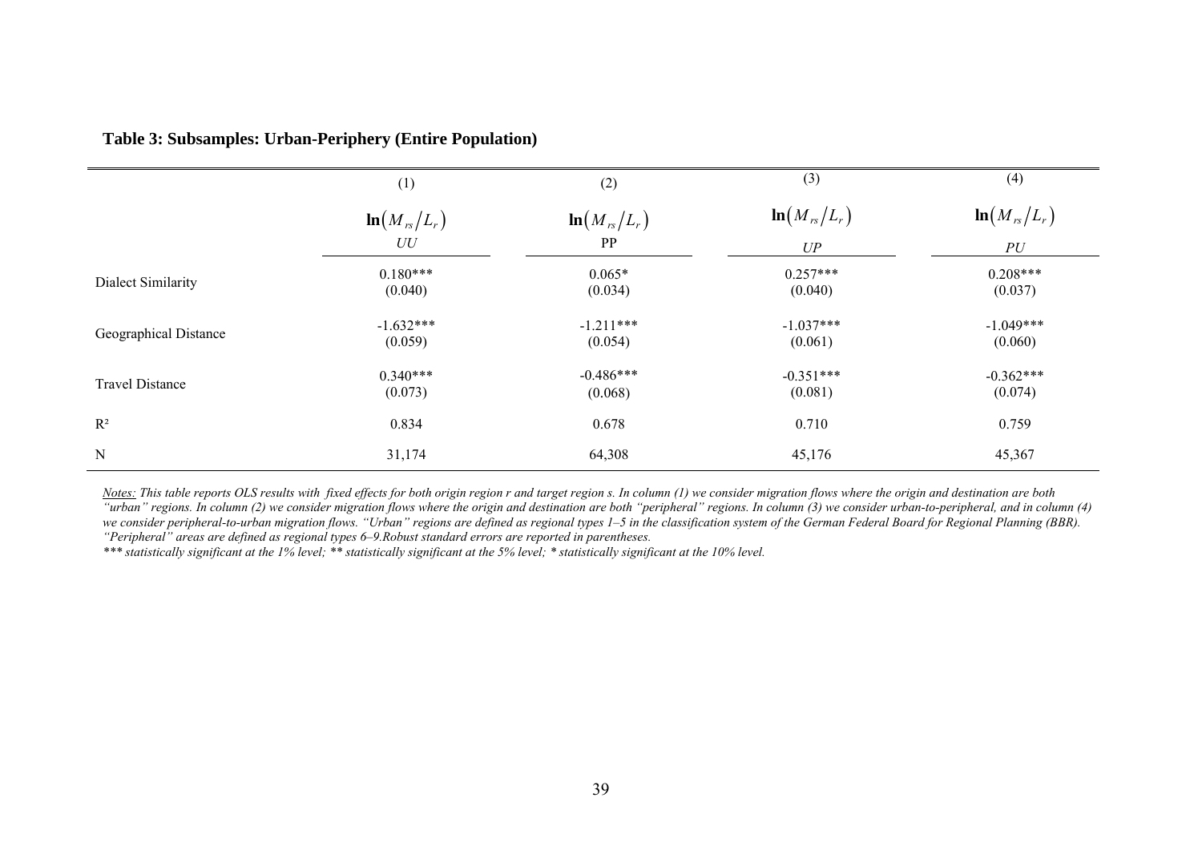**Table 3: Subsamples: Urban-Periphery (Entire Population)**

| | (1) | (2) | (3) | (4) |
|---|---|---|---|---|
| | $\ln(M_{rs}/L_r)$ | $\ln(M_{rs}/L_r)$ | $\ln(M_{rs}/L_r)$ | $\ln(M_{rs}/L_r)$ |
| | *UU* | PP | *UP* | *PU* |
| Dialect Similarity | 0.180***<br>(0.040) | 0.065*<br>(0.034) | 0.257***<br>(0.040) | 0.208***<br>(0.037) |
| Geographical Distance | -1.632***<br>(0.059) | -1.211***<br>(0.054) | -1.037***<br>(0.061) | -1.049***<br>(0.060) |
| Travel Distance | 0.340***<br>(0.073) | -0.486***<br>(0.068) | -0.351***<br>(0.081) | -0.362***<br>(0.074) |
| $R^2$ | 0.834 | 0.678 | 0.710 | 0.759 |
| N | 31,174 | 64,308 | 45,176 | 45,367 |

*Notes: This table reports OLS results with fixed effects for both origin region r and target region s. In column (1) we consider migration flows where the origin and destination are both "urban" regions. In column (2) we consider migration flows where the origin and destination are both "peripheral" regions. In column (3) we consider urban-to-peripheral, and in column (4) we consider peripheral-to-urban migration flows. "Urban" regions are defined as regional types 1–5 in the classification system of the German Federal Board for Regional Planning (BBR). "Peripheral" areas are defined as regional types 6–9.Robust standard errors are reported in parentheses.*

*\*\*\* statistically significant at the 1% level; \*\* statistically significant at the 5% level; \* statistically significant at the 10% level.*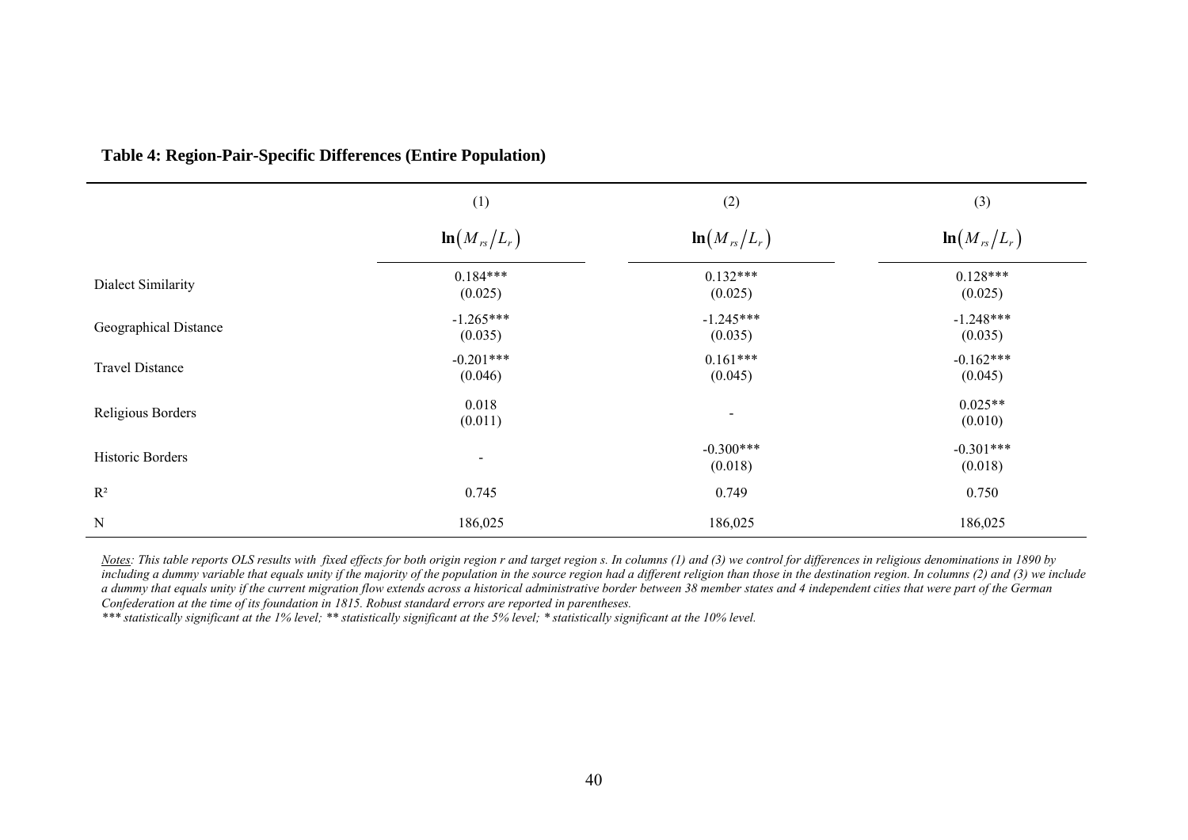**Table 4: Region-Pair-Specific Differences (Entire Population)**

| | (1) | (2) | (3) |
|---|---|---|---|
| | $\ln(M_{rs}/L_r)$ | $\ln(M_{rs}/L_r)$ | $\ln(M_{rs}/L_r)$ |
| Dialect Similarity | 0.184*** (0.025) | 0.132*** (0.025) | 0.128*** (0.025) |
| Geographical Distance | -1.265*** (0.035) | -1.245*** (0.035) | -1.248*** (0.035) |
| Travel Distance | -0.201*** (0.046) | 0.161*** (0.045) | -0.162*** (0.045) |
| Religious Borders | 0.018 (0.011) | - | 0.025** (0.010) |
| Historic Borders | - | -0.300*** (0.018) | -0.301*** (0.018) |
| $R^2$ | 0.745 | 0.749 | 0.750 |
| N | 186,025 | 186,025 | 186,025 |

*Notes: This table reports OLS results with fixed effects for both origin region r and target region s. In columns (1) and (3) we control for differences in religious denominations in 1890 by including a dummy variable that equals unity if the majority of the population in the source region had a different religion than those in the destination region. In columns (2) and (3) we include a dummy that equals unity if the current migration flow extends across a historical administrative border between 38 member states and 4 independent cities that were part of the German Confederation at the time of its foundation in 1815. Robust standard errors are reported in parentheses.*

*\*\*\* statistically significant at the 1% level; \*\* statistically significant at the 5% level; \* statistically significant at the 10% level.*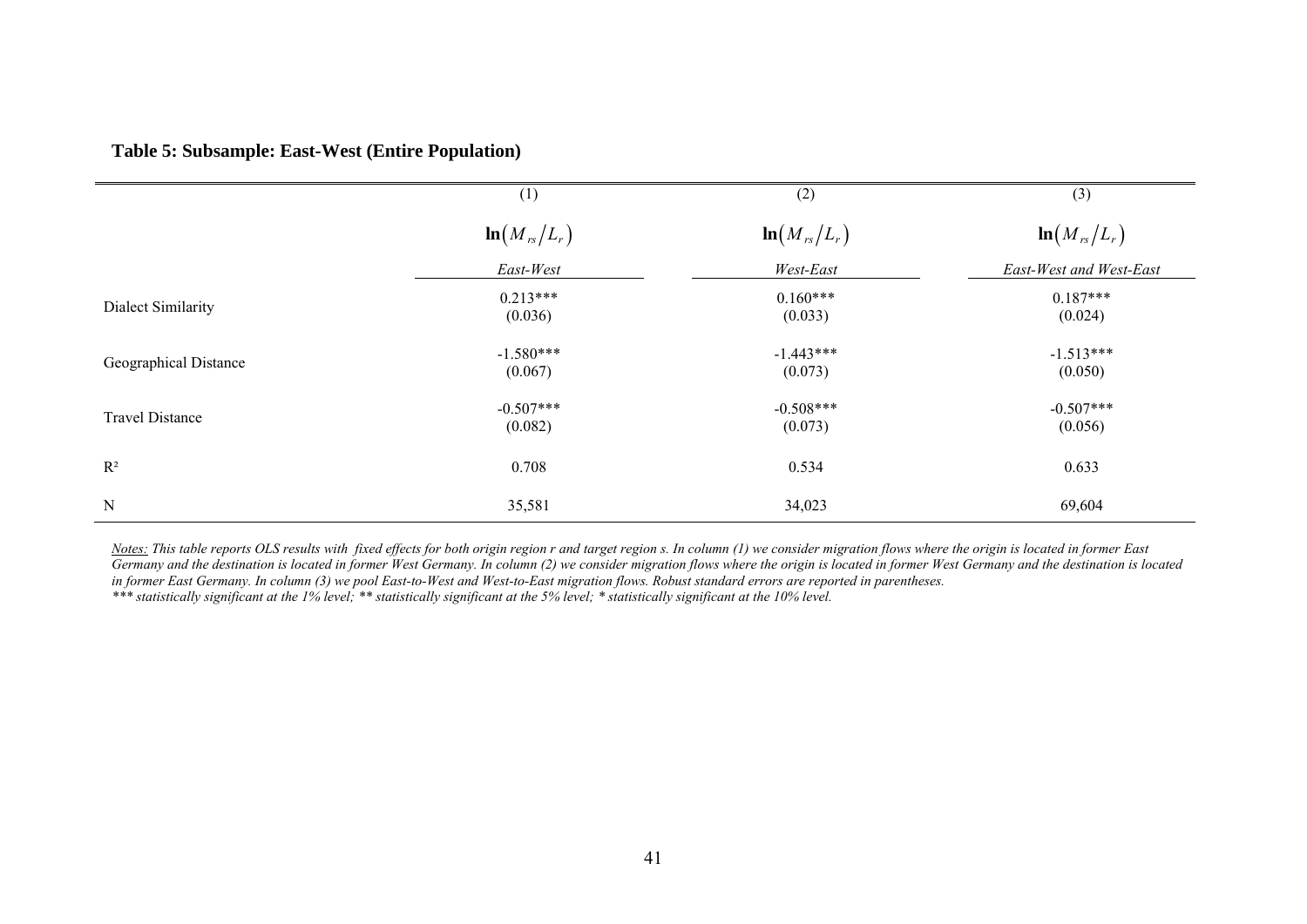**Table 5: Subsample: East-West (Entire Population)**

| | (1) | (2) | (3) |
|---|---|---|---|
| | $\ln(M_{rs}/L_r)$ | $\ln(M_{rs}/L_r)$ | $\ln(M_{rs}/L_r)$ |
| | *East-West* | *West-East* | *East-West and West-East* |
| Dialect Similarity | 0.213*** | 0.160*** | 0.187*** |
| | (0.036) | (0.033) | (0.024) |
| Geographical Distance | -1.580*** | -1.443*** | -1.513*** |
| | (0.067) | (0.073) | (0.050) |
| Travel Distance | -0.507*** | -0.508*** | -0.507*** |
| | (0.082) | (0.073) | (0.056) |
| $R^2$ | 0.708 | 0.534 | 0.633 |
| N | 35,581 | 34,023 | 69,604 |

*Notes: This table reports OLS results with fixed effects for both origin region r and target region s. In column (1) we consider migration flows where the origin is located in former East Germany and the destination is located in former West Germany. In column (2) we consider migration flows where the origin is located in former West Germany and the destination is located in former East Germany. In column (3) we pool East-to-West and West-to-East migration flows. Robust standard errors are reported in parentheses.*
*\*\*\* statistically significant at the 1% level; \*\* statistically significant at the 5% level; \* statistically significant at the 10% level.*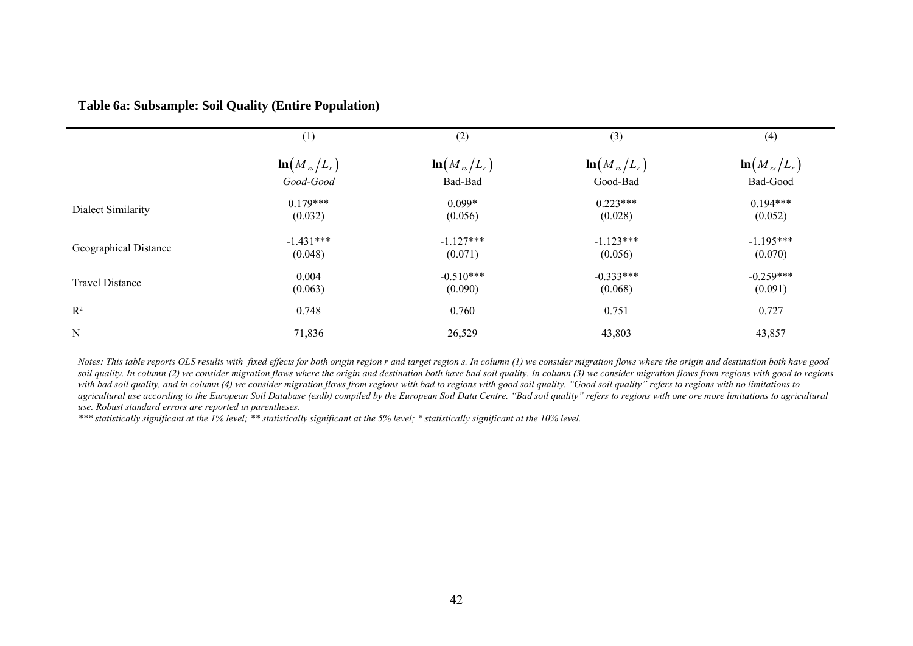**Table 6a: Subsample: Soil Quality (Entire Population)**

| | (1) | (2) | (3) | (4) |
|---|---|---|---|---|
| | $\ln(M_{rs}/L_r)$ | $\ln(M_{rs}/L_r)$ | $\ln(M_{rs}/L_r)$ | $\ln(M_{rs}/L_r)$ |
| | *Good-Good* | Bad-Bad | Good-Bad | Bad-Good |
| Dialect Similarity | 0.179*** | 0.099* | 0.223*** | 0.194*** |
| | (0.032) | (0.056) | (0.028) | (0.052) |
| Geographical Distance | -1.431*** | -1.127*** | -1.123*** | -1.195*** |
| | (0.048) | (0.071) | (0.056) | (0.070) |
| Travel Distance | 0.004 | -0.510*** | -0.333*** | -0.259*** |
| | (0.063) | (0.090) | (0.068) | (0.091) |
| $R^2$ | 0.748 | 0.760 | 0.751 | 0.727 |
| N | 71,836 | 26,529 | 43,803 | 43,857 |

*Notes: This table reports OLS results with fixed effects for both origin region r and target region s. In column (1) we consider migration flows where the origin and destination both have good soil quality. In column (2) we consider migration flows where the origin and destination both have bad soil quality. In column (3) we consider migration flows from regions with good to regions with bad soil quality, and in column (4) we consider migration flows from regions with bad to regions with good soil quality. "Good soil quality" refers to regions with no limitations to agricultural use according to the European Soil Database (esdb) compiled by the European Soil Data Centre. "Bad soil quality" refers to regions with one ore more limitations to agricultural use. Robust standard errors are reported in parentheses.*

*\*\*\* statistically significant at the 1% level; \*\* statistically significant at the 5% level; \* statistically significant at the 10% level.*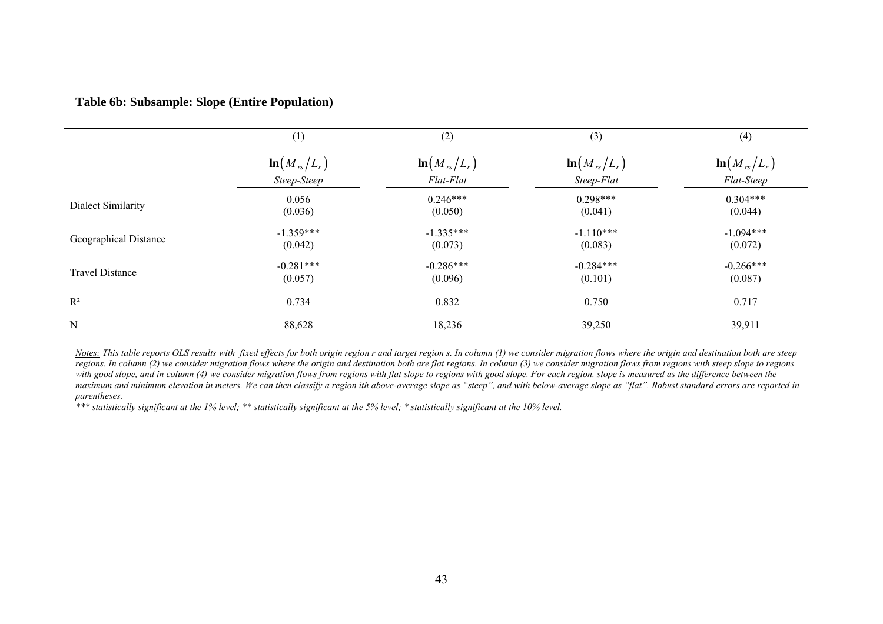**Table 6b: Subsample: Slope (Entire Population)**

| | (1) | (2) | (3) | (4) |
|---|---|---|---|---|
| | $\ln(M_{rs}/L_r)$ | $\ln(M_{rs}/L_r)$ | $\ln(M_{rs}/L_r)$ | $\ln(M_{rs}/L_r)$ |
| | *Steep-Steep* | *Flat-Flat* | *Steep-Flat* | *Flat-Steep* |
| Dialect Similarity | 0.056 | 0.246*** | 0.298*** | 0.304*** |
| | (0.036) | (0.050) | (0.041) | (0.044) |
| Geographical Distance | -1.359*** | -1.335*** | -1.110*** | -1.094*** |
| | (0.042) | (0.073) | (0.083) | (0.072) |
| Travel Distance | -0.281*** | -0.286*** | -0.284*** | -0.266*** |
| | (0.057) | (0.096) | (0.101) | (0.087) |
| $R^2$ | 0.734 | 0.832 | 0.750 | 0.717 |
| N | 88,628 | 18,236 | 39,250 | 39,911 |

*Notes: This table reports OLS results with fixed effects for both origin region r and target region s. In column (1) we consider migration flows where the origin and destination both are steep regions. In column (2) we consider migration flows where the origin and destination both are flat regions. In column (3) we consider migration flows from regions with steep slope to regions with good slope, and in column (4) we consider migration flows from regions with flat slope to regions with good slope. For each region, slope is measured as the difference between the maximum and minimum elevation in meters. We can then classify a region ith above-average slope as "steep", and with below-average slope as "flat". Robust standard errors are reported in parentheses.*

*\*\*\* statistically significant at the 1% level; \*\* statistically significant at the 5% level; \* statistically significant at the 10% level.*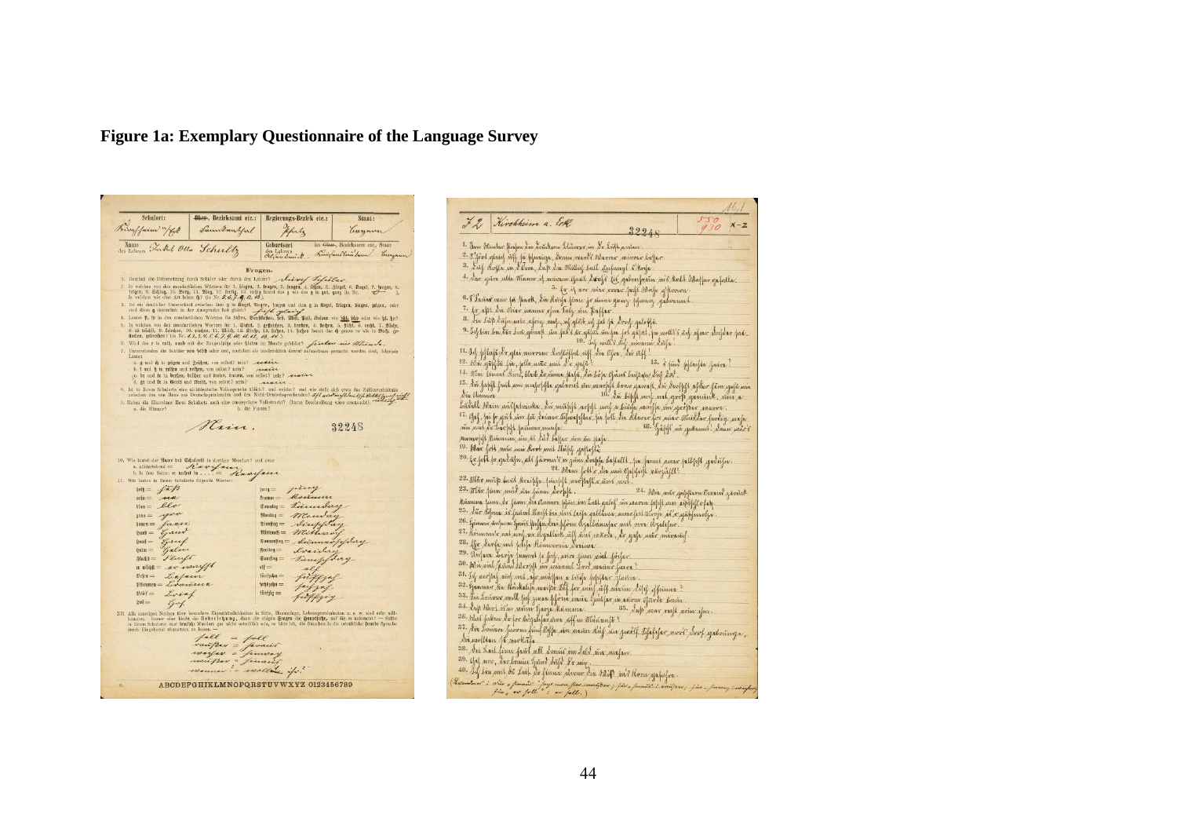# Figure 1a: Exemplary Questionnaire of the Language Survey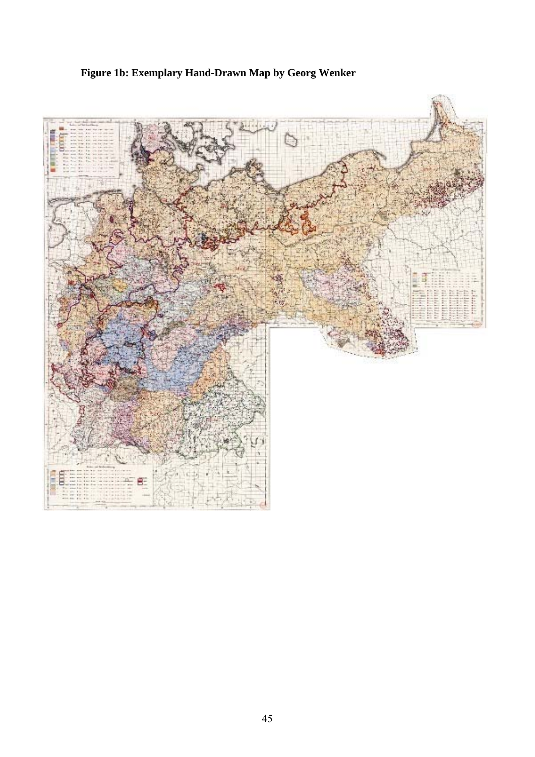**Figure 1b: Exemplary Hand-Drawn Map by Georg Wenker**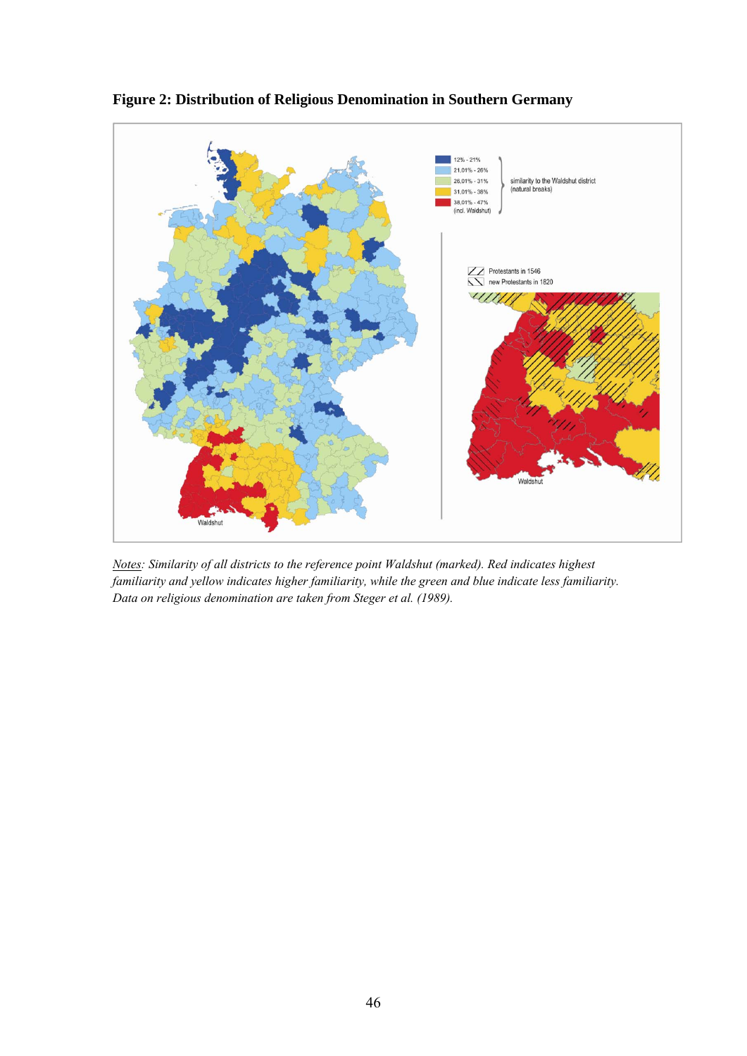**Figure 2: Distribution of Religious Denomination in Southern Germany**

*Notes*: *Similarity of all districts to the reference point Waldshut (marked). Red indicates highest familiarity and yellow indicates higher familiarity, while the green and blue indicate less familiarity. Data on religious denomination are taken from Steger et al. (1989).*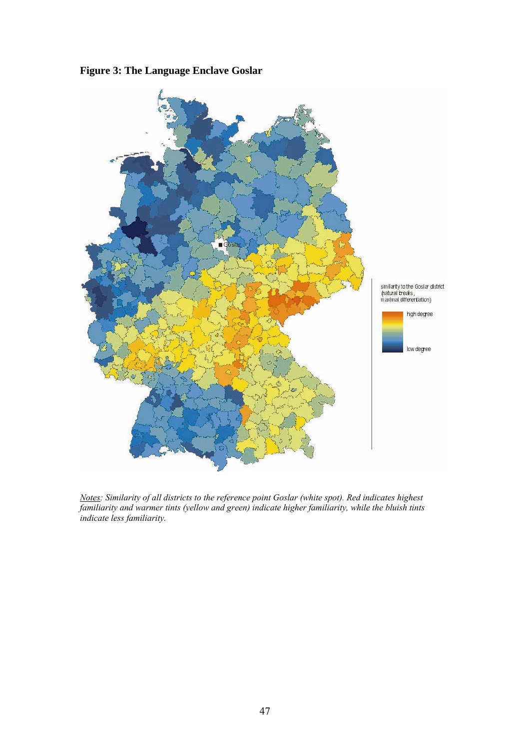**Figure 3: The Language Enclave Goslar**

*Notes: Similarity of all districts to the reference point Goslar (white spot). Red indicates highest familiarity and warmer tints (yellow and green) indicate higher familiarity, while the bluish tints indicate less familiarity.*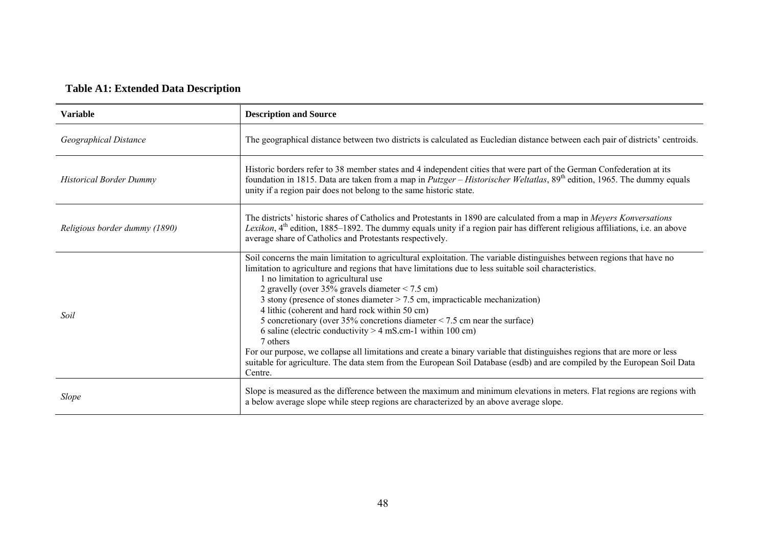## Table A1: Extended Data Description

| Variable | Description and Source |
|---|---|
| *Geographical Distance* | The geographical distance between two districts is calculated as Eucledian distance between each pair of districts' centroids. |
| *Historical Border Dummy* | Historic borders refer to 38 member states and 4 independent cities that were part of the German Confederation at its foundation in 1815. Data are taken from a map in *Putzger – Historischer Weltatlas*, 89th edition, 1965. The dummy equals unity if a region pair does not belong to the same historic state. |
| *Religious border dummy (1890)* | The districts' historic shares of Catholics and Protestants in 1890 are calculated from a map in *Meyers Konversations Lexikon*, 4th edition, 1885–1892. The dummy equals unity if a region pair has different religious affiliations, i.e. an above average share of Catholics and Protestants respectively. |
| *Soil* | Soil concerns the main limitation to agricultural exploitation. The variable distinguishes between regions that have no limitation to agriculture and regions that have limitations due to less suitable soil characteristics.<br>1 no limitation to agricultural use<br>2 gravelly (over 35% gravels diameter < 7.5 cm)<br>3 stony (presence of stones diameter > 7.5 cm, impracticable mechanization)<br>4 lithic (coherent and hard rock within 50 cm)<br>5 concretionary (over 35% concretions diameter < 7.5 cm near the surface)<br>6 saline (electric conductivity > 4 mS.cm-1 within 100 cm)<br>7 others<br>For our purpose, we collapse all limitations and create a binary variable that distinguishes regions that are more or less suitable for agriculture. The data stem from the European Soil Database (esdb) and are compiled by the European Soil Data Centre. |
| *Slope* | Slope is measured as the difference between the maximum and minimum elevations in meters. Flat regions are regions with a below average slope while steep regions are characterized by an above average slope. |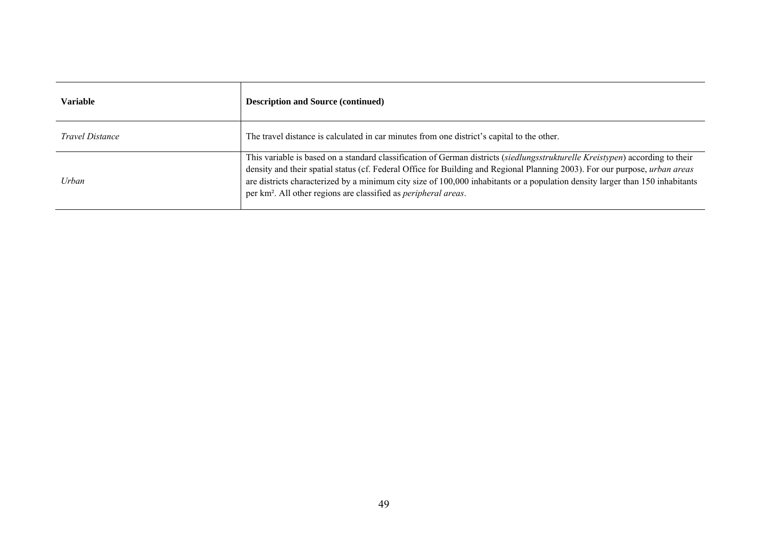| Variable | Description and Source (continued) |
|---|---|
| *Travel Distance* | The travel distance is calculated in car minutes from one district's capital to the other. |
| *Urban* | This variable is based on a standard classification of German districts (*siedlungsstrukturelle Kreistypen*) according to their density and their spatial status (cf. Federal Office for Building and Regional Planning 2003). For our purpose, *urban areas* are districts characterized by a minimum city size of 100,000 inhabitants or a population density larger than 150 inhabitants per km². All other regions are classified as *peripheral areas*. |